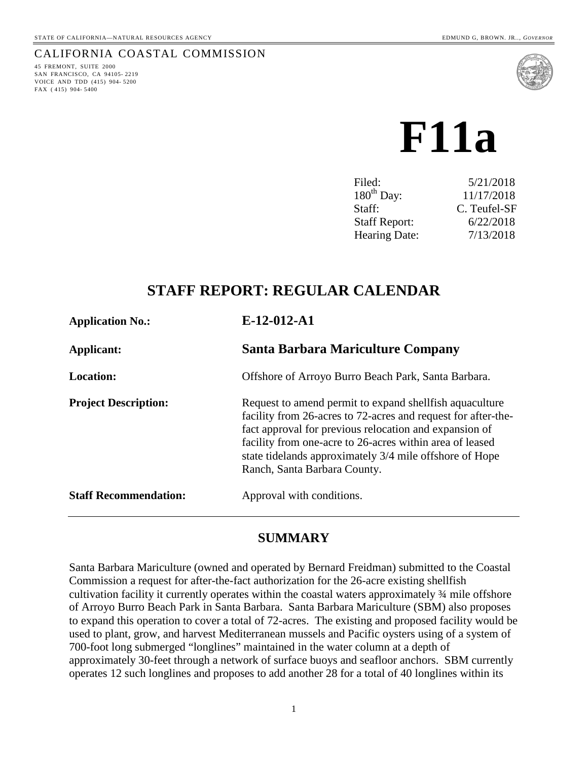STATE OF CALIFORNIA—NATURAL RESOURCES AGENCY

EDMUND G, BROWN. JR.., *GOVERNOR*

CALIFORNIA COASTAL COMMISSION

45 FREMONT, SUITE 2000
SAN FRANCISCO, CA 94105- 2219
VOICE AND TDD (415) 904- 5200
FAX ( 415) 904- 5400

# F11a

| | |
|---|---|
| Filed: | 5/21/2018 |
| $180^{th}$ Day: | 11/17/2018 |
| Staff: | C. Teufel-SF |
| Staff Report: | 6/22/2018 |
| Hearing Date: | 7/13/2018 |

## STAFF REPORT: REGULAR CALENDAR

**Application No.:** **E-12-012-A1**

**Applicant:** **Santa Barbara Mariculture Company**

**Location:** Offshore of Arroyo Burro Beach Park, Santa Barbara.

**Project Description:** Request to amend permit to expand shellfish aquaculture facility from 26-acres to 72-acres and request for after-the-fact approval for previous relocation and expansion of facility from one-acre to 26-acres within area of leased state tidelands approximately 3/4 mile offshore of Hope Ranch, Santa Barbara County.

**Staff Recommendation:** Approval with conditions.

## SUMMARY

Santa Barbara Mariculture (owned and operated by Bernard Freidman) submitted to the Coastal Commission a request for after-the-fact authorization for the 26-acre existing shellfish cultivation facility it currently operates within the coastal waters approximately ¾ mile offshore of Arroyo Burro Beach Park in Santa Barbara. Santa Barbara Mariculture (SBM) also proposes to expand this operation to cover a total of 72-acres. The existing and proposed facility would be used to plant, grow, and harvest Mediterranean mussels and Pacific oysters using of a system of 700-foot long submerged "longlines" maintained in the water column at a depth of approximately 30-feet through a network of surface buoys and seafloor anchors. SBM currently operates 12 such longlines and proposes to add another 28 for a total of 40 longlines within its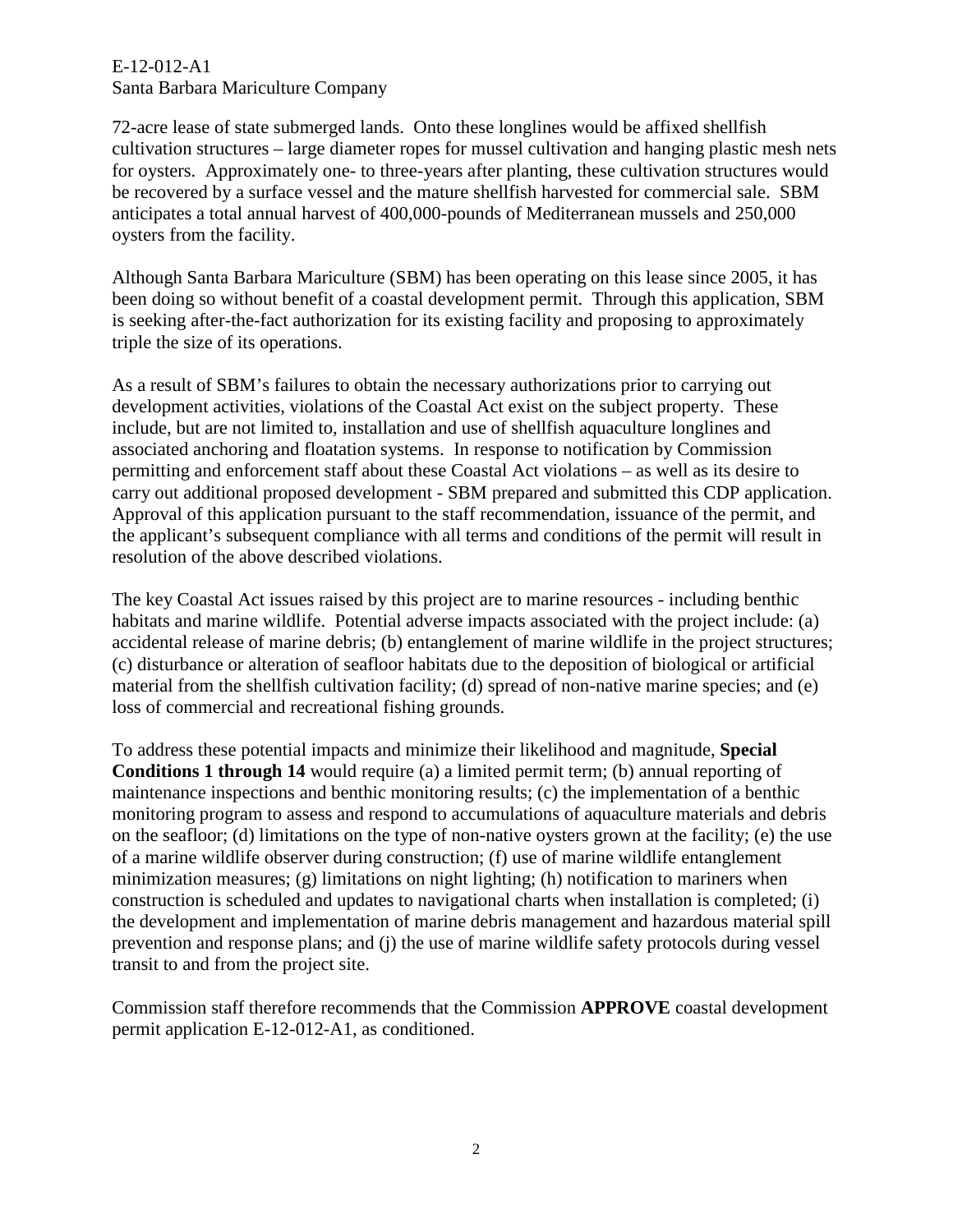72-acre lease of state submerged lands. Onto these longlines would be affixed shellfish cultivation structures – large diameter ropes for mussel cultivation and hanging plastic mesh nets for oysters. Approximately one- to three-years after planting, these cultivation structures would be recovered by a surface vessel and the mature shellfish harvested for commercial sale. SBM anticipates a total annual harvest of 400,000-pounds of Mediterranean mussels and 250,000 oysters from the facility.

Although Santa Barbara Mariculture (SBM) has been operating on this lease since 2005, it has been doing so without benefit of a coastal development permit. Through this application, SBM is seeking after-the-fact authorization for its existing facility and proposing to approximately triple the size of its operations.

As a result of SBM's failures to obtain the necessary authorizations prior to carrying out development activities, violations of the Coastal Act exist on the subject property. These include, but are not limited to, installation and use of shellfish aquaculture longlines and associated anchoring and floatation systems. In response to notification by Commission permitting and enforcement staff about these Coastal Act violations – as well as its desire to carry out additional proposed development - SBM prepared and submitted this CDP application. Approval of this application pursuant to the staff recommendation, issuance of the permit, and the applicant's subsequent compliance with all terms and conditions of the permit will result in resolution of the above described violations.

The key Coastal Act issues raised by this project are to marine resources - including benthic habitats and marine wildlife. Potential adverse impacts associated with the project include: (a) accidental release of marine debris; (b) entanglement of marine wildlife in the project structures; (c) disturbance or alteration of seafloor habitats due to the deposition of biological or artificial material from the shellfish cultivation facility; (d) spread of non-native marine species; and (e) loss of commercial and recreational fishing grounds.

To address these potential impacts and minimize their likelihood and magnitude, **Special Conditions 1 through 14** would require (a) a limited permit term; (b) annual reporting of maintenance inspections and benthic monitoring results; (c) the implementation of a benthic monitoring program to assess and respond to accumulations of aquaculture materials and debris on the seafloor; (d) limitations on the type of non-native oysters grown at the facility; (e) the use of a marine wildlife observer during construction; (f) use of marine wildlife entanglement minimization measures; (g) limitations on night lighting; (h) notification to mariners when construction is scheduled and updates to navigational charts when installation is completed; (i) the development and implementation of marine debris management and hazardous material spill prevention and response plans; and (j) the use of marine wildlife safety protocols during vessel transit to and from the project site.

Commission staff therefore recommends that the Commission **APPROVE** coastal development permit application E-12-012-A1, as conditioned.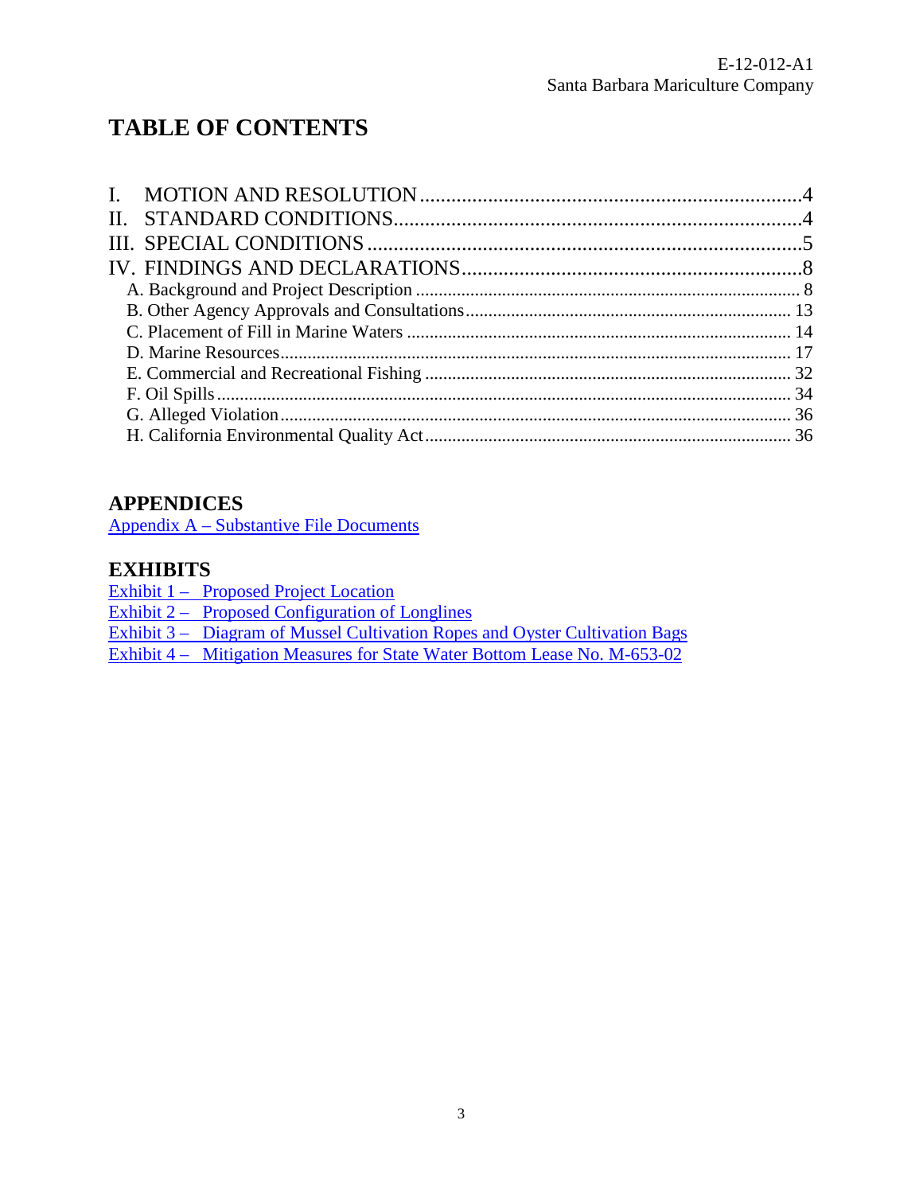# TABLE OF CONTENTS

I. MOTION AND RESOLUTION ........................................................................4
II. STANDARD CONDITIONS.............................................................................4
III. SPECIAL CONDITIONS ..................................................................................5
IV. FINDINGS AND DECLARATIONS................................................................8
 A. Background and Project Description ................................................................. 8
 B. Other Agency Approvals and Consultations...................................................... 13
 C. Placement of Fill in Marine Waters ................................................................... 14
 D. Marine Resources............................................................................................... 17
 E. Commercial and Recreational Fishing ............................................................... 32
 F. Oil Spills ............................................................................................................. 34
 G. Alleged Violation ............................................................................................... 36
 H. California Environmental Quality Act ............................................................... 36

## APPENDICES

Appendix A – Substantive File Documents

## EXHIBITS

Exhibit 1 – Proposed Project Location
Exhibit 2 – Proposed Configuration of Longlines
Exhibit 3 – Diagram of Mussel Cultivation Ropes and Oyster Cultivation Bags
Exhibit 4 – Mitigation Measures for State Water Bottom Lease No. M-653-02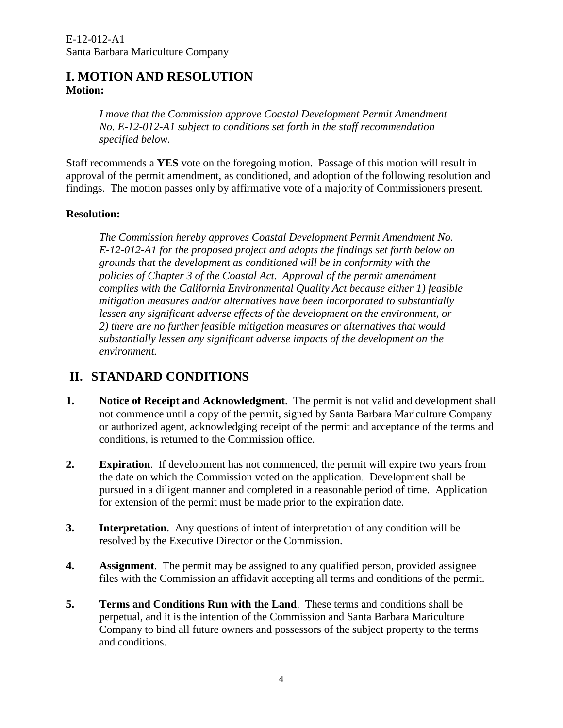# I. MOTION AND RESOLUTION

**Motion:**

*I move that the Commission approve Coastal Development Permit Amendment No. E-12-012-A1 subject to conditions set forth in the staff recommendation specified below.*

Staff recommends a **YES** vote on the foregoing motion. Passage of this motion will result in approval of the permit amendment, as conditioned, and adoption of the following resolution and findings. The motion passes only by affirmative vote of a majority of Commissioners present.

**Resolution:**

*The Commission hereby approves Coastal Development Permit Amendment No. E-12-012-A1 for the proposed project and adopts the findings set forth below on grounds that the development as conditioned will be in conformity with the policies of Chapter 3 of the Coastal Act. Approval of the permit amendment complies with the California Environmental Quality Act because either 1) feasible mitigation measures and/or alternatives have been incorporated to substantially lessen any significant adverse effects of the development on the environment, or 2) there are no further feasible mitigation measures or alternatives that would substantially lessen any significant adverse impacts of the development on the environment.*

# II. STANDARD CONDITIONS

1. **Notice of Receipt and Acknowledgment**. The permit is not valid and development shall not commence until a copy of the permit, signed by Santa Barbara Mariculture Company or authorized agent, acknowledging receipt of the permit and acceptance of the terms and conditions, is returned to the Commission office.

2. **Expiration**. If development has not commenced, the permit will expire two years from the date on which the Commission voted on the application. Development shall be pursued in a diligent manner and completed in a reasonable period of time. Application for extension of the permit must be made prior to the expiration date.

3. **Interpretation**. Any questions of intent of interpretation of any condition will be resolved by the Executive Director or the Commission.

4. **Assignment**. The permit may be assigned to any qualified person, provided assignee files with the Commission an affidavit accepting all terms and conditions of the permit.

5. **Terms and Conditions Run with the Land**. These terms and conditions shall be perpetual, and it is the intention of the Commission and Santa Barbara Mariculture Company to bind all future owners and possessors of the subject property to the terms and conditions.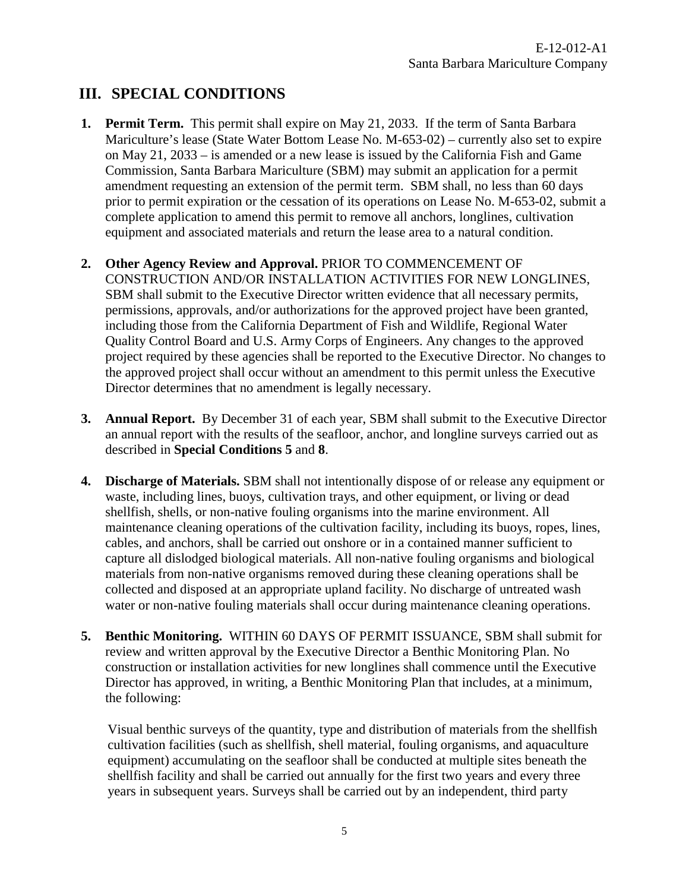## III. SPECIAL CONDITIONS

1. **Permit Term.** This permit shall expire on May 21, 2033. If the term of Santa Barbara Mariculture's lease (State Water Bottom Lease No. M-653-02) – currently also set to expire on May 21, 2033 – is amended or a new lease is issued by the California Fish and Game Commission, Santa Barbara Mariculture (SBM) may submit an application for a permit amendment requesting an extension of the permit term. SBM shall, no less than 60 days prior to permit expiration or the cessation of its operations on Lease No. M-653-02, submit a complete application to amend this permit to remove all anchors, longlines, cultivation equipment and associated materials and return the lease area to a natural condition.

2. **Other Agency Review and Approval.** PRIOR TO COMMENCEMENT OF CONSTRUCTION AND/OR INSTALLATION ACTIVITIES FOR NEW LONGLINES, SBM shall submit to the Executive Director written evidence that all necessary permits, permissions, approvals, and/or authorizations for the approved project have been granted, including those from the California Department of Fish and Wildlife, Regional Water Quality Control Board and U.S. Army Corps of Engineers. Any changes to the approved project required by these agencies shall be reported to the Executive Director. No changes to the approved project shall occur without an amendment to this permit unless the Executive Director determines that no amendment is legally necessary.

3. **Annual Report.** By December 31 of each year, SBM shall submit to the Executive Director an annual report with the results of the seafloor, anchor, and longline surveys carried out as described in **Special Conditions 5** and **8**.

4. **Discharge of Materials.** SBM shall not intentionally dispose of or release any equipment or waste, including lines, buoys, cultivation trays, and other equipment, or living or dead shellfish, shells, or non-native fouling organisms into the marine environment. All maintenance cleaning operations of the cultivation facility, including its buoys, ropes, lines, cables, and anchors, shall be carried out onshore or in a contained manner sufficient to capture all dislodged biological materials. All non-native fouling organisms and biological materials from non-native organisms removed during these cleaning operations shall be collected and disposed at an appropriate upland facility. No discharge of untreated wash water or non-native fouling materials shall occur during maintenance cleaning operations.

5. **Benthic Monitoring.** WITHIN 60 DAYS OF PERMIT ISSUANCE, SBM shall submit for review and written approval by the Executive Director a Benthic Monitoring Plan. No construction or installation activities for new longlines shall commence until the Executive Director has approved, in writing, a Benthic Monitoring Plan that includes, at a minimum, the following:

   Visual benthic surveys of the quantity, type and distribution of materials from the shellfish cultivation facilities (such as shellfish, shell material, fouling organisms, and aquaculture equipment) accumulating on the seafloor shall be conducted at multiple sites beneath the shellfish facility and shall be carried out annually for the first two years and every three years in subsequent years. Surveys shall be carried out by an independent, third party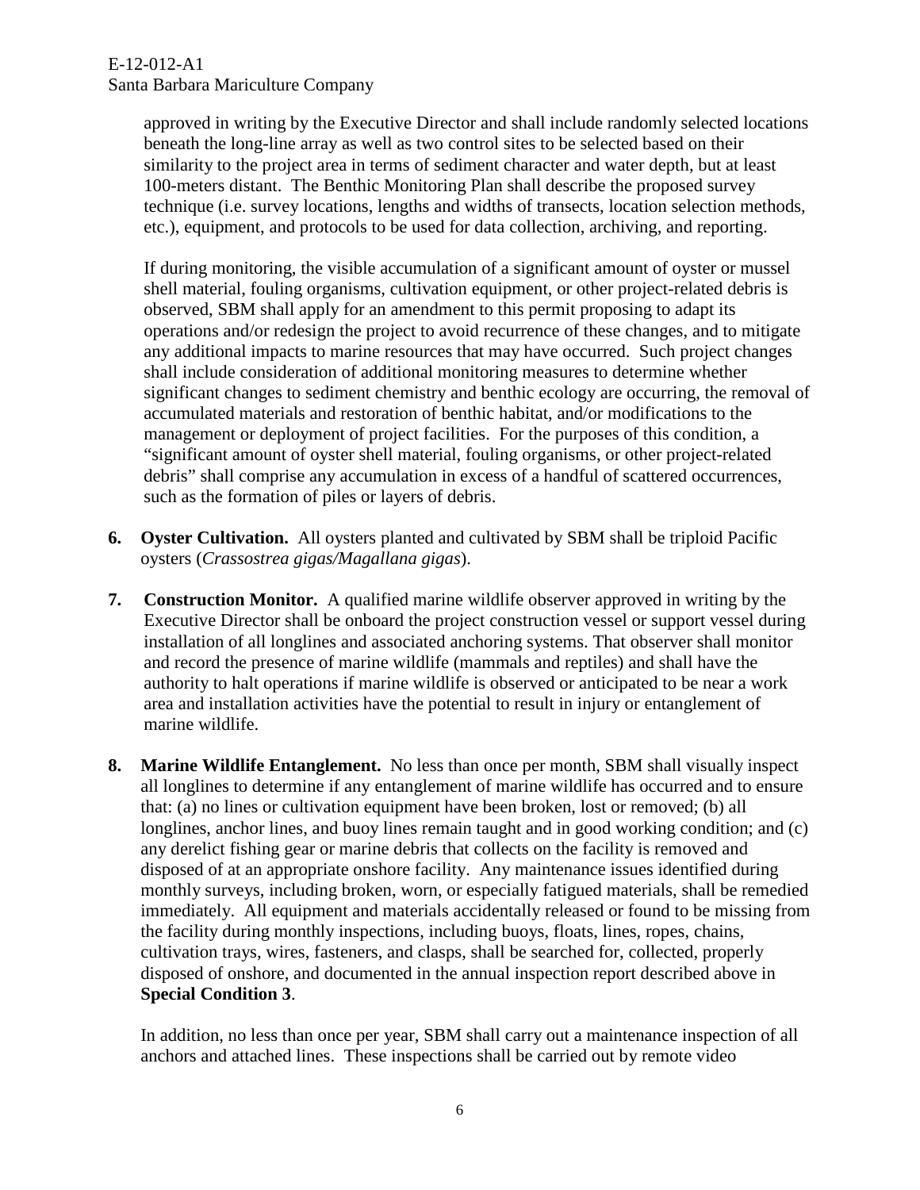approved in writing by the Executive Director and shall include randomly selected locations beneath the long-line array as well as two control sites to be selected based on their similarity to the project area in terms of sediment character and water depth, but at least 100-meters distant. The Benthic Monitoring Plan shall describe the proposed survey technique (i.e. survey locations, lengths and widths of transects, location selection methods, etc.), equipment, and protocols to be used for data collection, archiving, and reporting.

If during monitoring, the visible accumulation of a significant amount of oyster or mussel shell material, fouling organisms, cultivation equipment, or other project-related debris is observed, SBM shall apply for an amendment to this permit proposing to adapt its operations and/or redesign the project to avoid recurrence of these changes, and to mitigate any additional impacts to marine resources that may have occurred. Such project changes shall include consideration of additional monitoring measures to determine whether significant changes to sediment chemistry and benthic ecology are occurring, the removal of accumulated materials and restoration of benthic habitat, and/or modifications to the management or deployment of project facilities. For the purposes of this condition, a "significant amount of oyster shell material, fouling organisms, or other project-related debris" shall comprise any accumulation in excess of a handful of scattered occurrences, such as the formation of piles or layers of debris.

**6. Oyster Cultivation.** All oysters planted and cultivated by SBM shall be triploid Pacific oysters (*Crassostrea gigas/Magallana gigas*).

**7. Construction Monitor.** A qualified marine wildlife observer approved in writing by the Executive Director shall be onboard the project construction vessel or support vessel during installation of all longlines and associated anchoring systems. That observer shall monitor and record the presence of marine wildlife (mammals and reptiles) and shall have the authority to halt operations if marine wildlife is observed or anticipated to be near a work area and installation activities have the potential to result in injury or entanglement of marine wildlife.

**8. Marine Wildlife Entanglement.** No less than once per month, SBM shall visually inspect all longlines to determine if any entanglement of marine wildlife has occurred and to ensure that: (a) no lines or cultivation equipment have been broken, lost or removed; (b) all longlines, anchor lines, and buoy lines remain taught and in good working condition; and (c) any derelict fishing gear or marine debris that collects on the facility is removed and disposed of at an appropriate onshore facility. Any maintenance issues identified during monthly surveys, including broken, worn, or especially fatigued materials, shall be remedied immediately. All equipment and materials accidentally released or found to be missing from the facility during monthly inspections, including buoys, floats, lines, ropes, chains, cultivation trays, wires, fasteners, and clasps, shall be searched for, collected, properly disposed of onshore, and documented in the annual inspection report described above in **Special Condition 3**.

In addition, no less than once per year, SBM shall carry out a maintenance inspection of all anchors and attached lines. These inspections shall be carried out by remote video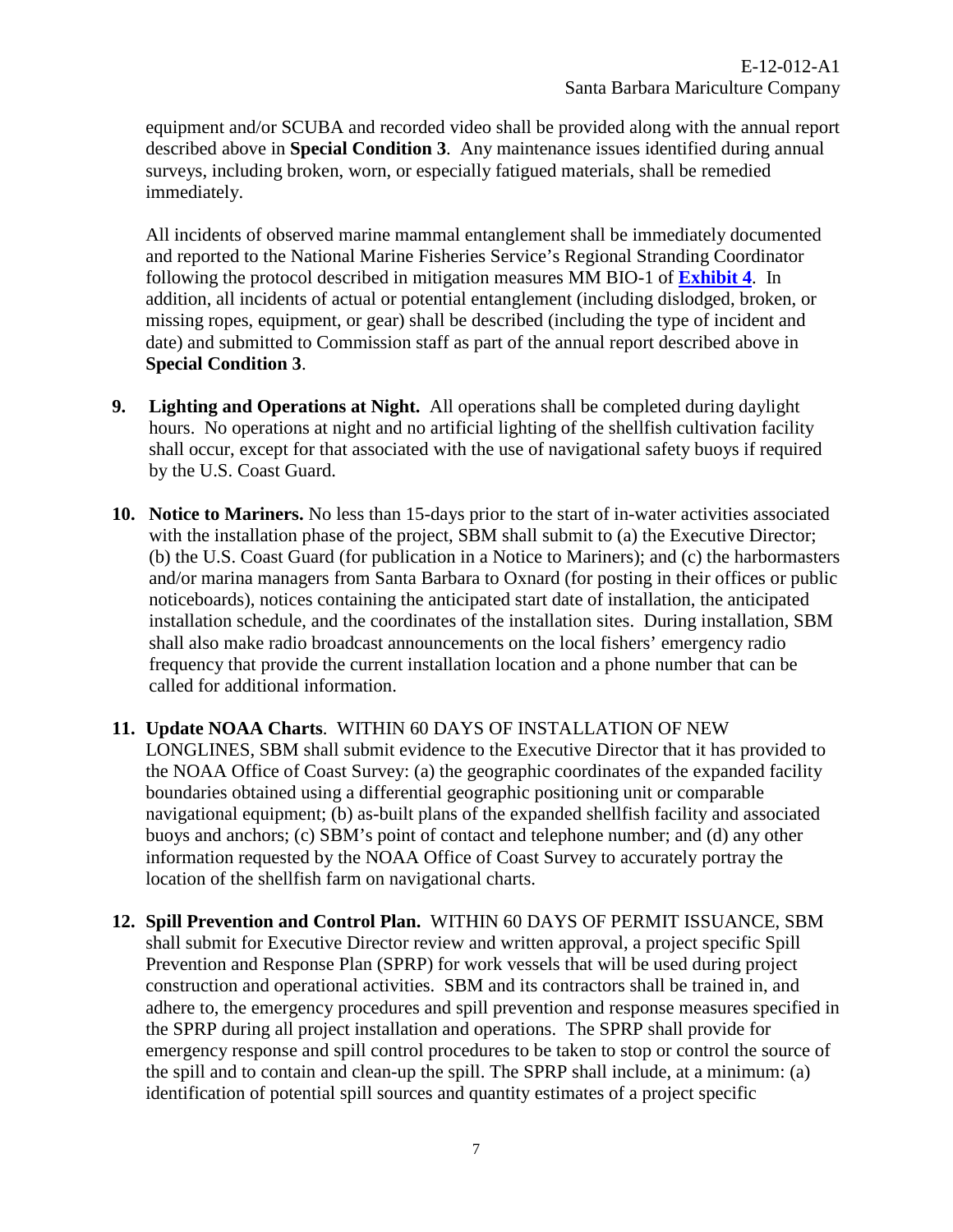equipment and/or SCUBA and recorded video shall be provided along with the annual report described above in **Special Condition 3**. Any maintenance issues identified during annual surveys, including broken, worn, or especially fatigued materials, shall be remedied immediately.

All incidents of observed marine mammal entanglement shall be immediately documented and reported to the National Marine Fisheries Service's Regional Stranding Coordinator following the protocol described in mitigation measures MM BIO-1 of **Exhibit 4**. In addition, all incidents of actual or potential entanglement (including dislodged, broken, or missing ropes, equipment, or gear) shall be described (including the type of incident and date) and submitted to Commission staff as part of the annual report described above in **Special Condition 3**.

9. **Lighting and Operations at Night.** All operations shall be completed during daylight hours. No operations at night and no artificial lighting of the shellfish cultivation facility shall occur, except for that associated with the use of navigational safety buoys if required by the U.S. Coast Guard.

10. **Notice to Mariners.** No less than 15-days prior to the start of in-water activities associated with the installation phase of the project, SBM shall submit to (a) the Executive Director; (b) the U.S. Coast Guard (for publication in a Notice to Mariners); and (c) the harbormasters and/or marina managers from Santa Barbara to Oxnard (for posting in their offices or public noticeboards), notices containing the anticipated start date of installation, the anticipated installation schedule, and the coordinates of the installation sites. During installation, SBM shall also make radio broadcast announcements on the local fishers' emergency radio frequency that provide the current installation location and a phone number that can be called for additional information.

11. **Update NOAA Charts**. WITHIN 60 DAYS OF INSTALLATION OF NEW LONGLINES, SBM shall submit evidence to the Executive Director that it has provided to the NOAA Office of Coast Survey: (a) the geographic coordinates of the expanded facility boundaries obtained using a differential geographic positioning unit or comparable navigational equipment; (b) as-built plans of the expanded shellfish facility and associated buoys and anchors; (c) SBM's point of contact and telephone number; and (d) any other information requested by the NOAA Office of Coast Survey to accurately portray the location of the shellfish farm on navigational charts.

12. **Spill Prevention and Control Plan.** WITHIN 60 DAYS OF PERMIT ISSUANCE, SBM shall submit for Executive Director review and written approval, a project specific Spill Prevention and Response Plan (SPRP) for work vessels that will be used during project construction and operational activities. SBM and its contractors shall be trained in, and adhere to, the emergency procedures and spill prevention and response measures specified in the SPRP during all project installation and operations. The SPRP shall provide for emergency response and spill control procedures to be taken to stop or control the source of the spill and to contain and clean-up the spill. The SPRP shall include, at a minimum: (a) identification of potential spill sources and quantity estimates of a project specific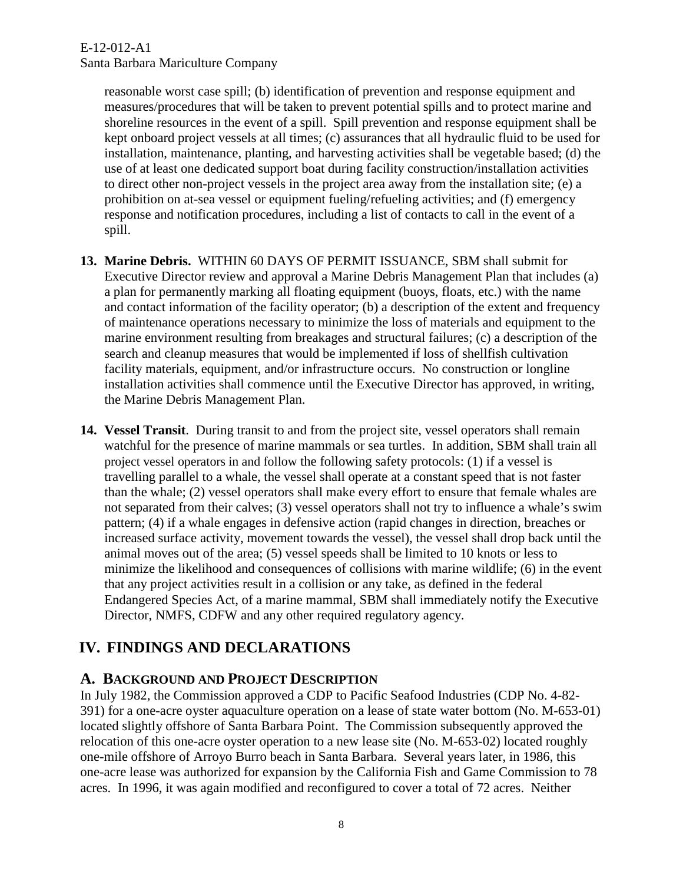reasonable worst case spill; (b) identification of prevention and response equipment and measures/procedures that will be taken to prevent potential spills and to protect marine and shoreline resources in the event of a spill. Spill prevention and response equipment shall be kept onboard project vessels at all times; (c) assurances that all hydraulic fluid to be used for installation, maintenance, planting, and harvesting activities shall be vegetable based; (d) the use of at least one dedicated support boat during facility construction/installation activities to direct other non-project vessels in the project area away from the installation site; (e) a prohibition on at-sea vessel or equipment fueling/refueling activities; and (f) emergency response and notification procedures, including a list of contacts to call in the event of a spill.

13. **Marine Debris.** WITHIN 60 DAYS OF PERMIT ISSUANCE, SBM shall submit for Executive Director review and approval a Marine Debris Management Plan that includes (a) a plan for permanently marking all floating equipment (buoys, floats, etc.) with the name and contact information of the facility operator; (b) a description of the extent and frequency of maintenance operations necessary to minimize the loss of materials and equipment to the marine environment resulting from breakages and structural failures; (c) a description of the search and cleanup measures that would be implemented if loss of shellfish cultivation facility materials, equipment, and/or infrastructure occurs. No construction or longline installation activities shall commence until the Executive Director has approved, in writing, the Marine Debris Management Plan.

14. **Vessel Transit**. During transit to and from the project site, vessel operators shall remain watchful for the presence of marine mammals or sea turtles. In addition, SBM shall train all project vessel operators in and follow the following safety protocols: (1) if a vessel is travelling parallel to a whale, the vessel shall operate at a constant speed that is not faster than the whale; (2) vessel operators shall make every effort to ensure that female whales are not separated from their calves; (3) vessel operators shall not try to influence a whale's swim pattern; (4) if a whale engages in defensive action (rapid changes in direction, breaches or increased surface activity, movement towards the vessel), the vessel shall drop back until the animal moves out of the area; (5) vessel speeds shall be limited to 10 knots or less to minimize the likelihood and consequences of collisions with marine wildlife; (6) in the event that any project activities result in a collision or any take, as defined in the federal Endangered Species Act, of a marine mammal, SBM shall immediately notify the Executive Director, NMFS, CDFW and any other required regulatory agency.

# IV. FINDINGS AND DECLARATIONS

## A. Background and Project Description

In July 1982, the Commission approved a CDP to Pacific Seafood Industries (CDP No. 4-82-391) for a one-acre oyster aquaculture operation on a lease of state water bottom (No. M-653-01) located slightly offshore of Santa Barbara Point. The Commission subsequently approved the relocation of this one-acre oyster operation to a new lease site (No. M-653-02) located roughly one-mile offshore of Arroyo Burro beach in Santa Barbara. Several years later, in 1986, this one-acre lease was authorized for expansion by the California Fish and Game Commission to 78 acres. In 1996, it was again modified and reconfigured to cover a total of 72 acres. Neither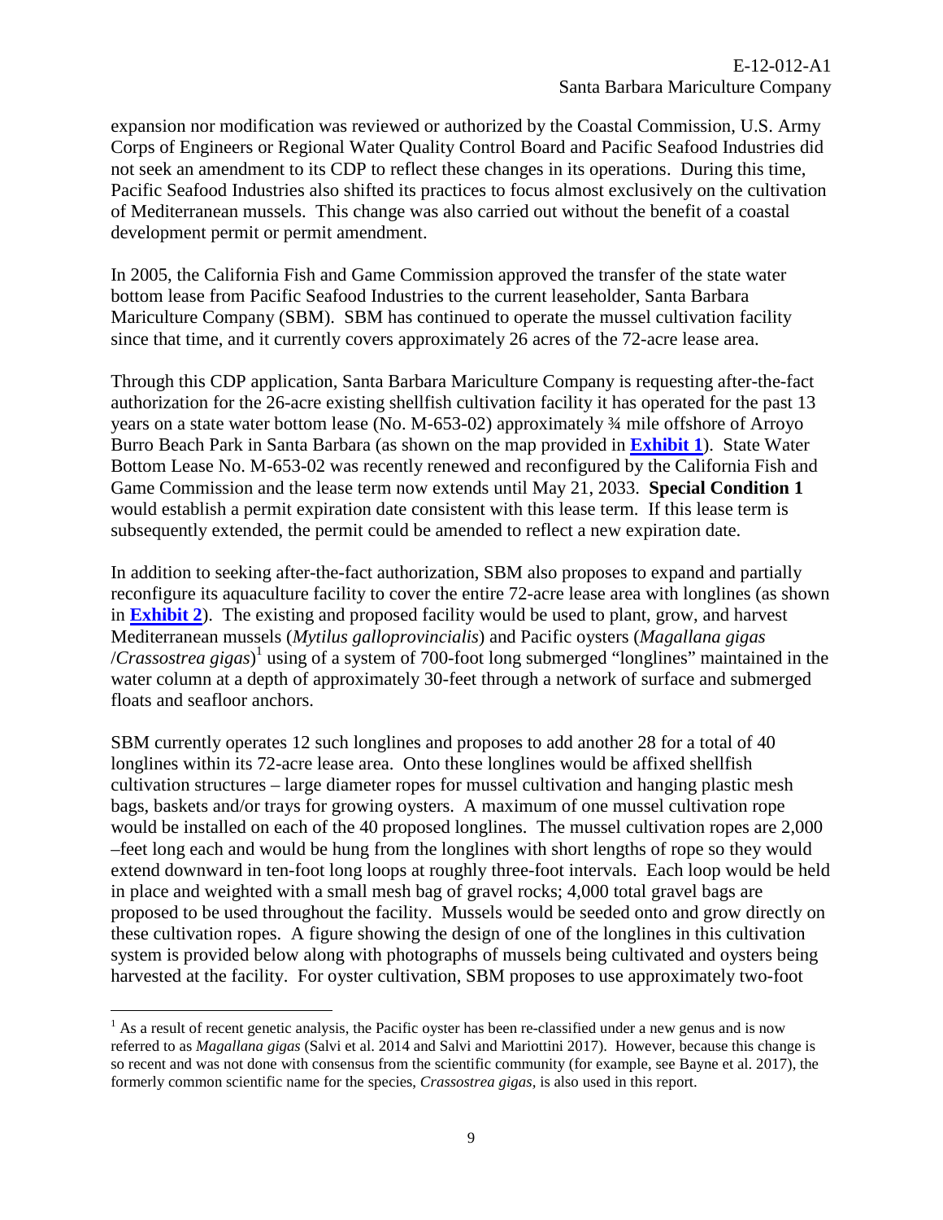expansion nor modification was reviewed or authorized by the Coastal Commission, U.S. Army Corps of Engineers or Regional Water Quality Control Board and Pacific Seafood Industries did not seek an amendment to its CDP to reflect these changes in its operations. During this time, Pacific Seafood Industries also shifted its practices to focus almost exclusively on the cultivation of Mediterranean mussels. This change was also carried out without the benefit of a coastal development permit or permit amendment.

In 2005, the California Fish and Game Commission approved the transfer of the state water bottom lease from Pacific Seafood Industries to the current leaseholder, Santa Barbara Mariculture Company (SBM). SBM has continued to operate the mussel cultivation facility since that time, and it currently covers approximately 26 acres of the 72-acre lease area.

Through this CDP application, Santa Barbara Mariculture Company is requesting after-the-fact authorization for the 26-acre existing shellfish cultivation facility it has operated for the past 13 years on a state water bottom lease (No. M-653-02) approximately ¾ mile offshore of Arroyo Burro Beach Park in Santa Barbara (as shown on the map provided in **Exhibit 1**). State Water Bottom Lease No. M-653-02 was recently renewed and reconfigured by the California Fish and Game Commission and the lease term now extends until May 21, 2033. **Special Condition 1** would establish a permit expiration date consistent with this lease term. If this lease term is subsequently extended, the permit could be amended to reflect a new expiration date.

In addition to seeking after-the-fact authorization, SBM also proposes to expand and partially reconfigure its aquaculture facility to cover the entire 72-acre lease area with longlines (as shown in **Exhibit 2**). The existing and proposed facility would be used to plant, grow, and harvest Mediterranean mussels (*Mytilus galloprovincialis*) and Pacific oysters (*Magallana gigas* /*Crassostrea gigas*)[1] using of a system of 700-foot long submerged "longlines" maintained in the water column at a depth of approximately 30-feet through a network of surface and submerged floats and seafloor anchors.

SBM currently operates 12 such longlines and proposes to add another 28 for a total of 40 longlines within its 72-acre lease area. Onto these longlines would be affixed shellfish cultivation structures – large diameter ropes for mussel cultivation and hanging plastic mesh bags, baskets and/or trays for growing oysters. A maximum of one mussel cultivation rope would be installed on each of the 40 proposed longlines. The mussel cultivation ropes are 2,000 –feet long each and would be hung from the longlines with short lengths of rope so they would extend downward in ten-foot long loops at roughly three-foot intervals. Each loop would be held in place and weighted with a small mesh bag of gravel rocks; 4,000 total gravel bags are proposed to be used throughout the facility. Mussels would be seeded onto and grow directly on these cultivation ropes. A figure showing the design of one of the longlines in this cultivation system is provided below along with photographs of mussels being cultivated and oysters being harvested at the facility. For oyster cultivation, SBM proposes to use approximately two-foot

[1] As a result of recent genetic analysis, the Pacific oyster has been re-classified under a new genus and is now referred to as *Magallana gigas* (Salvi et al. 2014 and Salvi and Mariottini 2017). However, because this change is so recent and was not done with consensus from the scientific community (for example, see Bayne et al. 2017), the formerly common scientific name for the species, *Crassostrea gigas*, is also used in this report.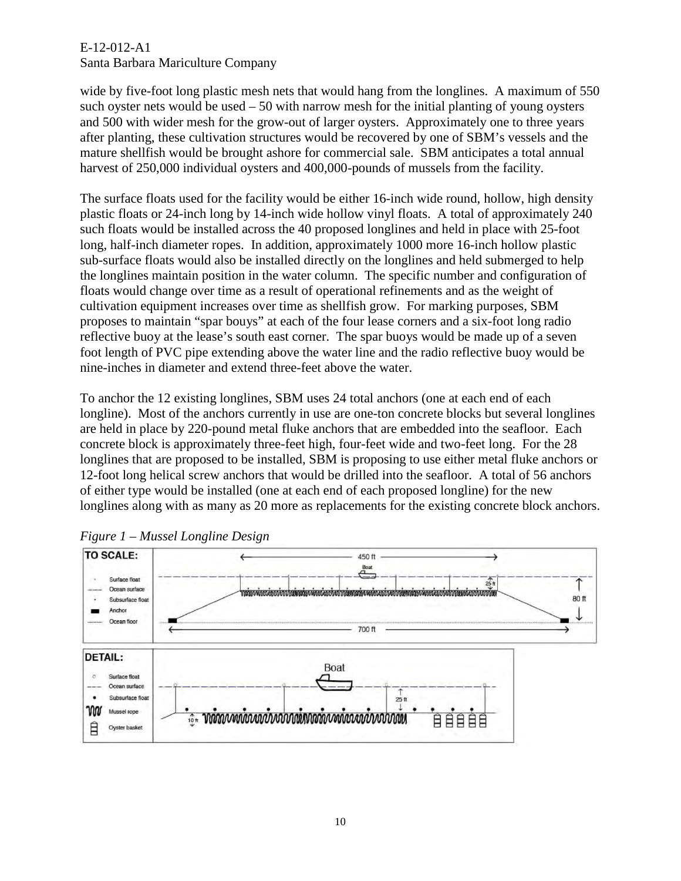wide by five-foot long plastic mesh nets that would hang from the longlines. A maximum of 550 such oyster nets would be used – 50 with narrow mesh for the initial planting of young oysters and 500 with wider mesh for the grow-out of larger oysters. Approximately one to three years after planting, these cultivation structures would be recovered by one of SBM's vessels and the mature shellfish would be brought ashore for commercial sale. SBM anticipates a total annual harvest of 250,000 individual oysters and 400,000-pounds of mussels from the facility.

The surface floats used for the facility would be either 16-inch wide round, hollow, high density plastic floats or 24-inch long by 14-inch wide hollow vinyl floats. A total of approximately 240 such floats would be installed across the 40 proposed longlines and held in place with 25-foot long, half-inch diameter ropes. In addition, approximately 1000 more 16-inch hollow plastic sub-surface floats would also be installed directly on the longlines and held submerged to help the longlines maintain position in the water column. The specific number and configuration of floats would change over time as a result of operational refinements and as the weight of cultivation equipment increases over time as shellfish grow. For marking purposes, SBM proposes to maintain "spar bouys" at each of the four lease corners and a six-foot long radio reflective buoy at the lease's south east corner. The spar buoys would be made up of a seven foot length of PVC pipe extending above the water line and the radio reflective buoy would be nine-inches in diameter and extend three-feet above the water.

To anchor the 12 existing longlines, SBM uses 24 total anchors (one at each end of each longline). Most of the anchors currently in use are one-ton concrete blocks but several longlines are held in place by 220-pound metal fluke anchors that are embedded into the seafloor. Each concrete block is approximately three-feet high, four-feet wide and two-feet long. For the 28 longlines that are proposed to be installed, SBM is proposing to use either metal fluke anchors or 12-foot long helical screw anchors that would be drilled into the seafloor. A total of 56 anchors of either type would be installed (one at each end of each proposed longline) for the new longlines along with as many as 20 more as replacements for the existing concrete block anchors.

*Figure 1 – Mussel Longline Design*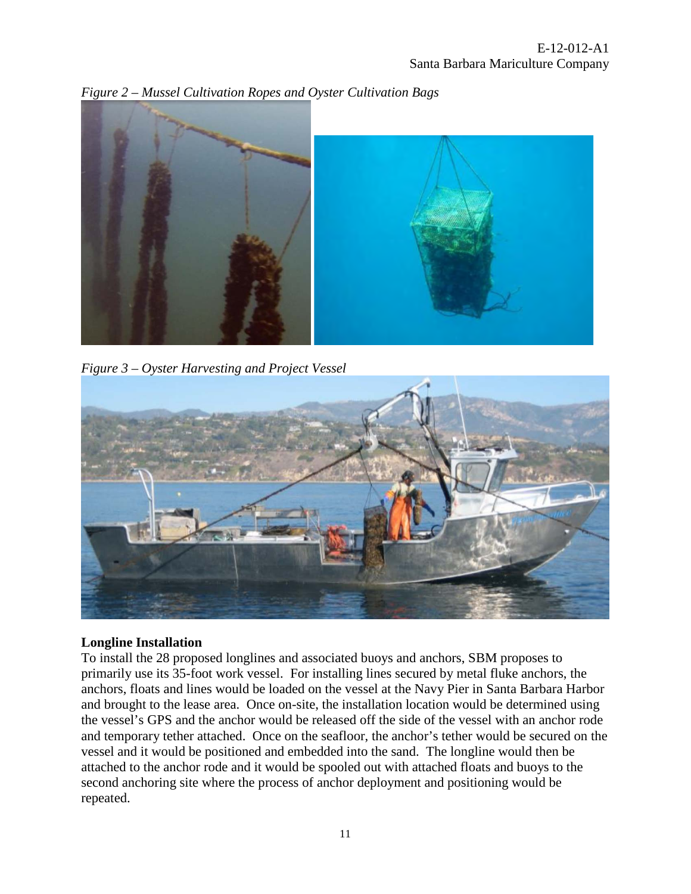*Figure 2 – Mussel Cultivation Ropes and Oyster Cultivation Bags*

*Figure 3 – Oyster Harvesting and Project Vessel*

**Longline Installation**

To install the 28 proposed longlines and associated buoys and anchors, SBM proposes to primarily use its 35-foot work vessel. For installing lines secured by metal fluke anchors, the anchors, floats and lines would be loaded on the vessel at the Navy Pier in Santa Barbara Harbor and brought to the lease area. Once on-site, the installation location would be determined using the vessel's GPS and the anchor would be released off the side of the vessel with an anchor rode and temporary tether attached. Once on the seafloor, the anchor's tether would be secured on the vessel and it would be positioned and embedded into the sand. The longline would then be attached to the anchor rode and it would be spooled out with attached floats and buoys to the second anchoring site where the process of anchor deployment and positioning would be repeated.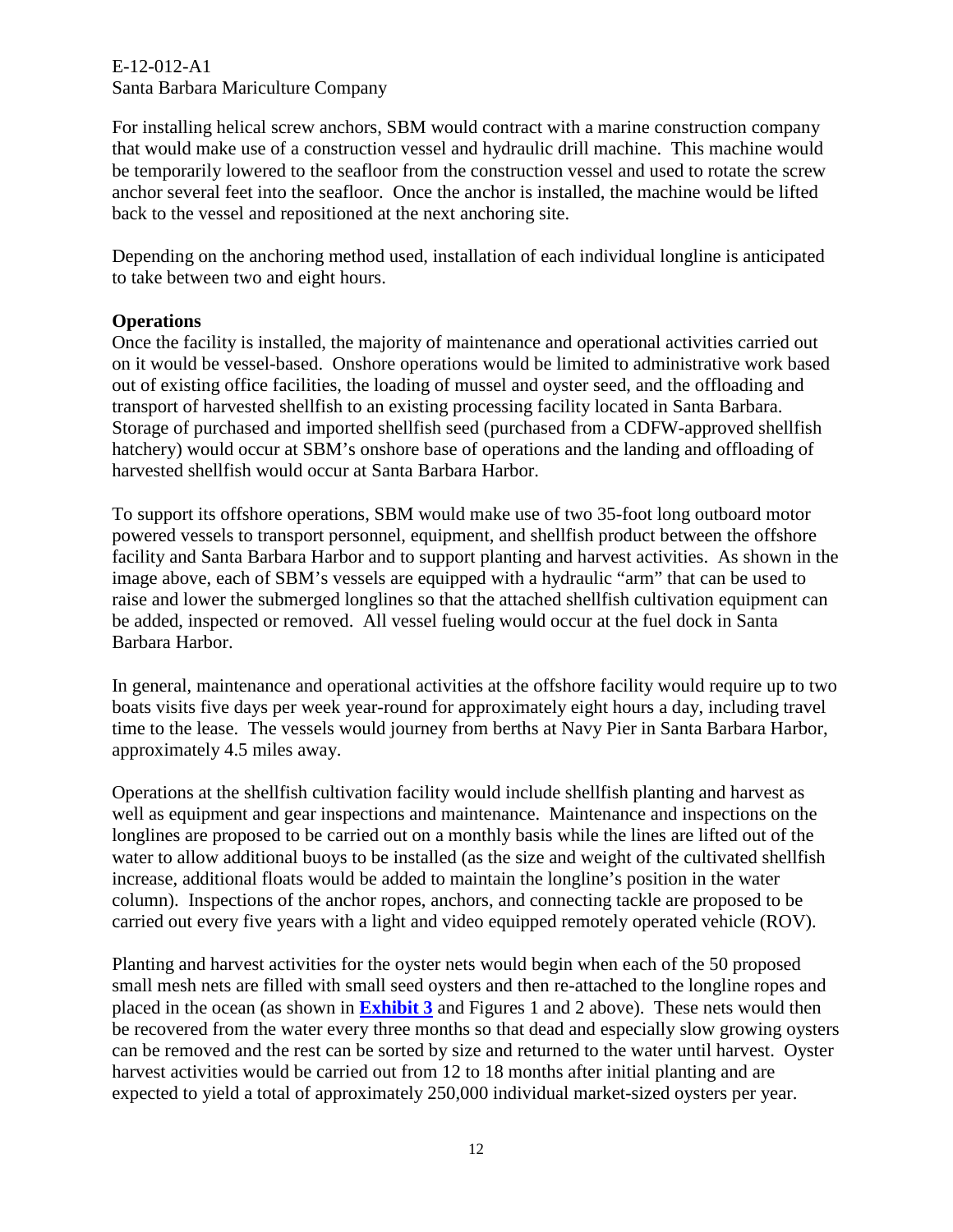For installing helical screw anchors, SBM would contract with a marine construction company that would make use of a construction vessel and hydraulic drill machine. This machine would be temporarily lowered to the seafloor from the construction vessel and used to rotate the screw anchor several feet into the seafloor. Once the anchor is installed, the machine would be lifted back to the vessel and repositioned at the next anchoring site.

Depending on the anchoring method used, installation of each individual longline is anticipated to take between two and eight hours.

**Operations**

Once the facility is installed, the majority of maintenance and operational activities carried out on it would be vessel-based. Onshore operations would be limited to administrative work based out of existing office facilities, the loading of mussel and oyster seed, and the offloading and transport of harvested shellfish to an existing processing facility located in Santa Barbara. Storage of purchased and imported shellfish seed (purchased from a CDFW-approved shellfish hatchery) would occur at SBM's onshore base of operations and the landing and offloading of harvested shellfish would occur at Santa Barbara Harbor.

To support its offshore operations, SBM would make use of two 35-foot long outboard motor powered vessels to transport personnel, equipment, and shellfish product between the offshore facility and Santa Barbara Harbor and to support planting and harvest activities. As shown in the image above, each of SBM's vessels are equipped with a hydraulic "arm" that can be used to raise and lower the submerged longlines so that the attached shellfish cultivation equipment can be added, inspected or removed. All vessel fueling would occur at the fuel dock in Santa Barbara Harbor.

In general, maintenance and operational activities at the offshore facility would require up to two boats visits five days per week year-round for approximately eight hours a day, including travel time to the lease. The vessels would journey from berths at Navy Pier in Santa Barbara Harbor, approximately 4.5 miles away.

Operations at the shellfish cultivation facility would include shellfish planting and harvest as well as equipment and gear inspections and maintenance. Maintenance and inspections on the longlines are proposed to be carried out on a monthly basis while the lines are lifted out of the water to allow additional buoys to be installed (as the size and weight of the cultivated shellfish increase, additional floats would be added to maintain the longline's position in the water column). Inspections of the anchor ropes, anchors, and connecting tackle are proposed to be carried out every five years with a light and video equipped remotely operated vehicle (ROV).

Planting and harvest activities for the oyster nets would begin when each of the 50 proposed small mesh nets are filled with small seed oysters and then re-attached to the longline ropes and placed in the ocean (as shown in **Exhibit 3** and Figures 1 and 2 above). These nets would then be recovered from the water every three months so that dead and especially slow growing oysters can be removed and the rest can be sorted by size and returned to the water until harvest. Oyster harvest activities would be carried out from 12 to 18 months after initial planting and are expected to yield a total of approximately 250,000 individual market-sized oysters per year.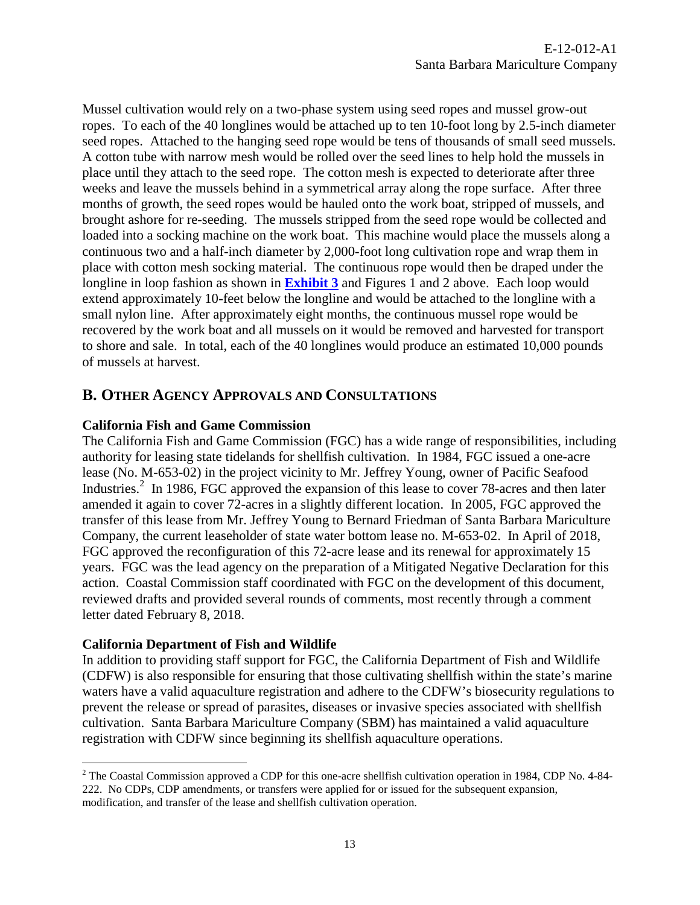Mussel cultivation would rely on a two-phase system using seed ropes and mussel grow-out ropes. To each of the 40 longlines would be attached up to ten 10-foot long by 2.5-inch diameter seed ropes. Attached to the hanging seed rope would be tens of thousands of small seed mussels. A cotton tube with narrow mesh would be rolled over the seed lines to help hold the mussels in place until they attach to the seed rope. The cotton mesh is expected to deteriorate after three weeks and leave the mussels behind in a symmetrical array along the rope surface. After three months of growth, the seed ropes would be hauled onto the work boat, stripped of mussels, and brought ashore for re-seeding. The mussels stripped from the seed rope would be collected and loaded into a socking machine on the work boat. This machine would place the mussels along a continuous two and a half-inch diameter by 2,000-foot long cultivation rope and wrap them in place with cotton mesh socking material. The continuous rope would then be draped under the longline in loop fashion as shown in **Exhibit 3** and Figures 1 and 2 above. Each loop would extend approximately 10-feet below the longline and would be attached to the longline with a small nylon line. After approximately eight months, the continuous mussel rope would be recovered by the work boat and all mussels on it would be removed and harvested for transport to shore and sale. In total, each of the 40 longlines would produce an estimated 10,000 pounds of mussels at harvest.

## B. Other Agency Approvals and Consultations

**California Fish and Game Commission**

The California Fish and Game Commission (FGC) has a wide range of responsibilities, including authority for leasing state tidelands for shellfish cultivation. In 1984, FGC issued a one-acre lease (No. M-653-02) in the project vicinity to Mr. Jeffrey Young, owner of Pacific Seafood Industries.[2] In 1986, FGC approved the expansion of this lease to cover 78-acres and then later amended it again to cover 72-acres in a slightly different location. In 2005, FGC approved the transfer of this lease from Mr. Jeffrey Young to Bernard Friedman of Santa Barbara Mariculture Company, the current leaseholder of state water bottom lease no. M-653-02. In April of 2018, FGC approved the reconfiguration of this 72-acre lease and its renewal for approximately 15 years. FGC was the lead agency on the preparation of a Mitigated Negative Declaration for this action. Coastal Commission staff coordinated with FGC on the development of this document, reviewed drafts and provided several rounds of comments, most recently through a comment letter dated February 8, 2018.

**California Department of Fish and Wildlife**

In addition to providing staff support for FGC, the California Department of Fish and Wildlife (CDFW) is also responsible for ensuring that those cultivating shellfish within the state's marine waters have a valid aquaculture registration and adhere to the CDFW's biosecurity regulations to prevent the release or spread of parasites, diseases or invasive species associated with shellfish cultivation. Santa Barbara Mariculture Company (SBM) has maintained a valid aquaculture registration with CDFW since beginning its shellfish aquaculture operations.

---

[2] The Coastal Commission approved a CDP for this one-acre shellfish cultivation operation in 1984, CDP No. 4-84-222. No CDPs, CDP amendments, or transfers were applied for or issued for the subsequent expansion, modification, and transfer of the lease and shellfish cultivation operation.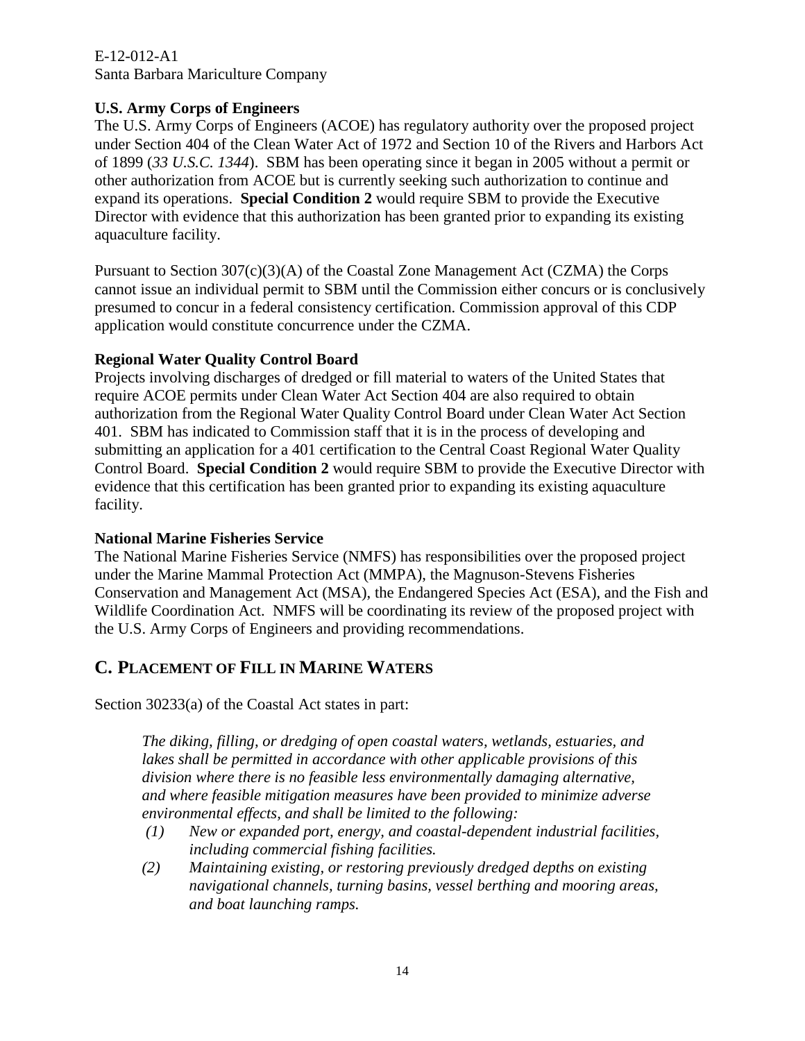**U.S. Army Corps of Engineers**

The U.S. Army Corps of Engineers (ACOE) has regulatory authority over the proposed project under Section 404 of the Clean Water Act of 1972 and Section 10 of the Rivers and Harbors Act of 1899 (*33 U.S.C. 1344*). SBM has been operating since it began in 2005 without a permit or other authorization from ACOE but is currently seeking such authorization to continue and expand its operations. **Special Condition 2** would require SBM to provide the Executive Director with evidence that this authorization has been granted prior to expanding its existing aquaculture facility.

Pursuant to Section 307(c)(3)(A) of the Coastal Zone Management Act (CZMA) the Corps cannot issue an individual permit to SBM until the Commission either concurs or is conclusively presumed to concur in a federal consistency certification. Commission approval of this CDP application would constitute concurrence under the CZMA.

**Regional Water Quality Control Board**

Projects involving discharges of dredged or fill material to waters of the United States that require ACOE permits under Clean Water Act Section 404 are also required to obtain authorization from the Regional Water Quality Control Board under Clean Water Act Section 401. SBM has indicated to Commission staff that it is in the process of developing and submitting an application for a 401 certification to the Central Coast Regional Water Quality Control Board. **Special Condition 2** would require SBM to provide the Executive Director with evidence that this certification has been granted prior to expanding its existing aquaculture facility.

**National Marine Fisheries Service**

The National Marine Fisheries Service (NMFS) has responsibilities over the proposed project under the Marine Mammal Protection Act (MMPA), the Magnuson-Stevens Fisheries Conservation and Management Act (MSA), the Endangered Species Act (ESA), and the Fish and Wildlife Coordination Act. NMFS will be coordinating its review of the proposed project with the U.S. Army Corps of Engineers and providing recommendations.

## C. Placement of Fill in Marine Waters

Section 30233(a) of the Coastal Act states in part:

> *The diking, filling, or dredging of open coastal waters, wetlands, estuaries, and lakes shall be permitted in accordance with other applicable provisions of this division where there is no feasible less environmentally damaging alternative, and where feasible mitigation measures have been provided to minimize adverse environmental effects, and shall be limited to the following:*
>
> *(1) New or expanded port, energy, and coastal-dependent industrial facilities, including commercial fishing facilities.*
>
> *(2) Maintaining existing, or restoring previously dredged depths on existing navigational channels, turning basins, vessel berthing and mooring areas, and boat launching ramps.*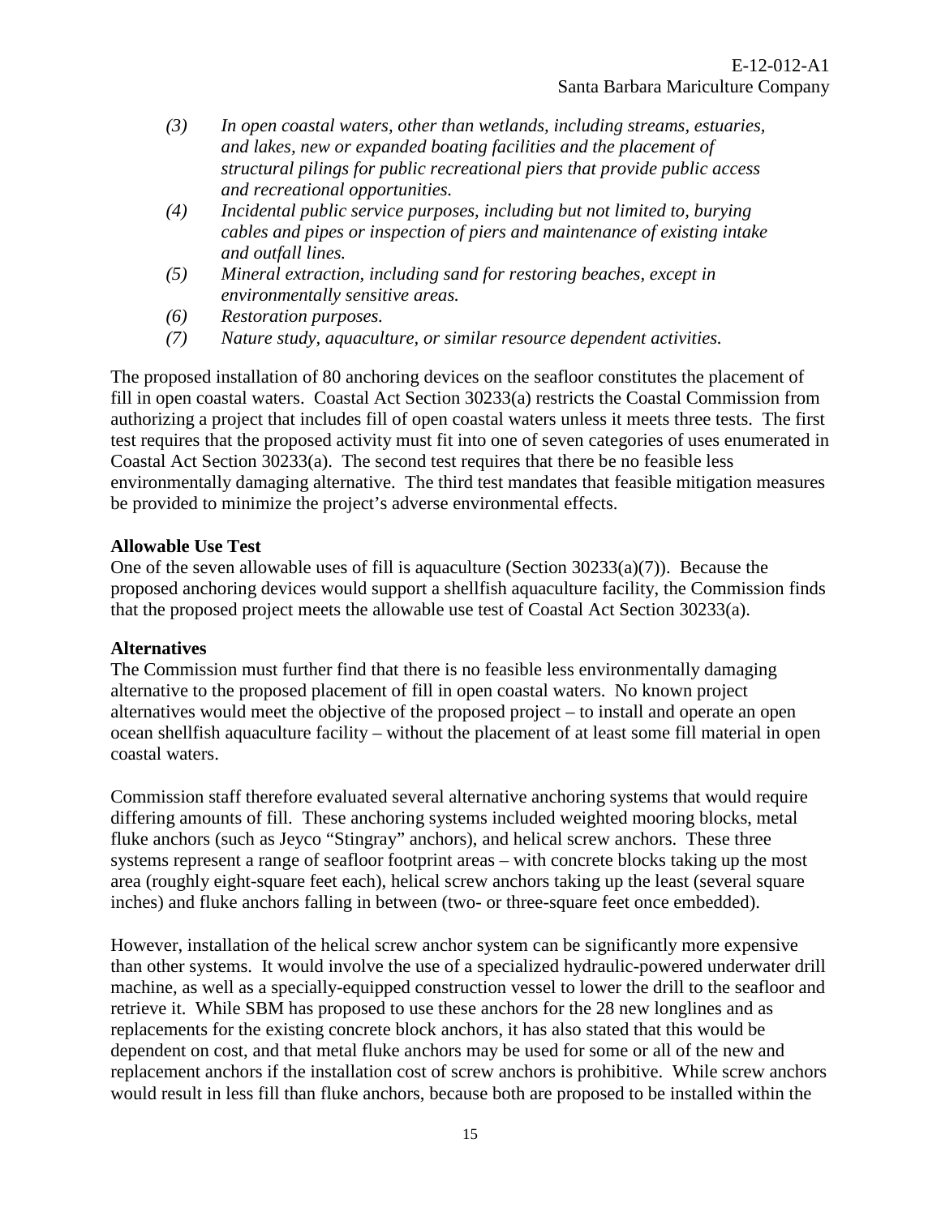*(3) In open coastal waters, other than wetlands, including streams, estuaries, and lakes, new or expanded boating facilities and the placement of structural pilings for public recreational piers that provide public access and recreational opportunities.*

*(4) Incidental public service purposes, including but not limited to, burying cables and pipes or inspection of piers and maintenance of existing intake and outfall lines.*

*(5) Mineral extraction, including sand for restoring beaches, except in environmentally sensitive areas.*

*(6) Restoration purposes.*

*(7) Nature study, aquaculture, or similar resource dependent activities.*

The proposed installation of 80 anchoring devices on the seafloor constitutes the placement of fill in open coastal waters. Coastal Act Section 30233(a) restricts the Coastal Commission from authorizing a project that includes fill of open coastal waters unless it meets three tests. The first test requires that the proposed activity must fit into one of seven categories of uses enumerated in Coastal Act Section 30233(a). The second test requires that there be no feasible less environmentally damaging alternative. The third test mandates that feasible mitigation measures be provided to minimize the project's adverse environmental effects.

**Allowable Use Test**

One of the seven allowable uses of fill is aquaculture (Section 30233(a)(7)). Because the proposed anchoring devices would support a shellfish aquaculture facility, the Commission finds that the proposed project meets the allowable use test of Coastal Act Section 30233(a).

**Alternatives**

The Commission must further find that there is no feasible less environmentally damaging alternative to the proposed placement of fill in open coastal waters. No known project alternatives would meet the objective of the proposed project – to install and operate an open ocean shellfish aquaculture facility – without the placement of at least some fill material in open coastal waters.

Commission staff therefore evaluated several alternative anchoring systems that would require differing amounts of fill. These anchoring systems included weighted mooring blocks, metal fluke anchors (such as Jeyco "Stingray" anchors), and helical screw anchors. These three systems represent a range of seafloor footprint areas – with concrete blocks taking up the most area (roughly eight-square feet each), helical screw anchors taking up the least (several square inches) and fluke anchors falling in between (two- or three-square feet once embedded).

However, installation of the helical screw anchor system can be significantly more expensive than other systems. It would involve the use of a specialized hydraulic-powered underwater drill machine, as well as a specially-equipped construction vessel to lower the drill to the seafloor and retrieve it. While SBM has proposed to use these anchors for the 28 new longlines and as replacements for the existing concrete block anchors, it has also stated that this would be dependent on cost, and that metal fluke anchors may be used for some or all of the new and replacement anchors if the installation cost of screw anchors is prohibitive. While screw anchors would result in less fill than fluke anchors, because both are proposed to be installed within the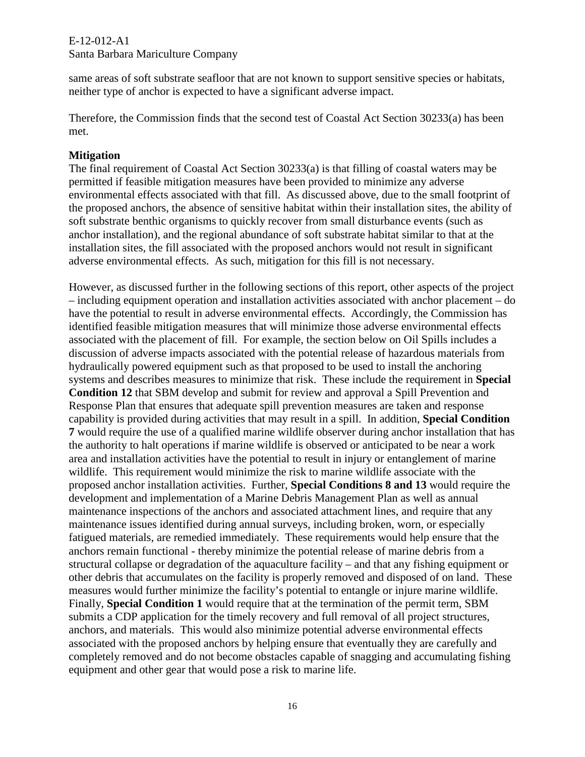same areas of soft substrate seafloor that are not known to support sensitive species or habitats, neither type of anchor is expected to have a significant adverse impact.

Therefore, the Commission finds that the second test of Coastal Act Section 30233(a) has been met.

**Mitigation**

The final requirement of Coastal Act Section 30233(a) is that filling of coastal waters may be permitted if feasible mitigation measures have been provided to minimize any adverse environmental effects associated with that fill. As discussed above, due to the small footprint of the proposed anchors, the absence of sensitive habitat within their installation sites, the ability of soft substrate benthic organisms to quickly recover from small disturbance events (such as anchor installation), and the regional abundance of soft substrate habitat similar to that at the installation sites, the fill associated with the proposed anchors would not result in significant adverse environmental effects. As such, mitigation for this fill is not necessary.

However, as discussed further in the following sections of this report, other aspects of the project – including equipment operation and installation activities associated with anchor placement – do have the potential to result in adverse environmental effects. Accordingly, the Commission has identified feasible mitigation measures that will minimize those adverse environmental effects associated with the placement of fill. For example, the section below on Oil Spills includes a discussion of adverse impacts associated with the potential release of hazardous materials from hydraulically powered equipment such as that proposed to be used to install the anchoring systems and describes measures to minimize that risk. These include the requirement in **Special Condition 12** that SBM develop and submit for review and approval a Spill Prevention and Response Plan that ensures that adequate spill prevention measures are taken and response capability is provided during activities that may result in a spill. In addition, **Special Condition 7** would require the use of a qualified marine wildlife observer during anchor installation that has the authority to halt operations if marine wildlife is observed or anticipated to be near a work area and installation activities have the potential to result in injury or entanglement of marine wildlife. This requirement would minimize the risk to marine wildlife associate with the proposed anchor installation activities. Further, **Special Conditions 8 and 13** would require the development and implementation of a Marine Debris Management Plan as well as annual maintenance inspections of the anchors and associated attachment lines, and require that any maintenance issues identified during annual surveys, including broken, worn, or especially fatigued materials, are remedied immediately. These requirements would help ensure that the anchors remain functional - thereby minimize the potential release of marine debris from a structural collapse or degradation of the aquaculture facility – and that any fishing equipment or other debris that accumulates on the facility is properly removed and disposed of on land. These measures would further minimize the facility's potential to entangle or injure marine wildlife. Finally, **Special Condition 1** would require that at the termination of the permit term, SBM submits a CDP application for the timely recovery and full removal of all project structures, anchors, and materials. This would also minimize potential adverse environmental effects associated with the proposed anchors by helping ensure that eventually they are carefully and completely removed and do not become obstacles capable of snagging and accumulating fishing equipment and other gear that would pose a risk to marine life.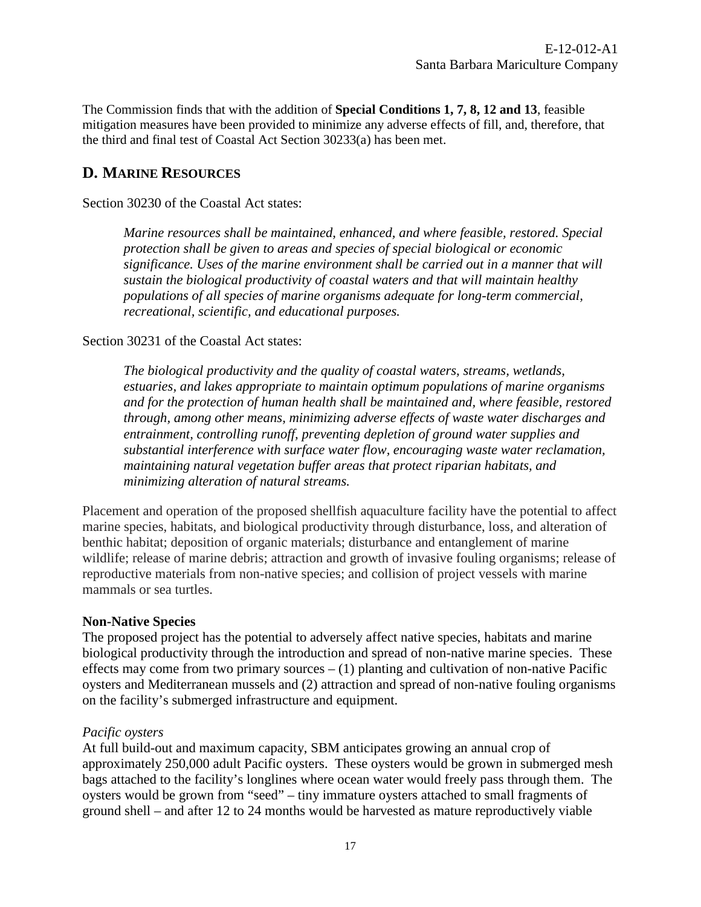The Commission finds that with the addition of **Special Conditions 1, 7, 8, 12 and 13**, feasible mitigation measures have been provided to minimize any adverse effects of fill, and, therefore, that the third and final test of Coastal Act Section 30233(a) has been met.

## D. MARINE RESOURCES

Section 30230 of the Coastal Act states:

> *Marine resources shall be maintained, enhanced, and where feasible, restored. Special protection shall be given to areas and species of special biological or economic significance. Uses of the marine environment shall be carried out in a manner that will sustain the biological productivity of coastal waters and that will maintain healthy populations of all species of marine organisms adequate for long-term commercial, recreational, scientific, and educational purposes.*

Section 30231 of the Coastal Act states:

> *The biological productivity and the quality of coastal waters, streams, wetlands, estuaries, and lakes appropriate to maintain optimum populations of marine organisms and for the protection of human health shall be maintained and, where feasible, restored through, among other means, minimizing adverse effects of waste water discharges and entrainment, controlling runoff, preventing depletion of ground water supplies and substantial interference with surface water flow, encouraging waste water reclamation, maintaining natural vegetation buffer areas that protect riparian habitats, and minimizing alteration of natural streams.*

Placement and operation of the proposed shellfish aquaculture facility have the potential to affect marine species, habitats, and biological productivity through disturbance, loss, and alteration of benthic habitat; deposition of organic materials; disturbance and entanglement of marine wildlife; release of marine debris; attraction and growth of invasive fouling organisms; release of reproductive materials from non-native species; and collision of project vessels with marine mammals or sea turtles.

**Non-Native Species**

The proposed project has the potential to adversely affect native species, habitats and marine biological productivity through the introduction and spread of non-native marine species. These effects may come from two primary sources – (1) planting and cultivation of non-native Pacific oysters and Mediterranean mussels and (2) attraction and spread of non-native fouling organisms on the facility's submerged infrastructure and equipment.

*Pacific oysters*

At full build-out and maximum capacity, SBM anticipates growing an annual crop of approximately 250,000 adult Pacific oysters. These oysters would be grown in submerged mesh bags attached to the facility's longlines where ocean water would freely pass through them. The oysters would be grown from "seed" – tiny immature oysters attached to small fragments of ground shell – and after 12 to 24 months would be harvested as mature reproductively viable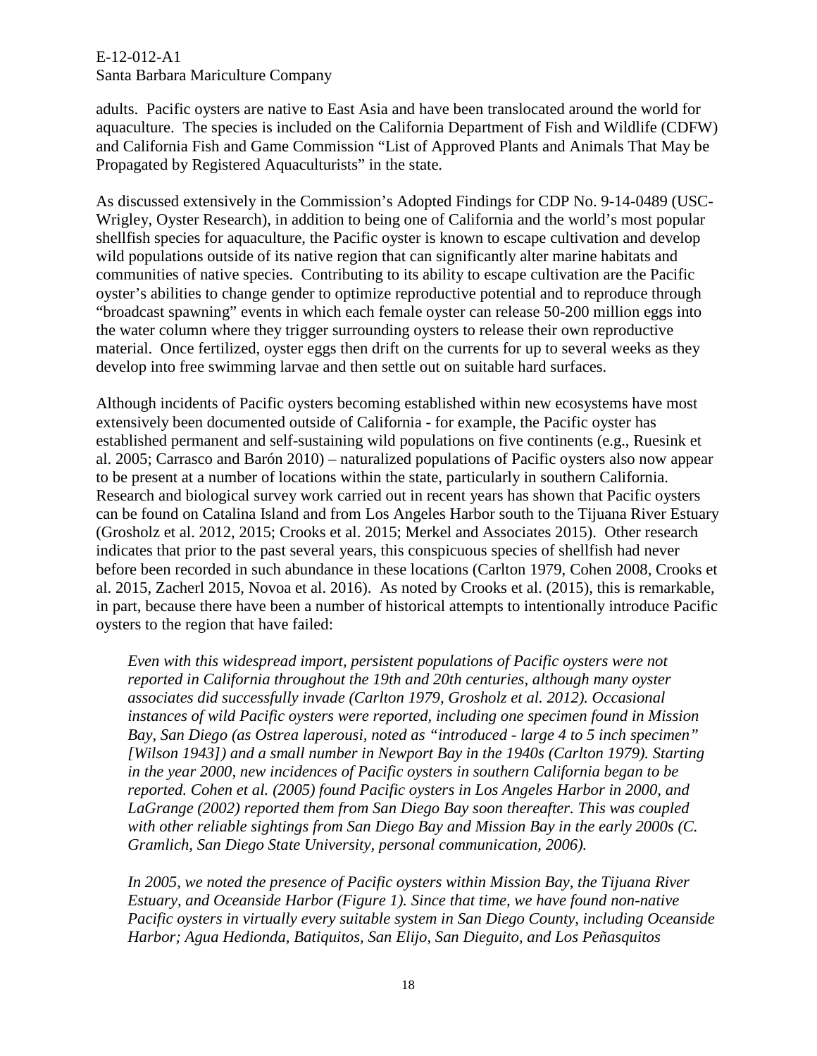adults. Pacific oysters are native to East Asia and have been translocated around the world for aquaculture. The species is included on the California Department of Fish and Wildlife (CDFW) and California Fish and Game Commission "List of Approved Plants and Animals That May be Propagated by Registered Aquaculturists" in the state.

As discussed extensively in the Commission's Adopted Findings for CDP No. 9-14-0489 (USC-Wrigley, Oyster Research), in addition to being one of California and the world's most popular shellfish species for aquaculture, the Pacific oyster is known to escape cultivation and develop wild populations outside of its native region that can significantly alter marine habitats and communities of native species. Contributing to its ability to escape cultivation are the Pacific oyster's abilities to change gender to optimize reproductive potential and to reproduce through "broadcast spawning" events in which each female oyster can release 50-200 million eggs into the water column where they trigger surrounding oysters to release their own reproductive material. Once fertilized, oyster eggs then drift on the currents for up to several weeks as they develop into free swimming larvae and then settle out on suitable hard surfaces.

Although incidents of Pacific oysters becoming established within new ecosystems have most extensively been documented outside of California - for example, the Pacific oyster has established permanent and self-sustaining wild populations on five continents (e.g., Ruesink et al. 2005; Carrasco and Barón 2010) – naturalized populations of Pacific oysters also now appear to be present at a number of locations within the state, particularly in southern California. Research and biological survey work carried out in recent years has shown that Pacific oysters can be found on Catalina Island and from Los Angeles Harbor south to the Tijuana River Estuary (Grosholz et al. 2012, 2015; Crooks et al. 2015; Merkel and Associates 2015). Other research indicates that prior to the past several years, this conspicuous species of shellfish had never before been recorded in such abundance in these locations (Carlton 1979, Cohen 2008, Crooks et al. 2015, Zacherl 2015, Novoa et al. 2016). As noted by Crooks et al. (2015), this is remarkable, in part, because there have been a number of historical attempts to intentionally introduce Pacific oysters to the region that have failed:

> *Even with this widespread import, persistent populations of Pacific oysters were not reported in California throughout the 19th and 20th centuries, although many oyster associates did successfully invade (Carlton 1979, Grosholz et al. 2012). Occasional instances of wild Pacific oysters were reported, including one specimen found in Mission Bay, San Diego (as Ostrea laperousi, noted as "introduced - large 4 to 5 inch specimen" [Wilson 1943]) and a small number in Newport Bay in the 1940s (Carlton 1979). Starting in the year 2000, new incidences of Pacific oysters in southern California began to be reported. Cohen et al. (2005) found Pacific oysters in Los Angeles Harbor in 2000, and LaGrange (2002) reported them from San Diego Bay soon thereafter. This was coupled with other reliable sightings from San Diego Bay and Mission Bay in the early 2000s (C. Gramlich, San Diego State University, personal communication, 2006).*
>
> *In 2005, we noted the presence of Pacific oysters within Mission Bay, the Tijuana River Estuary, and Oceanside Harbor (Figure 1). Since that time, we have found non-native Pacific oysters in virtually every suitable system in San Diego County, including Oceanside Harbor; Agua Hedionda, Batiquitos, San Elijo, San Dieguito, and Los Peñasquitos*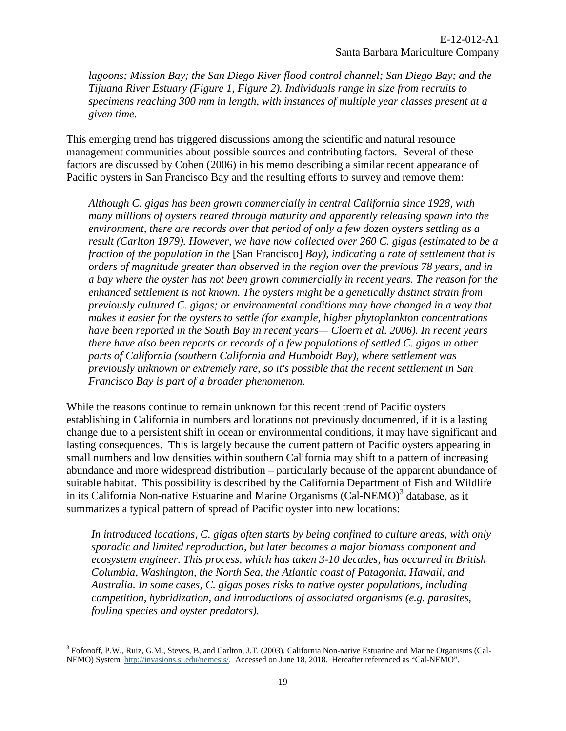*lagoons; Mission Bay; the San Diego River flood control channel; San Diego Bay; and the Tijuana River Estuary (Figure 1, Figure 2). Individuals range in size from recruits to specimens reaching 300 mm in length, with instances of multiple year classes present at a given time.*

This emerging trend has triggered discussions among the scientific and natural resource management communities about possible sources and contributing factors. Several of these factors are discussed by Cohen (2006) in his memo describing a similar recent appearance of Pacific oysters in San Francisco Bay and the resulting efforts to survey and remove them:

> *Although C. gigas has been grown commercially in central California since 1928, with many millions of oysters reared through maturity and apparently releasing spawn into the environment, there are records over that period of only a few dozen oysters settling as a result (Carlton 1979). However, we have now collected over 260 C. gigas (estimated to be a fraction of the population in the* [San Francisco] *Bay), indicating a rate of settlement that is orders of magnitude greater than observed in the region over the previous 78 years, and in a bay where the oyster has not been grown commercially in recent years. The reason for the enhanced settlement is not known. The oysters might be a genetically distinct strain from previously cultured C. gigas; or environmental conditions may have changed in a way that makes it easier for the oysters to settle (for example, higher phytoplankton concentrations have been reported in the South Bay in recent years— Cloern et al. 2006). In recent years there have also been reports or records of a few populations of settled C. gigas in other parts of California (southern California and Humboldt Bay), where settlement was previously unknown or extremely rare, so it's possible that the recent settlement in San Francisco Bay is part of a broader phenomenon.*

While the reasons continue to remain unknown for this recent trend of Pacific oysters establishing in California in numbers and locations not previously documented, if it is a lasting change due to a persistent shift in ocean or environmental conditions, it may have significant and lasting consequences. This is largely because the current pattern of Pacific oysters appearing in small numbers and low densities within southern California may shift to a pattern of increasing abundance and more widespread distribution – particularly because of the apparent abundance of suitable habitat. This possibility is described by the California Department of Fish and Wildlife in its California Non-native Estuarine and Marine Organisms (Cal-NEMO)[3] database, as it summarizes a typical pattern of spread of Pacific oyster into new locations:

> *In introduced locations, C. gigas often starts by being confined to culture areas, with only sporadic and limited reproduction, but later becomes a major biomass component and ecosystem engineer. This process, which has taken 3-10 decades, has occurred in British Columbia, Washington, the North Sea, the Atlantic coast of Patagonia, Hawaii, and Australia. In some cases, C. gigas poses risks to native oyster populations, including competition, hybridization, and introductions of associated organisms (e.g. parasites, fouling species and oyster predators).*

---

[3] Fofonoff, P.W., Ruiz, G.M., Steves, B, and Carlton, J.T. (2003). California Non-native Estuarine and Marine Organisms (Cal-NEMO) System. http://invasions.si.edu/nemesis/. Accessed on June 18, 2018. Hereafter referenced as "Cal-NEMO".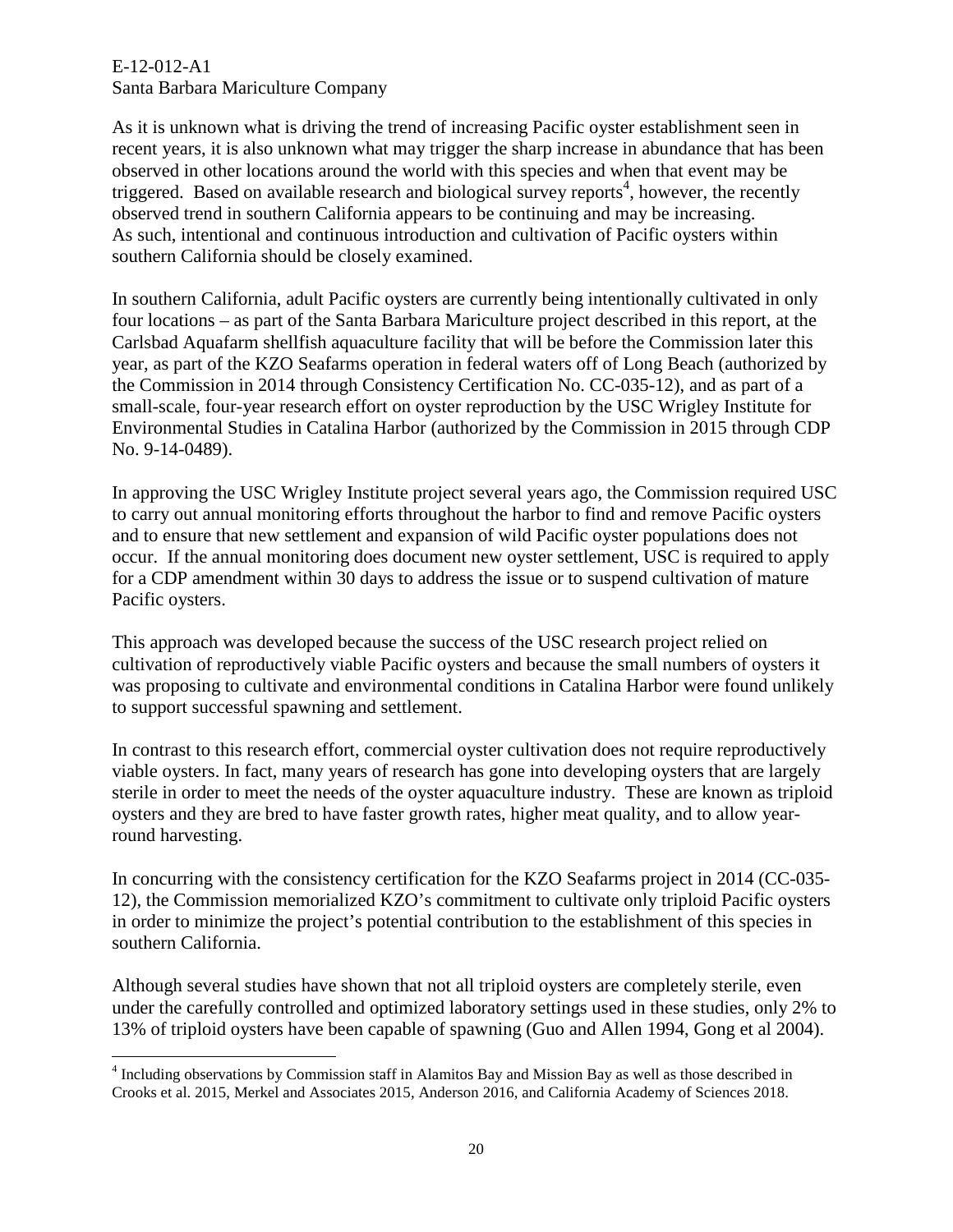As it is unknown what is driving the trend of increasing Pacific oyster establishment seen in recent years, it is also unknown what may trigger the sharp increase in abundance that has been observed in other locations around the world with this species and when that event may be triggered. Based on available research and biological survey reports[4], however, the recently observed trend in southern California appears to be continuing and may be increasing. As such, intentional and continuous introduction and cultivation of Pacific oysters within southern California should be closely examined.

In southern California, adult Pacific oysters are currently being intentionally cultivated in only four locations – as part of the Santa Barbara Mariculture project described in this report, at the Carlsbad Aquafarm shellfish aquaculture facility that will be before the Commission later this year, as part of the KZO Seafarms operation in federal waters off of Long Beach (authorized by the Commission in 2014 through Consistency Certification No. CC-035-12), and as part of a small-scale, four-year research effort on oyster reproduction by the USC Wrigley Institute for Environmental Studies in Catalina Harbor (authorized by the Commission in 2015 through CDP No. 9-14-0489).

In approving the USC Wrigley Institute project several years ago, the Commission required USC to carry out annual monitoring efforts throughout the harbor to find and remove Pacific oysters and to ensure that new settlement and expansion of wild Pacific oyster populations does not occur. If the annual monitoring does document new oyster settlement, USC is required to apply for a CDP amendment within 30 days to address the issue or to suspend cultivation of mature Pacific oysters.

This approach was developed because the success of the USC research project relied on cultivation of reproductively viable Pacific oysters and because the small numbers of oysters it was proposing to cultivate and environmental conditions in Catalina Harbor were found unlikely to support successful spawning and settlement.

In contrast to this research effort, commercial oyster cultivation does not require reproductively viable oysters. In fact, many years of research has gone into developing oysters that are largely sterile in order to meet the needs of the oyster aquaculture industry. These are known as triploid oysters and they are bred to have faster growth rates, higher meat quality, and to allow year-round harvesting.

In concurring with the consistency certification for the KZO Seafarms project in 2014 (CC-035-12), the Commission memorialized KZO's commitment to cultivate only triploid Pacific oysters in order to minimize the project's potential contribution to the establishment of this species in southern California.

Although several studies have shown that not all triploid oysters are completely sterile, even under the carefully controlled and optimized laboratory settings used in these studies, only 2% to 13% of triploid oysters have been capable of spawning (Guo and Allen 1994, Gong et al 2004).

[4] Including observations by Commission staff in Alamitos Bay and Mission Bay as well as those described in Crooks et al. 2015, Merkel and Associates 2015, Anderson 2016, and California Academy of Sciences 2018.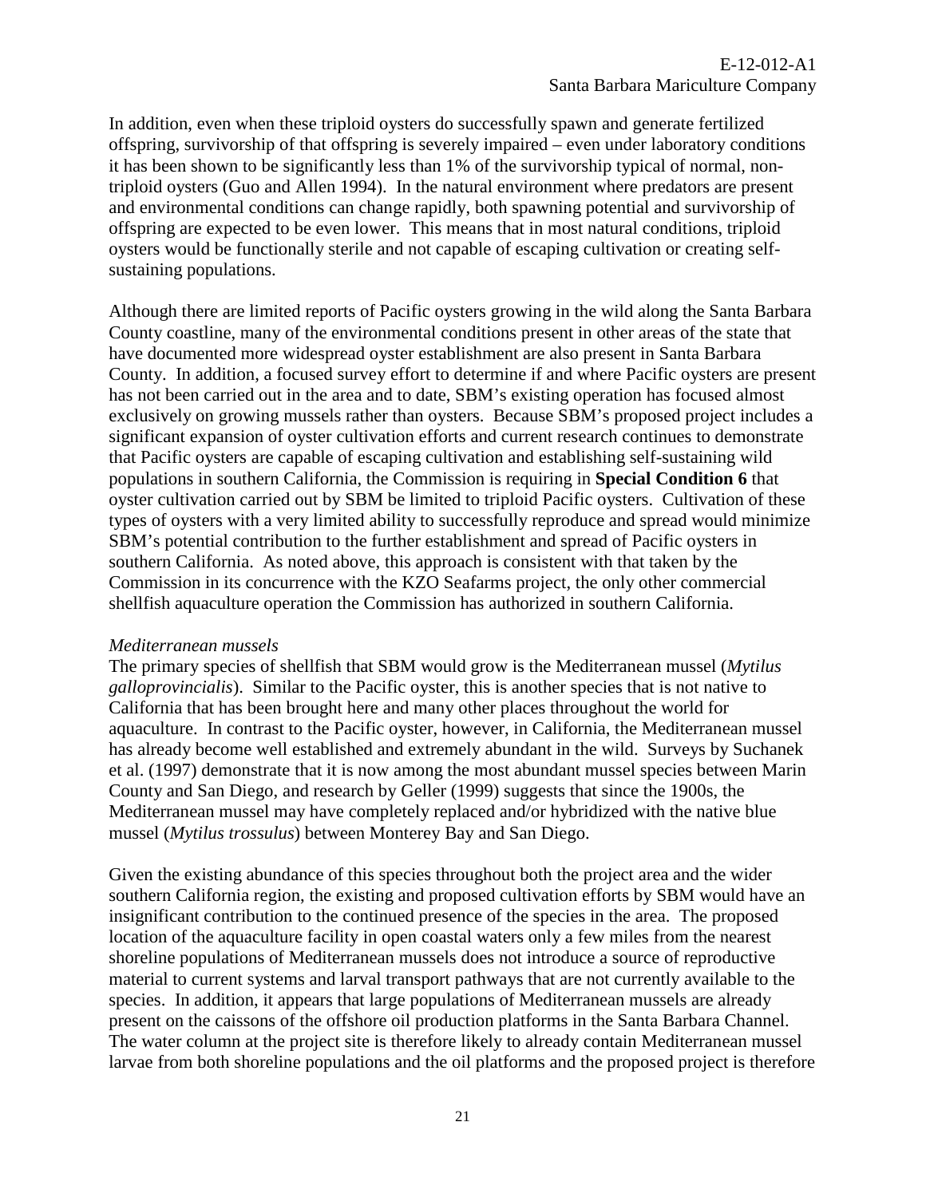In addition, even when these triploid oysters do successfully spawn and generate fertilized offspring, survivorship of that offspring is severely impaired – even under laboratory conditions it has been shown to be significantly less than 1% of the survivorship typical of normal, non-triploid oysters (Guo and Allen 1994). In the natural environment where predators are present and environmental conditions can change rapidly, both spawning potential and survivorship of offspring are expected to be even lower. This means that in most natural conditions, triploid oysters would be functionally sterile and not capable of escaping cultivation or creating self-sustaining populations.

Although there are limited reports of Pacific oysters growing in the wild along the Santa Barbara County coastline, many of the environmental conditions present in other areas of the state that have documented more widespread oyster establishment are also present in Santa Barbara County. In addition, a focused survey effort to determine if and where Pacific oysters are present has not been carried out in the area and to date, SBM's existing operation has focused almost exclusively on growing mussels rather than oysters. Because SBM's proposed project includes a significant expansion of oyster cultivation efforts and current research continues to demonstrate that Pacific oysters are capable of escaping cultivation and establishing self-sustaining wild populations in southern California, the Commission is requiring in **Special Condition 6** that oyster cultivation carried out by SBM be limited to triploid Pacific oysters. Cultivation of these types of oysters with a very limited ability to successfully reproduce and spread would minimize SBM's potential contribution to the further establishment and spread of Pacific oysters in southern California. As noted above, this approach is consistent with that taken by the Commission in its concurrence with the KZO Seafarms project, the only other commercial shellfish aquaculture operation the Commission has authorized in southern California.

*Mediterranean mussels*

The primary species of shellfish that SBM would grow is the Mediterranean mussel (*Mytilus galloprovincialis*). Similar to the Pacific oyster, this is another species that is not native to California that has been brought here and many other places throughout the world for aquaculture. In contrast to the Pacific oyster, however, in California, the Mediterranean mussel has already become well established and extremely abundant in the wild. Surveys by Suchanek et al. (1997) demonstrate that it is now among the most abundant mussel species between Marin County and San Diego, and research by Geller (1999) suggests that since the 1900s, the Mediterranean mussel may have completely replaced and/or hybridized with the native blue mussel (*Mytilus trossulus*) between Monterey Bay and San Diego.

Given the existing abundance of this species throughout both the project area and the wider southern California region, the existing and proposed cultivation efforts by SBM would have an insignificant contribution to the continued presence of the species in the area. The proposed location of the aquaculture facility in open coastal waters only a few miles from the nearest shoreline populations of Mediterranean mussels does not introduce a source of reproductive material to current systems and larval transport pathways that are not currently available to the species. In addition, it appears that large populations of Mediterranean mussels are already present on the caissons of the offshore oil production platforms in the Santa Barbara Channel. The water column at the project site is therefore likely to already contain Mediterranean mussel larvae from both shoreline populations and the oil platforms and the proposed project is therefore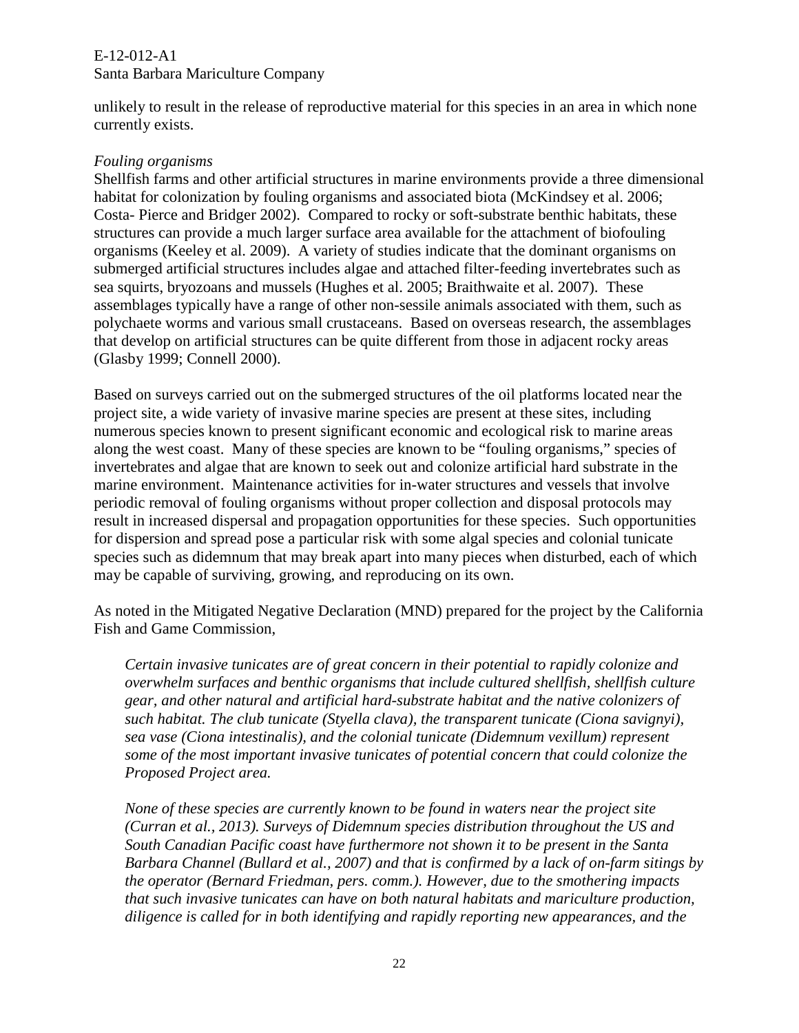unlikely to result in the release of reproductive material for this species in an area in which none currently exists.

*Fouling organisms*

Shellfish farms and other artificial structures in marine environments provide a three dimensional habitat for colonization by fouling organisms and associated biota (McKindsey et al. 2006; Costa- Pierce and Bridger 2002). Compared to rocky or soft-substrate benthic habitats, these structures can provide a much larger surface area available for the attachment of biofouling organisms (Keeley et al. 2009). A variety of studies indicate that the dominant organisms on submerged artificial structures includes algae and attached filter-feeding invertebrates such as sea squirts, bryozoans and mussels (Hughes et al. 2005; Braithwaite et al. 2007). These assemblages typically have a range of other non-sessile animals associated with them, such as polychaete worms and various small crustaceans. Based on overseas research, the assemblages that develop on artificial structures can be quite different from those in adjacent rocky areas (Glasby 1999; Connell 2000).

Based on surveys carried out on the submerged structures of the oil platforms located near the project site, a wide variety of invasive marine species are present at these sites, including numerous species known to present significant economic and ecological risk to marine areas along the west coast. Many of these species are known to be "fouling organisms," species of invertebrates and algae that are known to seek out and colonize artificial hard substrate in the marine environment. Maintenance activities for in-water structures and vessels that involve periodic removal of fouling organisms without proper collection and disposal protocols may result in increased dispersal and propagation opportunities for these species. Such opportunities for dispersion and spread pose a particular risk with some algal species and colonial tunicate species such as didemnum that may break apart into many pieces when disturbed, each of which may be capable of surviving, growing, and reproducing on its own.

As noted in the Mitigated Negative Declaration (MND) prepared for the project by the California Fish and Game Commission,

> *Certain invasive tunicates are of great concern in their potential to rapidly colonize and overwhelm surfaces and benthic organisms that include cultured shellfish, shellfish culture gear, and other natural and artificial hard-substrate habitat and the native colonizers of such habitat. The club tunicate (Styella clava), the transparent tunicate (Ciona savignyi), sea vase (Ciona intestinalis), and the colonial tunicate (Didemnum vexillum) represent some of the most important invasive tunicates of potential concern that could colonize the Proposed Project area.*
>
> *None of these species are currently known to be found in waters near the project site (Curran et al., 2013). Surveys of Didemnum species distribution throughout the US and South Canadian Pacific coast have furthermore not shown it to be present in the Santa Barbara Channel (Bullard et al., 2007) and that is confirmed by a lack of on-farm sitings by the operator (Bernard Friedman, pers. comm.). However, due to the smothering impacts that such invasive tunicates can have on both natural habitats and mariculture production, diligence is called for in both identifying and rapidly reporting new appearances, and the*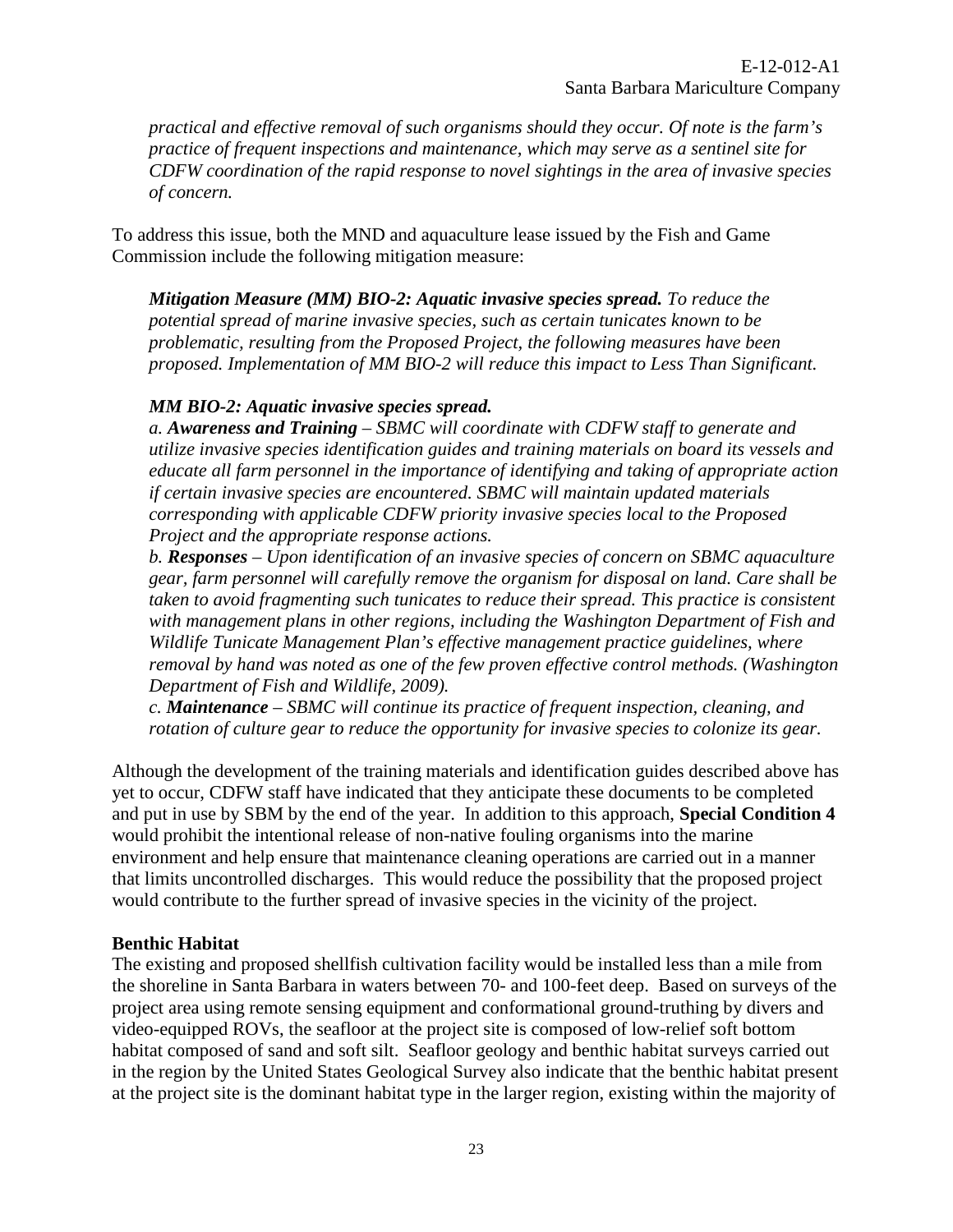*practical and effective removal of such organisms should they occur. Of note is the farm's practice of frequent inspections and maintenance, which may serve as a sentinel site for CDFW coordination of the rapid response to novel sightings in the area of invasive species of concern.*

To address this issue, both the MND and aquaculture lease issued by the Fish and Game Commission include the following mitigation measure:

> ***Mitigation Measure (MM) BIO-2: Aquatic invasive species spread.*** *To reduce the potential spread of marine invasive species, such as certain tunicates known to be problematic, resulting from the Proposed Project, the following measures have been proposed. Implementation of MM BIO-2 will reduce this impact to Less Than Significant.*
>
> ***MM BIO-2: Aquatic invasive species spread.***
> *a.* ***Awareness and Training*** *– SBMC will coordinate with CDFW staff to generate and utilize invasive species identification guides and training materials on board its vessels and educate all farm personnel in the importance of identifying and taking of appropriate action if certain invasive species are encountered. SBMC will maintain updated materials corresponding with applicable CDFW priority invasive species local to the Proposed Project and the appropriate response actions.*
> *b.* ***Responses*** *– Upon identification of an invasive species of concern on SBMC aquaculture gear, farm personnel will carefully remove the organism for disposal on land. Care shall be taken to avoid fragmenting such tunicates to reduce their spread. This practice is consistent with management plans in other regions, including the Washington Department of Fish and Wildlife Tunicate Management Plan's effective management practice guidelines, where removal by hand was noted as one of the few proven effective control methods. (Washington Department of Fish and Wildlife, 2009).*
> *c.* ***Maintenance*** *– SBMC will continue its practice of frequent inspection, cleaning, and rotation of culture gear to reduce the opportunity for invasive species to colonize its gear.*

Although the development of the training materials and identification guides described above has yet to occur, CDFW staff have indicated that they anticipate these documents to be completed and put in use by SBM by the end of the year. In addition to this approach, **Special Condition 4** would prohibit the intentional release of non-native fouling organisms into the marine environment and help ensure that maintenance cleaning operations are carried out in a manner that limits uncontrolled discharges. This would reduce the possibility that the proposed project would contribute to the further spread of invasive species in the vicinity of the project.

**Benthic Habitat**

The existing and proposed shellfish cultivation facility would be installed less than a mile from the shoreline in Santa Barbara in waters between 70- and 100-feet deep. Based on surveys of the project area using remote sensing equipment and conformational ground-truthing by divers and video-equipped ROVs, the seafloor at the project site is composed of low-relief soft bottom habitat composed of sand and soft silt. Seafloor geology and benthic habitat surveys carried out in the region by the United States Geological Survey also indicate that the benthic habitat present at the project site is the dominant habitat type in the larger region, existing within the majority of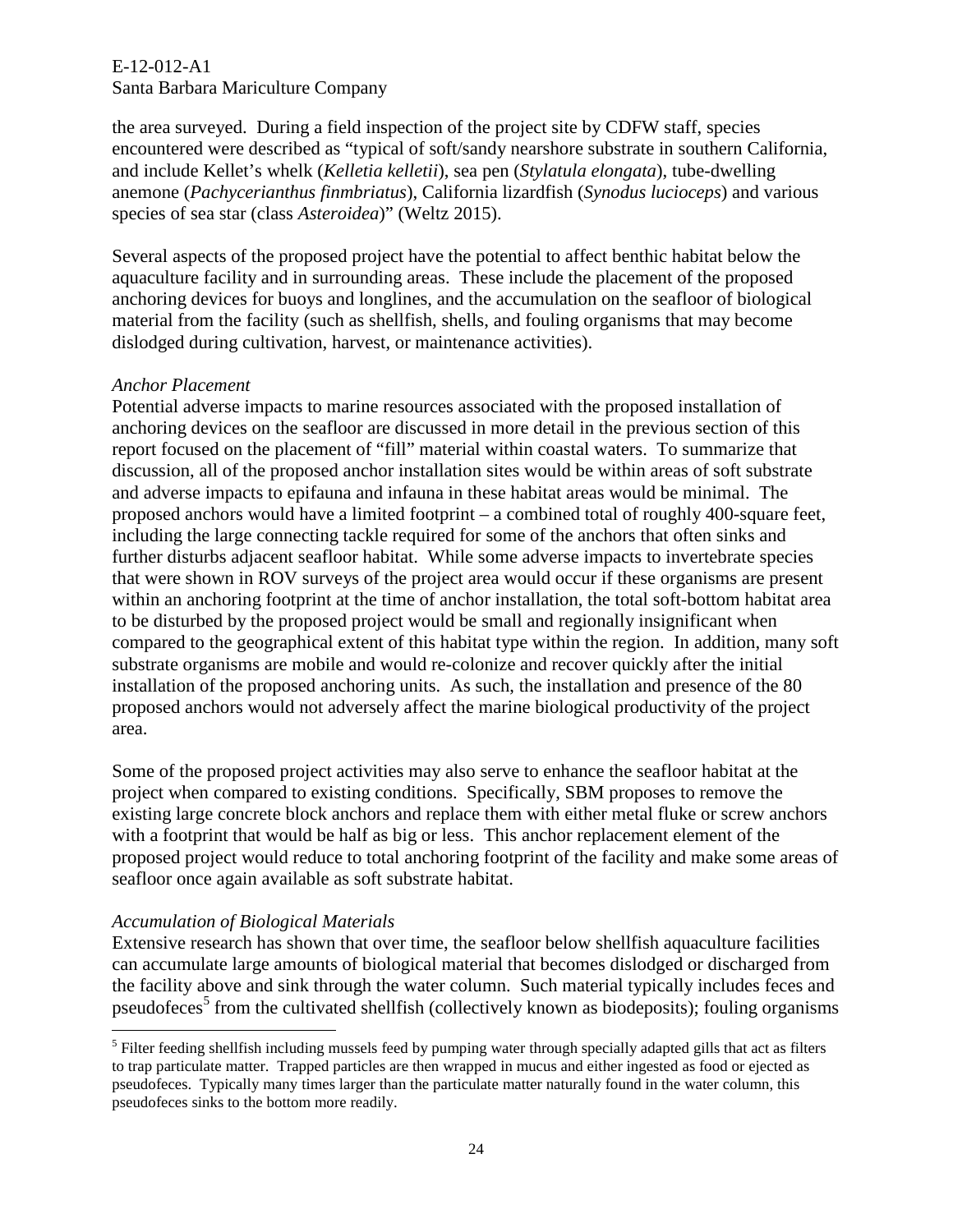the area surveyed. During a field inspection of the project site by CDFW staff, species encountered were described as "typical of soft/sandy nearshore substrate in southern California, and include Kellet's whelk (*Kelletia kelletii*), sea pen (*Stylatula elongata*), tube-dwelling anemone (*Pachycerianthus finmbriatus*), California lizardfish (*Synodus lucioceps*) and various species of sea star (class *Asteroidea*)" (Weltz 2015).

Several aspects of the proposed project have the potential to affect benthic habitat below the aquaculture facility and in surrounding areas. These include the placement of the proposed anchoring devices for buoys and longlines, and the accumulation on the seafloor of biological material from the facility (such as shellfish, shells, and fouling organisms that may become dislodged during cultivation, harvest, or maintenance activities).

*Anchor Placement*

Potential adverse impacts to marine resources associated with the proposed installation of anchoring devices on the seafloor are discussed in more detail in the previous section of this report focused on the placement of "fill" material within coastal waters. To summarize that discussion, all of the proposed anchor installation sites would be within areas of soft substrate and adverse impacts to epifauna and infauna in these habitat areas would be minimal. The proposed anchors would have a limited footprint – a combined total of roughly 400-square feet, including the large connecting tackle required for some of the anchors that often sinks and further disturbs adjacent seafloor habitat. While some adverse impacts to invertebrate species that were shown in ROV surveys of the project area would occur if these organisms are present within an anchoring footprint at the time of anchor installation, the total soft-bottom habitat area to be disturbed by the proposed project would be small and regionally insignificant when compared to the geographical extent of this habitat type within the region. In addition, many soft substrate organisms are mobile and would re-colonize and recover quickly after the initial installation of the proposed anchoring units. As such, the installation and presence of the 80 proposed anchors would not adversely affect the marine biological productivity of the project area.

Some of the proposed project activities may also serve to enhance the seafloor habitat at the project when compared to existing conditions. Specifically, SBM proposes to remove the existing large concrete block anchors and replace them with either metal fluke or screw anchors with a footprint that would be half as big or less. This anchor replacement element of the proposed project would reduce to total anchoring footprint of the facility and make some areas of seafloor once again available as soft substrate habitat.

*Accumulation of Biological Materials*

Extensive research has shown that over time, the seafloor below shellfish aquaculture facilities can accumulate large amounts of biological material that becomes dislodged or discharged from the facility above and sink through the water column. Such material typically includes feces and pseudofeces[5] from the cultivated shellfish (collectively known as biodeposits); fouling organisms

[5] Filter feeding shellfish including mussels feed by pumping water through specially adapted gills that act as filters to trap particulate matter. Trapped particles are then wrapped in mucus and either ingested as food or ejected as pseudofeces. Typically many times larger than the particulate matter naturally found in the water column, this pseudofeces sinks to the bottom more readily.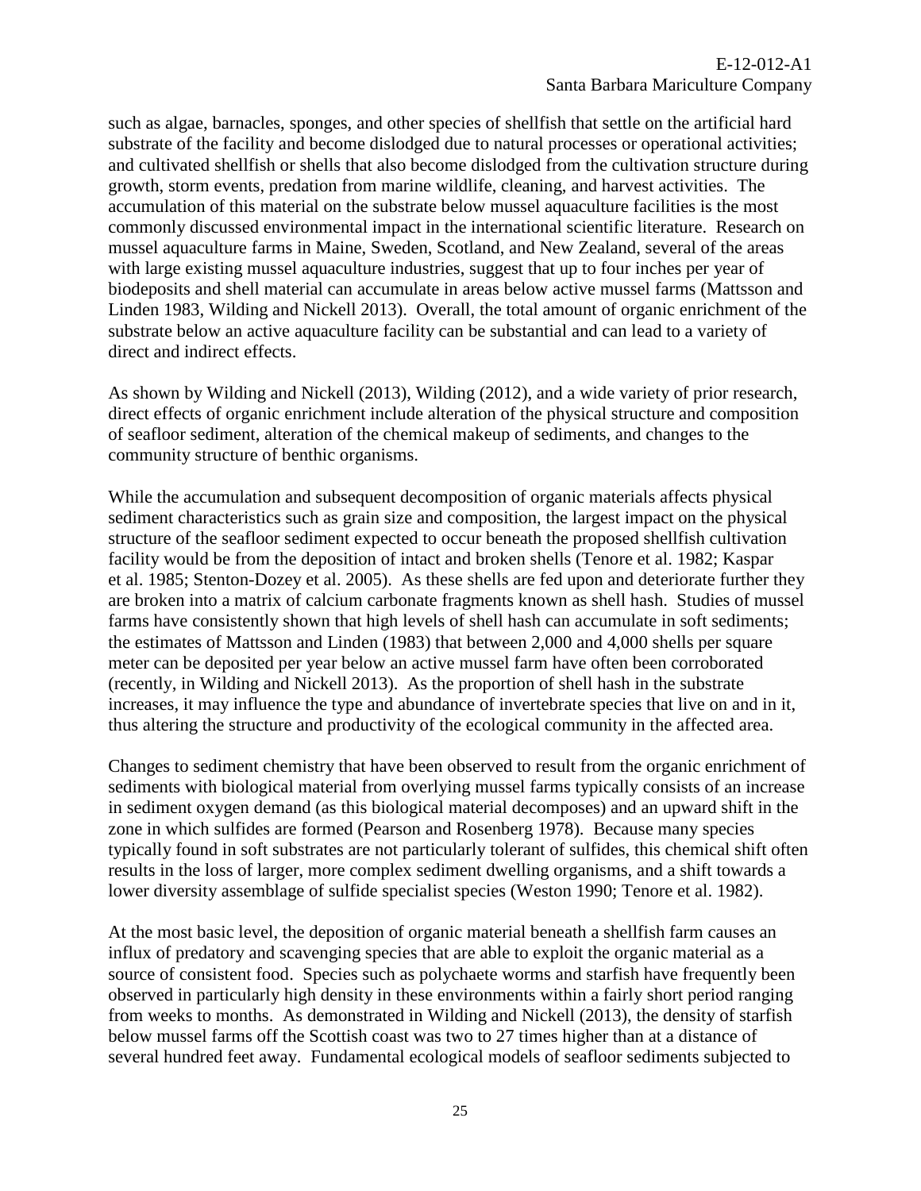such as algae, barnacles, sponges, and other species of shellfish that settle on the artificial hard substrate of the facility and become dislodged due to natural processes or operational activities; and cultivated shellfish or shells that also become dislodged from the cultivation structure during growth, storm events, predation from marine wildlife, cleaning, and harvest activities. The accumulation of this material on the substrate below mussel aquaculture facilities is the most commonly discussed environmental impact in the international scientific literature. Research on mussel aquaculture farms in Maine, Sweden, Scotland, and New Zealand, several of the areas with large existing mussel aquaculture industries, suggest that up to four inches per year of biodeposits and shell material can accumulate in areas below active mussel farms (Mattsson and Linden 1983, Wilding and Nickell 2013). Overall, the total amount of organic enrichment of the substrate below an active aquaculture facility can be substantial and can lead to a variety of direct and indirect effects.

As shown by Wilding and Nickell (2013), Wilding (2012), and a wide variety of prior research, direct effects of organic enrichment include alteration of the physical structure and composition of seafloor sediment, alteration of the chemical makeup of sediments, and changes to the community structure of benthic organisms.

While the accumulation and subsequent decomposition of organic materials affects physical sediment characteristics such as grain size and composition, the largest impact on the physical structure of the seafloor sediment expected to occur beneath the proposed shellfish cultivation facility would be from the deposition of intact and broken shells (Tenore et al. 1982; Kaspar et al. 1985; Stenton-Dozey et al. 2005). As these shells are fed upon and deteriorate further they are broken into a matrix of calcium carbonate fragments known as shell hash. Studies of mussel farms have consistently shown that high levels of shell hash can accumulate in soft sediments; the estimates of Mattsson and Linden (1983) that between 2,000 and 4,000 shells per square meter can be deposited per year below an active mussel farm have often been corroborated (recently, in Wilding and Nickell 2013). As the proportion of shell hash in the substrate increases, it may influence the type and abundance of invertebrate species that live on and in it, thus altering the structure and productivity of the ecological community in the affected area.

Changes to sediment chemistry that have been observed to result from the organic enrichment of sediments with biological material from overlying mussel farms typically consists of an increase in sediment oxygen demand (as this biological material decomposes) and an upward shift in the zone in which sulfides are formed (Pearson and Rosenberg 1978). Because many species typically found in soft substrates are not particularly tolerant of sulfides, this chemical shift often results in the loss of larger, more complex sediment dwelling organisms, and a shift towards a lower diversity assemblage of sulfide specialist species (Weston 1990; Tenore et al. 1982).

At the most basic level, the deposition of organic material beneath a shellfish farm causes an influx of predatory and scavenging species that are able to exploit the organic material as a source of consistent food. Species such as polychaete worms and starfish have frequently been observed in particularly high density in these environments within a fairly short period ranging from weeks to months. As demonstrated in Wilding and Nickell (2013), the density of starfish below mussel farms off the Scottish coast was two to 27 times higher than at a distance of several hundred feet away. Fundamental ecological models of seafloor sediments subjected to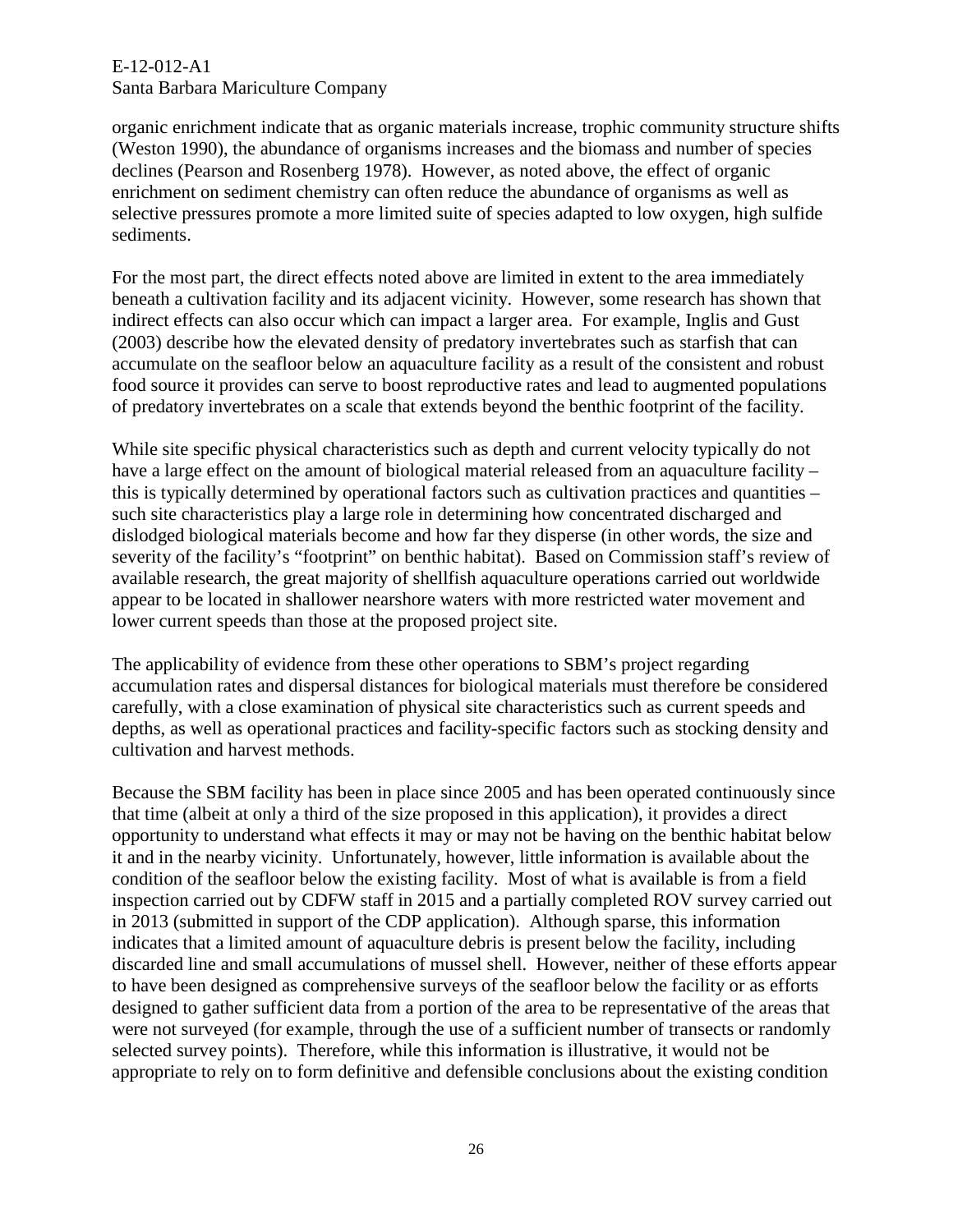organic enrichment indicate that as organic materials increase, trophic community structure shifts (Weston 1990), the abundance of organisms increases and the biomass and number of species declines (Pearson and Rosenberg 1978). However, as noted above, the effect of organic enrichment on sediment chemistry can often reduce the abundance of organisms as well as selective pressures promote a more limited suite of species adapted to low oxygen, high sulfide sediments.

For the most part, the direct effects noted above are limited in extent to the area immediately beneath a cultivation facility and its adjacent vicinity. However, some research has shown that indirect effects can also occur which can impact a larger area. For example, Inglis and Gust (2003) describe how the elevated density of predatory invertebrates such as starfish that can accumulate on the seafloor below an aquaculture facility as a result of the consistent and robust food source it provides can serve to boost reproductive rates and lead to augmented populations of predatory invertebrates on a scale that extends beyond the benthic footprint of the facility.

While site specific physical characteristics such as depth and current velocity typically do not have a large effect on the amount of biological material released from an aquaculture facility – this is typically determined by operational factors such as cultivation practices and quantities – such site characteristics play a large role in determining how concentrated discharged and dislodged biological materials become and how far they disperse (in other words, the size and severity of the facility's "footprint" on benthic habitat). Based on Commission staff's review of available research, the great majority of shellfish aquaculture operations carried out worldwide appear to be located in shallower nearshore waters with more restricted water movement and lower current speeds than those at the proposed project site.

The applicability of evidence from these other operations to SBM's project regarding accumulation rates and dispersal distances for biological materials must therefore be considered carefully, with a close examination of physical site characteristics such as current speeds and depths, as well as operational practices and facility-specific factors such as stocking density and cultivation and harvest methods.

Because the SBM facility has been in place since 2005 and has been operated continuously since that time (albeit at only a third of the size proposed in this application), it provides a direct opportunity to understand what effects it may or may not be having on the benthic habitat below it and in the nearby vicinity. Unfortunately, however, little information is available about the condition of the seafloor below the existing facility. Most of what is available is from a field inspection carried out by CDFW staff in 2015 and a partially completed ROV survey carried out in 2013 (submitted in support of the CDP application). Although sparse, this information indicates that a limited amount of aquaculture debris is present below the facility, including discarded line and small accumulations of mussel shell. However, neither of these efforts appear to have been designed as comprehensive surveys of the seafloor below the facility or as efforts designed to gather sufficient data from a portion of the area to be representative of the areas that were not surveyed (for example, through the use of a sufficient number of transects or randomly selected survey points). Therefore, while this information is illustrative, it would not be appropriate to rely on to form definitive and defensible conclusions about the existing condition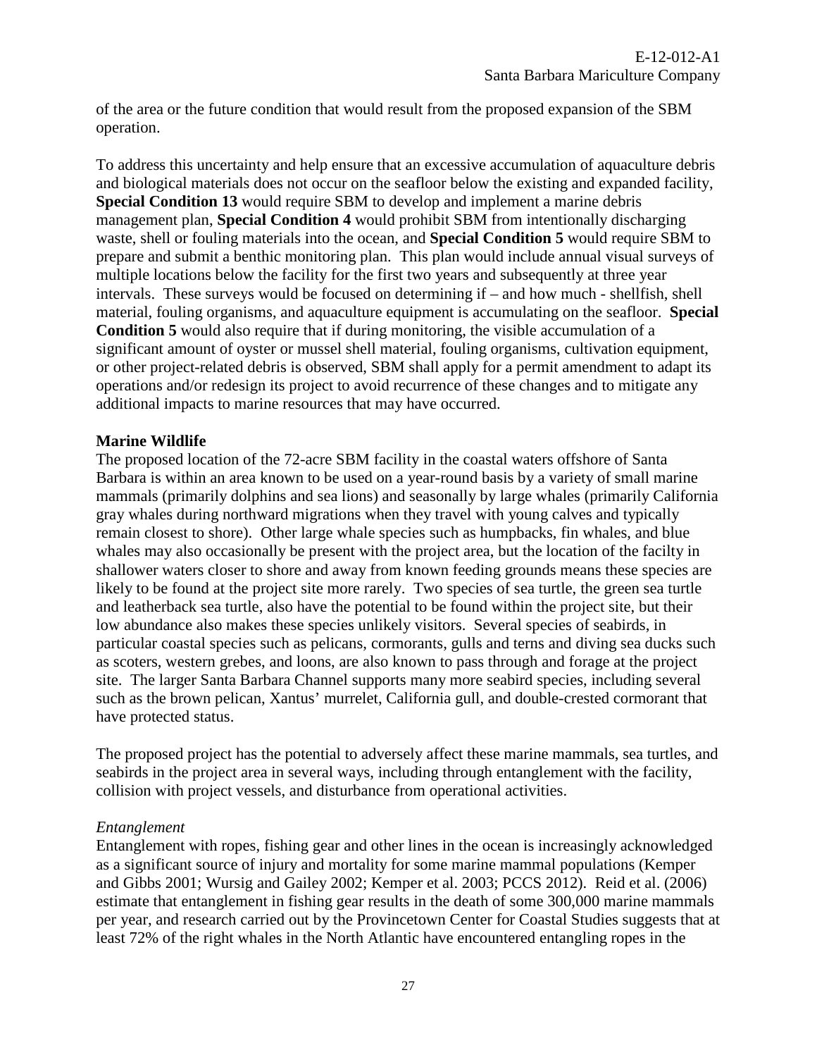of the area or the future condition that would result from the proposed expansion of the SBM operation.

To address this uncertainty and help ensure that an excessive accumulation of aquaculture debris and biological materials does not occur on the seafloor below the existing and expanded facility, **Special Condition 13** would require SBM to develop and implement a marine debris management plan, **Special Condition 4** would prohibit SBM from intentionally discharging waste, shell or fouling materials into the ocean, and **Special Condition 5** would require SBM to prepare and submit a benthic monitoring plan. This plan would include annual visual surveys of multiple locations below the facility for the first two years and subsequently at three year intervals. These surveys would be focused on determining if – and how much - shellfish, shell material, fouling organisms, and aquaculture equipment is accumulating on the seafloor. **Special Condition 5** would also require that if during monitoring, the visible accumulation of a significant amount of oyster or mussel shell material, fouling organisms, cultivation equipment, or other project-related debris is observed, SBM shall apply for a permit amendment to adapt its operations and/or redesign its project to avoid recurrence of these changes and to mitigate any additional impacts to marine resources that may have occurred.

**Marine Wildlife**

The proposed location of the 72-acre SBM facility in the coastal waters offshore of Santa Barbara is within an area known to be used on a year-round basis by a variety of small marine mammals (primarily dolphins and sea lions) and seasonally by large whales (primarily California gray whales during northward migrations when they travel with young calves and typically remain closest to shore). Other large whale species such as humpbacks, fin whales, and blue whales may also occasionally be present with the project area, but the location of the facilty in shallower waters closer to shore and away from known feeding grounds means these species are likely to be found at the project site more rarely. Two species of sea turtle, the green sea turtle and leatherback sea turtle, also have the potential to be found within the project site, but their low abundance also makes these species unlikely visitors. Several species of seabirds, in particular coastal species such as pelicans, cormorants, gulls and terns and diving sea ducks such as scoters, western grebes, and loons, are also known to pass through and forage at the project site. The larger Santa Barbara Channel supports many more seabird species, including several such as the brown pelican, Xantus' murrelet, California gull, and double-crested cormorant that have protected status.

The proposed project has the potential to adversely affect these marine mammals, sea turtles, and seabirds in the project area in several ways, including through entanglement with the facility, collision with project vessels, and disturbance from operational activities.

*Entanglement*

Entanglement with ropes, fishing gear and other lines in the ocean is increasingly acknowledged as a significant source of injury and mortality for some marine mammal populations (Kemper and Gibbs 2001; Wursig and Gailey 2002; Kemper et al. 2003; PCCS 2012). Reid et al. (2006) estimate that entanglement in fishing gear results in the death of some 300,000 marine mammals per year, and research carried out by the Provincetown Center for Coastal Studies suggests that at least 72% of the right whales in the North Atlantic have encountered entangling ropes in the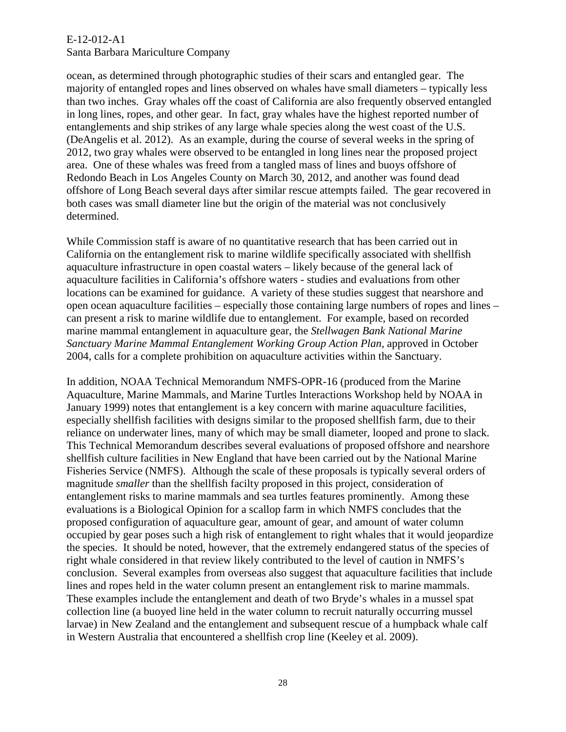ocean, as determined through photographic studies of their scars and entangled gear. The majority of entangled ropes and lines observed on whales have small diameters – typically less than two inches. Gray whales off the coast of California are also frequently observed entangled in long lines, ropes, and other gear. In fact, gray whales have the highest reported number of entanglements and ship strikes of any large whale species along the west coast of the U.S. (DeAngelis et al. 2012). As an example, during the course of several weeks in the spring of 2012, two gray whales were observed to be entangled in long lines near the proposed project area. One of these whales was freed from a tangled mass of lines and buoys offshore of Redondo Beach in Los Angeles County on March 30, 2012, and another was found dead offshore of Long Beach several days after similar rescue attempts failed. The gear recovered in both cases was small diameter line but the origin of the material was not conclusively determined.

While Commission staff is aware of no quantitative research that has been carried out in California on the entanglement risk to marine wildlife specifically associated with shellfish aquaculture infrastructure in open coastal waters – likely because of the general lack of aquaculture facilities in California's offshore waters - studies and evaluations from other locations can be examined for guidance. A variety of these studies suggest that nearshore and open ocean aquaculture facilities – especially those containing large numbers of ropes and lines – can present a risk to marine wildlife due to entanglement. For example, based on recorded marine mammal entanglement in aquaculture gear, the *Stellwagen Bank National Marine Sanctuary Marine Mammal Entanglement Working Group Action Plan*, approved in October 2004, calls for a complete prohibition on aquaculture activities within the Sanctuary.

In addition, NOAA Technical Memorandum NMFS-OPR-16 (produced from the Marine Aquaculture, Marine Mammals, and Marine Turtles Interactions Workshop held by NOAA in January 1999) notes that entanglement is a key concern with marine aquaculture facilities, especially shellfish facilities with designs similar to the proposed shellfish farm, due to their reliance on underwater lines, many of which may be small diameter, looped and prone to slack. This Technical Memorandum describes several evaluations of proposed offshore and nearshore shellfish culture facilities in New England that have been carried out by the National Marine Fisheries Service (NMFS). Although the scale of these proposals is typically several orders of magnitude *smaller* than the shellfish facilty proposed in this project, consideration of entanglement risks to marine mammals and sea turtles features prominently. Among these evaluations is a Biological Opinion for a scallop farm in which NMFS concludes that the proposed configuration of aquaculture gear, amount of gear, and amount of water column occupied by gear poses such a high risk of entanglement to right whales that it would jeopardize the species. It should be noted, however, that the extremely endangered status of the species of right whale considered in that review likely contributed to the level of caution in NMFS's conclusion. Several examples from overseas also suggest that aquaculture facilities that include lines and ropes held in the water column present an entanglement risk to marine mammals. These examples include the entanglement and death of two Bryde's whales in a mussel spat collection line (a buoyed line held in the water column to recruit naturally occurring mussel larvae) in New Zealand and the entanglement and subsequent rescue of a humpback whale calf in Western Australia that encountered a shellfish crop line (Keeley et al. 2009).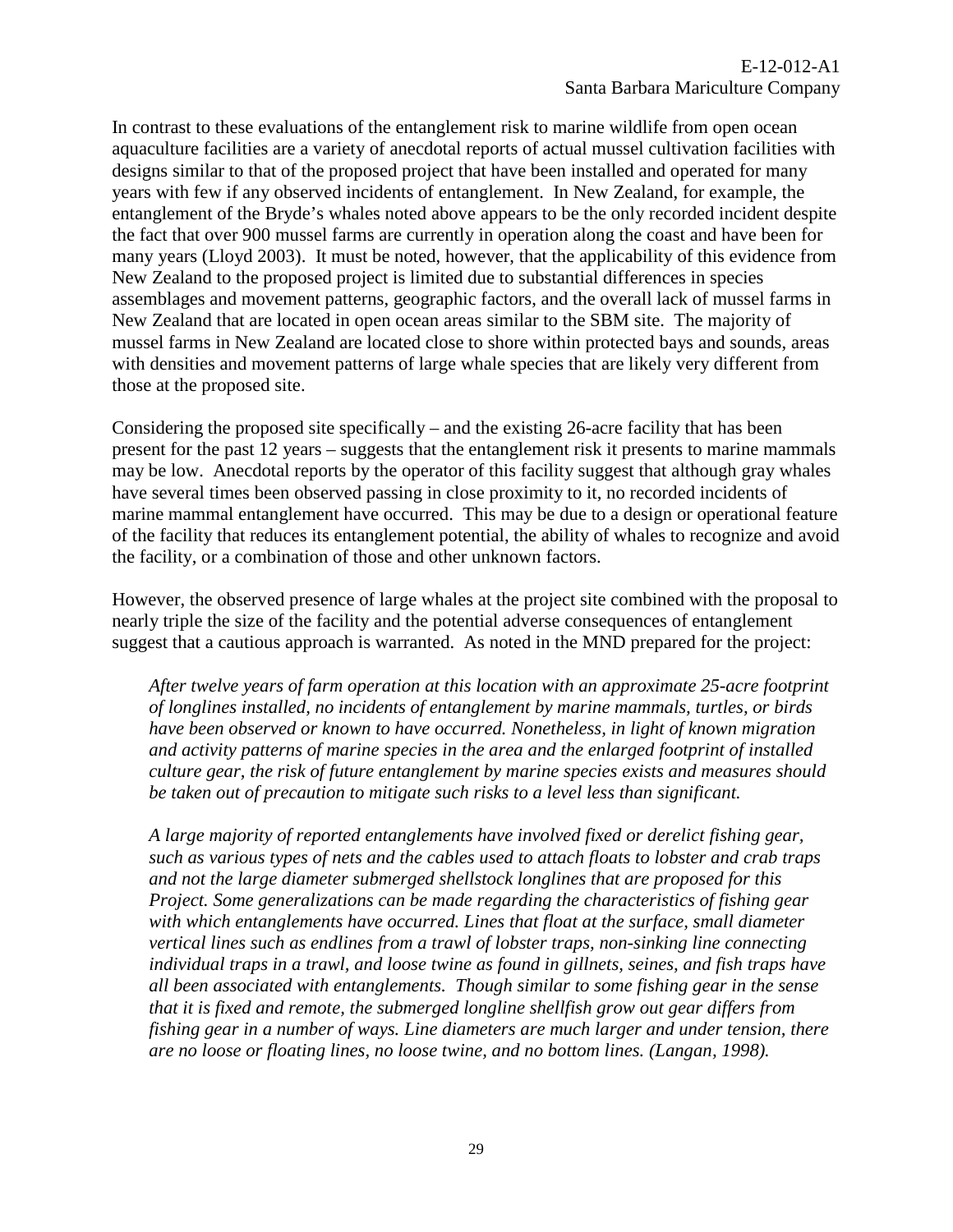In contrast to these evaluations of the entanglement risk to marine wildlife from open ocean aquaculture facilities are a variety of anecdotal reports of actual mussel cultivation facilities with designs similar to that of the proposed project that have been installed and operated for many years with few if any observed incidents of entanglement. In New Zealand, for example, the entanglement of the Bryde's whales noted above appears to be the only recorded incident despite the fact that over 900 mussel farms are currently in operation along the coast and have been for many years (Lloyd 2003). It must be noted, however, that the applicability of this evidence from New Zealand to the proposed project is limited due to substantial differences in species assemblages and movement patterns, geographic factors, and the overall lack of mussel farms in New Zealand that are located in open ocean areas similar to the SBM site. The majority of mussel farms in New Zealand are located close to shore within protected bays and sounds, areas with densities and movement patterns of large whale species that are likely very different from those at the proposed site.

Considering the proposed site specifically – and the existing 26-acre facility that has been present for the past 12 years – suggests that the entanglement risk it presents to marine mammals may be low. Anecdotal reports by the operator of this facility suggest that although gray whales have several times been observed passing in close proximity to it, no recorded incidents of marine mammal entanglement have occurred. This may be due to a design or operational feature of the facility that reduces its entanglement potential, the ability of whales to recognize and avoid the facility, or a combination of those and other unknown factors.

However, the observed presence of large whales at the project site combined with the proposal to nearly triple the size of the facility and the potential adverse consequences of entanglement suggest that a cautious approach is warranted. As noted in the MND prepared for the project:

> *After twelve years of farm operation at this location with an approximate 25-acre footprint of longlines installed, no incidents of entanglement by marine mammals, turtles, or birds have been observed or known to have occurred. Nonetheless, in light of known migration and activity patterns of marine species in the area and the enlarged footprint of installed culture gear, the risk of future entanglement by marine species exists and measures should be taken out of precaution to mitigate such risks to a level less than significant.*
>
> *A large majority of reported entanglements have involved fixed or derelict fishing gear, such as various types of nets and the cables used to attach floats to lobster and crab traps and not the large diameter submerged shellstock longlines that are proposed for this Project. Some generalizations can be made regarding the characteristics of fishing gear with which entanglements have occurred. Lines that float at the surface, small diameter vertical lines such as endlines from a trawl of lobster traps, non-sinking line connecting individual traps in a trawl, and loose twine as found in gillnets, seines, and fish traps have all been associated with entanglements. Though similar to some fishing gear in the sense that it is fixed and remote, the submerged longline shellfish grow out gear differs from fishing gear in a number of ways. Line diameters are much larger and under tension, there are no loose or floating lines, no loose twine, and no bottom lines. (Langan, 1998).*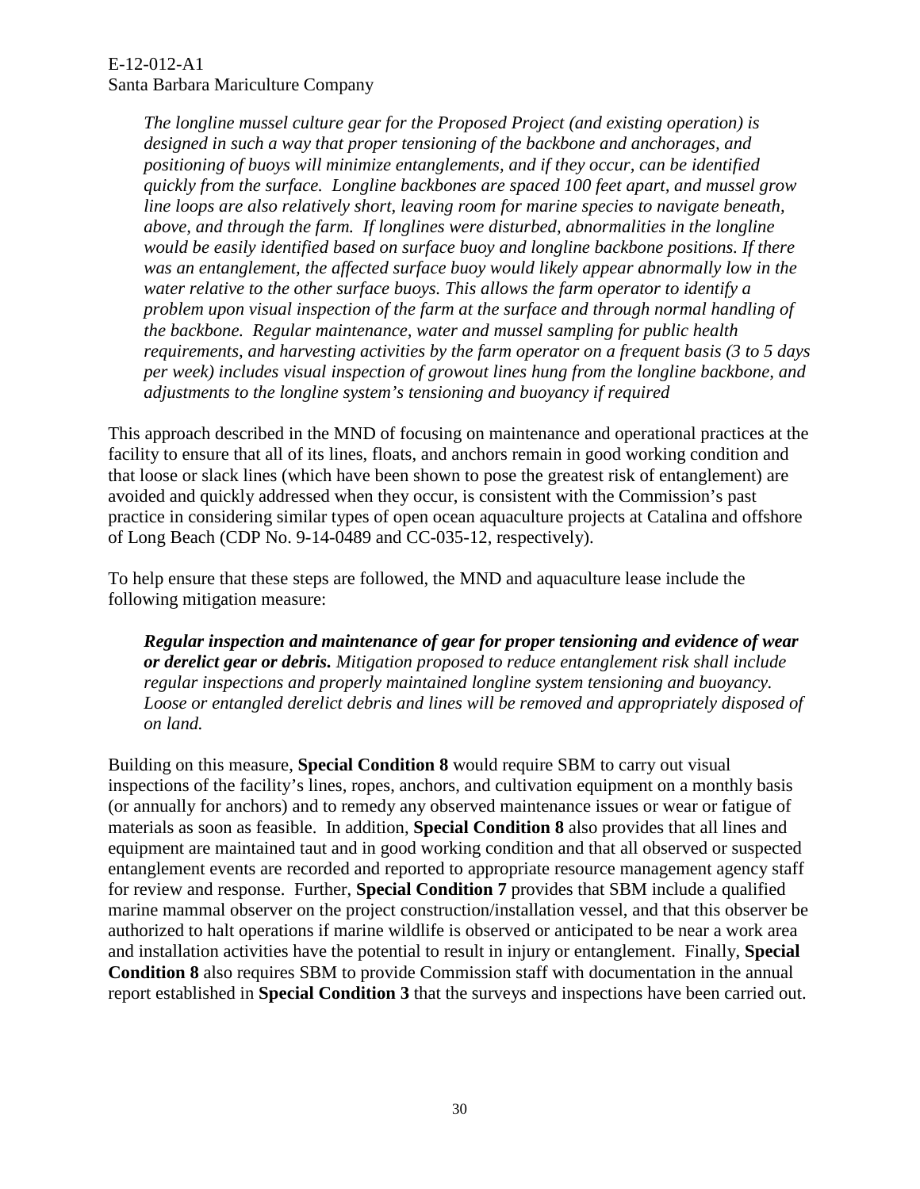*The longline mussel culture gear for the Proposed Project (and existing operation) is designed in such a way that proper tensioning of the backbone and anchorages, and positioning of buoys will minimize entanglements, and if they occur, can be identified quickly from the surface. Longline backbones are spaced 100 feet apart, and mussel grow line loops are also relatively short, leaving room for marine species to navigate beneath, above, and through the farm. If longlines were disturbed, abnormalities in the longline would be easily identified based on surface buoy and longline backbone positions. If there was an entanglement, the affected surface buoy would likely appear abnormally low in the water relative to the other surface buoys. This allows the farm operator to identify a problem upon visual inspection of the farm at the surface and through normal handling of the backbone. Regular maintenance, water and mussel sampling for public health requirements, and harvesting activities by the farm operator on a frequent basis (3 to 5 days per week) includes visual inspection of growout lines hung from the longline backbone, and adjustments to the longline system's tensioning and buoyancy if required*

This approach described in the MND of focusing on maintenance and operational practices at the facility to ensure that all of its lines, floats, and anchors remain in good working condition and that loose or slack lines (which have been shown to pose the greatest risk of entanglement) are avoided and quickly addressed when they occur, is consistent with the Commission's past practice in considering similar types of open ocean aquaculture projects at Catalina and offshore of Long Beach (CDP No. 9-14-0489 and CC-035-12, respectively).

To help ensure that these steps are followed, the MND and aquaculture lease include the following mitigation measure:

***Regular inspection and maintenance of gear for proper tensioning and evidence of wear or derelict gear or debris.*** *Mitigation proposed to reduce entanglement risk shall include regular inspections and properly maintained longline system tensioning and buoyancy. Loose or entangled derelict debris and lines will be removed and appropriately disposed of on land.*

Building on this measure, **Special Condition 8** would require SBM to carry out visual inspections of the facility's lines, ropes, anchors, and cultivation equipment on a monthly basis (or annually for anchors) and to remedy any observed maintenance issues or wear or fatigue of materials as soon as feasible. In addition, **Special Condition 8** also provides that all lines and equipment are maintained taut and in good working condition and that all observed or suspected entanglement events are recorded and reported to appropriate resource management agency staff for review and response. Further, **Special Condition 7** provides that SBM include a qualified marine mammal observer on the project construction/installation vessel, and that this observer be authorized to halt operations if marine wildlife is observed or anticipated to be near a work area and installation activities have the potential to result in injury or entanglement. Finally, **Special Condition 8** also requires SBM to provide Commission staff with documentation in the annual report established in **Special Condition 3** that the surveys and inspections have been carried out.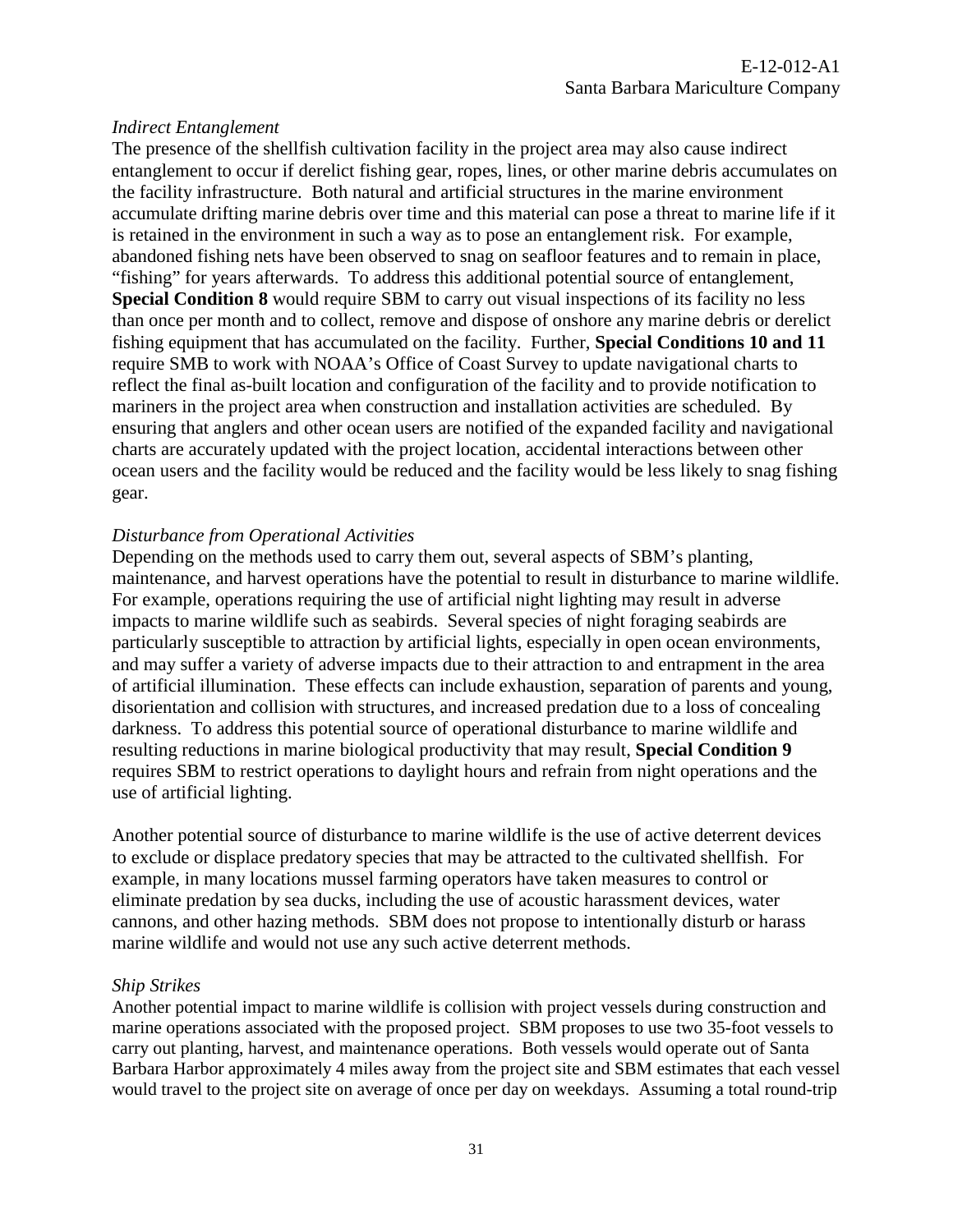*Indirect Entanglement*

The presence of the shellfish cultivation facility in the project area may also cause indirect entanglement to occur if derelict fishing gear, ropes, lines, or other marine debris accumulates on the facility infrastructure. Both natural and artificial structures in the marine environment accumulate drifting marine debris over time and this material can pose a threat to marine life if it is retained in the environment in such a way as to pose an entanglement risk. For example, abandoned fishing nets have been observed to snag on seafloor features and to remain in place, "fishing" for years afterwards. To address this additional potential source of entanglement, **Special Condition 8** would require SBM to carry out visual inspections of its facility no less than once per month and to collect, remove and dispose of onshore any marine debris or derelict fishing equipment that has accumulated on the facility. Further, **Special Conditions 10 and 11** require SMB to work with NOAA's Office of Coast Survey to update navigational charts to reflect the final as-built location and configuration of the facility and to provide notification to mariners in the project area when construction and installation activities are scheduled. By ensuring that anglers and other ocean users are notified of the expanded facility and navigational charts are accurately updated with the project location, accidental interactions between other ocean users and the facility would be reduced and the facility would be less likely to snag fishing gear.

*Disturbance from Operational Activities*

Depending on the methods used to carry them out, several aspects of SBM's planting, maintenance, and harvest operations have the potential to result in disturbance to marine wildlife. For example, operations requiring the use of artificial night lighting may result in adverse impacts to marine wildlife such as seabirds. Several species of night foraging seabirds are particularly susceptible to attraction by artificial lights, especially in open ocean environments, and may suffer a variety of adverse impacts due to their attraction to and entrapment in the area of artificial illumination. These effects can include exhaustion, separation of parents and young, disorientation and collision with structures, and increased predation due to a loss of concealing darkness. To address this potential source of operational disturbance to marine wildlife and resulting reductions in marine biological productivity that may result, **Special Condition 9** requires SBM to restrict operations to daylight hours and refrain from night operations and the use of artificial lighting.

Another potential source of disturbance to marine wildlife is the use of active deterrent devices to exclude or displace predatory species that may be attracted to the cultivated shellfish. For example, in many locations mussel farming operators have taken measures to control or eliminate predation by sea ducks, including the use of acoustic harassment devices, water cannons, and other hazing methods. SBM does not propose to intentionally disturb or harass marine wildlife and would not use any such active deterrent methods.

*Ship Strikes*

Another potential impact to marine wildlife is collision with project vessels during construction and marine operations associated with the proposed project. SBM proposes to use two 35-foot vessels to carry out planting, harvest, and maintenance operations. Both vessels would operate out of Santa Barbara Harbor approximately 4 miles away from the project site and SBM estimates that each vessel would travel to the project site on average of once per day on weekdays. Assuming a total round-trip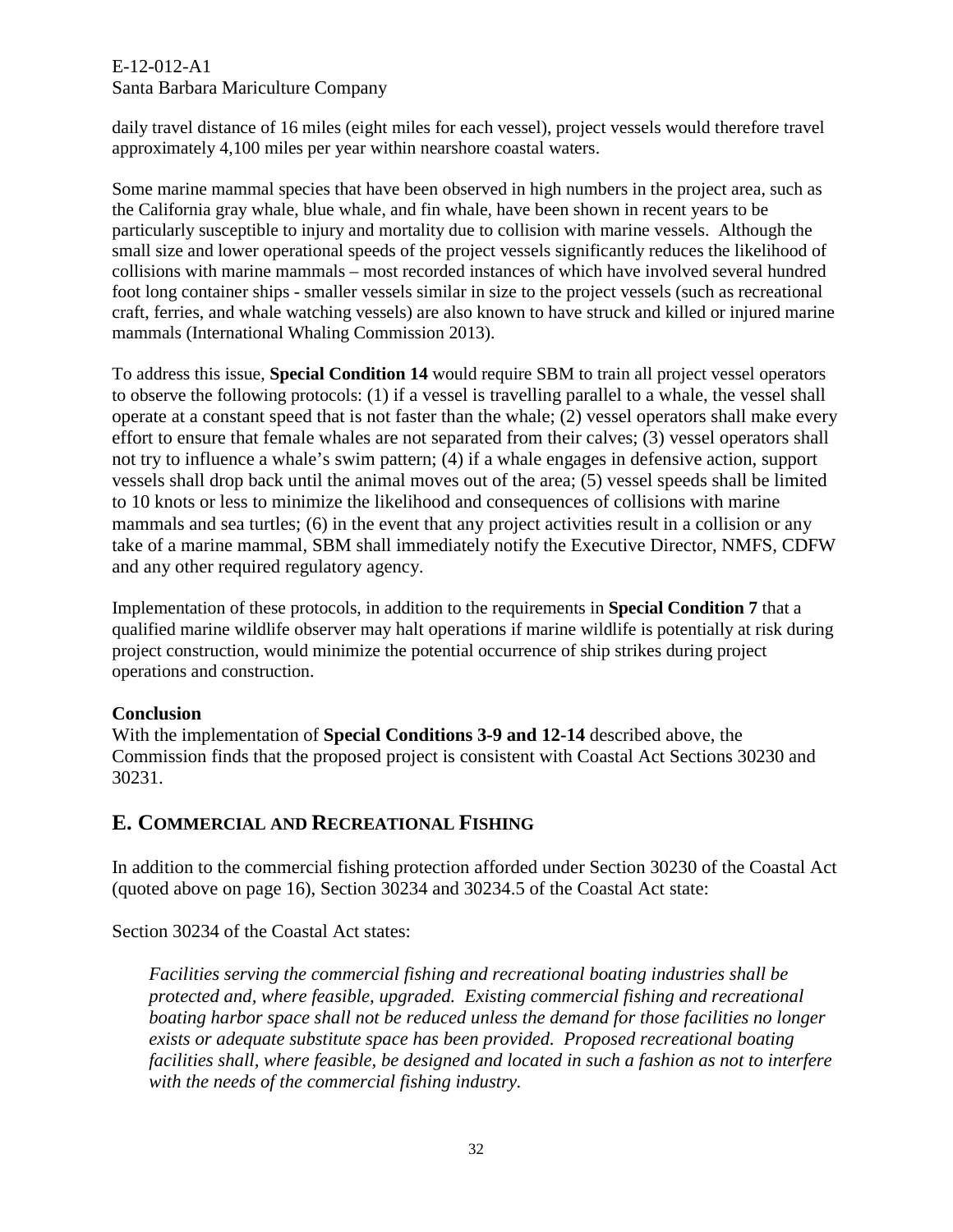daily travel distance of 16 miles (eight miles for each vessel), project vessels would therefore travel approximately 4,100 miles per year within nearshore coastal waters.

Some marine mammal species that have been observed in high numbers in the project area, such as the California gray whale, blue whale, and fin whale, have been shown in recent years to be particularly susceptible to injury and mortality due to collision with marine vessels. Although the small size and lower operational speeds of the project vessels significantly reduces the likelihood of collisions with marine mammals – most recorded instances of which have involved several hundred foot long container ships - smaller vessels similar in size to the project vessels (such as recreational craft, ferries, and whale watching vessels) are also known to have struck and killed or injured marine mammals (International Whaling Commission 2013).

To address this issue, **Special Condition 14** would require SBM to train all project vessel operators to observe the following protocols: (1) if a vessel is travelling parallel to a whale, the vessel shall operate at a constant speed that is not faster than the whale; (2) vessel operators shall make every effort to ensure that female whales are not separated from their calves; (3) vessel operators shall not try to influence a whale's swim pattern; (4) if a whale engages in defensive action, support vessels shall drop back until the animal moves out of the area; (5) vessel speeds shall be limited to 10 knots or less to minimize the likelihood and consequences of collisions with marine mammals and sea turtles; (6) in the event that any project activities result in a collision or any take of a marine mammal, SBM shall immediately notify the Executive Director, NMFS, CDFW and any other required regulatory agency.

Implementation of these protocols, in addition to the requirements in **Special Condition 7** that a qualified marine wildlife observer may halt operations if marine wildlife is potentially at risk during project construction, would minimize the potential occurrence of ship strikes during project operations and construction.

**Conclusion**

With the implementation of **Special Conditions 3-9 and 12-14** described above, the Commission finds that the proposed project is consistent with Coastal Act Sections 30230 and 30231.

## E. Commercial and Recreational Fishing

In addition to the commercial fishing protection afforded under Section 30230 of the Coastal Act (quoted above on page 16), Section 30234 and 30234.5 of the Coastal Act state:

Section 30234 of the Coastal Act states:

> *Facilities serving the commercial fishing and recreational boating industries shall be protected and, where feasible, upgraded. Existing commercial fishing and recreational boating harbor space shall not be reduced unless the demand for those facilities no longer exists or adequate substitute space has been provided. Proposed recreational boating facilities shall, where feasible, be designed and located in such a fashion as not to interfere with the needs of the commercial fishing industry.*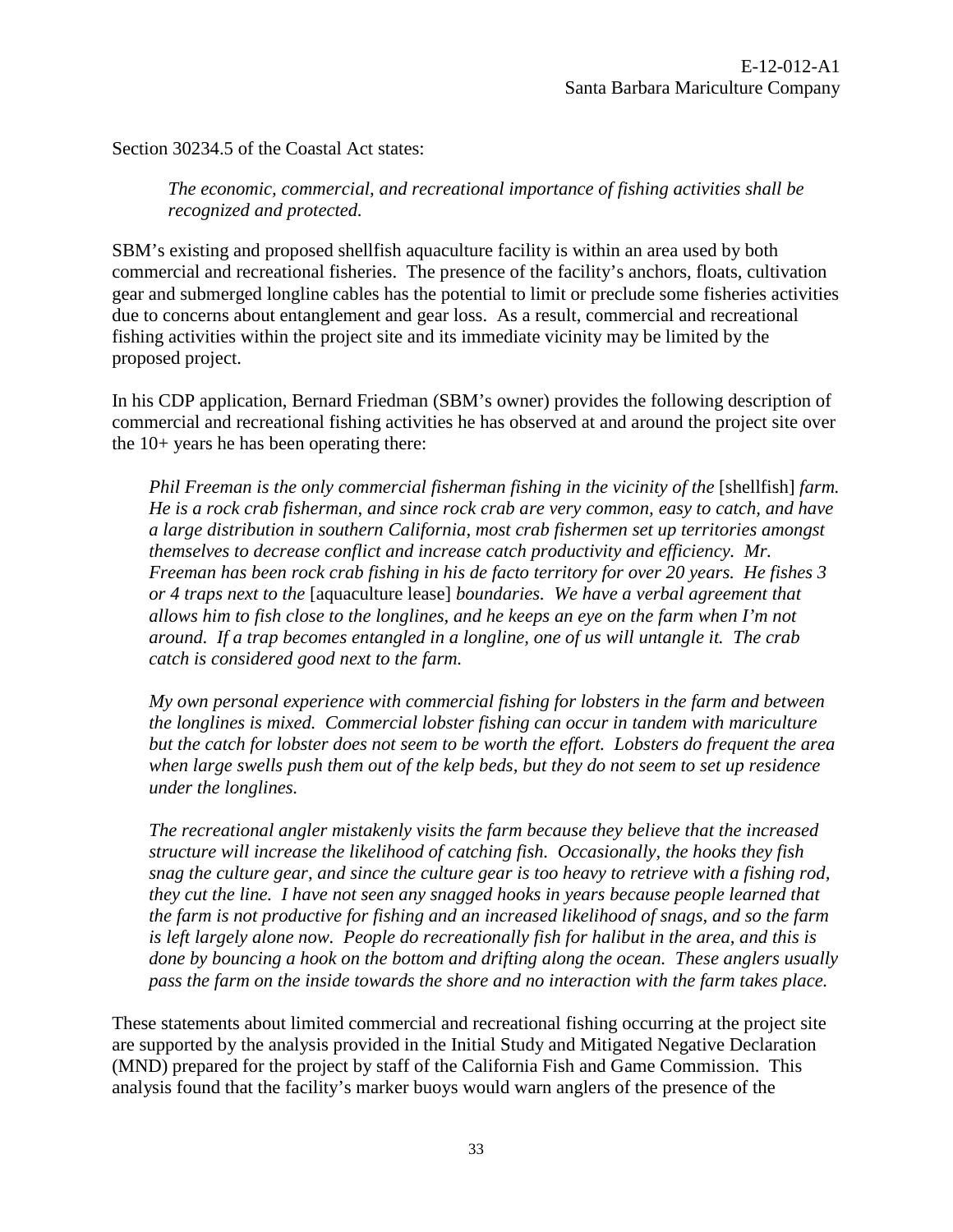Section 30234.5 of the Coastal Act states:

> *The economic, commercial, and recreational importance of fishing activities shall be recognized and protected.*

SBM's existing and proposed shellfish aquaculture facility is within an area used by both commercial and recreational fisheries. The presence of the facility's anchors, floats, cultivation gear and submerged longline cables has the potential to limit or preclude some fisheries activities due to concerns about entanglement and gear loss. As a result, commercial and recreational fishing activities within the project site and its immediate vicinity may be limited by the proposed project.

In his CDP application, Bernard Friedman (SBM's owner) provides the following description of commercial and recreational fishing activities he has observed at and around the project site over the 10+ years he has been operating there:

> *Phil Freeman is the only commercial fisherman fishing in the vicinity of the* [shellfish] *farm. He is a rock crab fisherman, and since rock crab are very common, easy to catch, and have a large distribution in southern California, most crab fishermen set up territories amongst themselves to decrease conflict and increase catch productivity and efficiency. Mr. Freeman has been rock crab fishing in his de facto territory for over 20 years. He fishes 3 or 4 traps next to the* [aquaculture lease] *boundaries. We have a verbal agreement that allows him to fish close to the longlines, and he keeps an eye on the farm when I'm not around. If a trap becomes entangled in a longline, one of us will untangle it. The crab catch is considered good next to the farm.*
>
> *My own personal experience with commercial fishing for lobsters in the farm and between the longlines is mixed. Commercial lobster fishing can occur in tandem with mariculture but the catch for lobster does not seem to be worth the effort. Lobsters do frequent the area when large swells push them out of the kelp beds, but they do not seem to set up residence under the longlines.*
>
> *The recreational angler mistakenly visits the farm because they believe that the increased structure will increase the likelihood of catching fish. Occasionally, the hooks they fish snag the culture gear, and since the culture gear is too heavy to retrieve with a fishing rod, they cut the line. I have not seen any snagged hooks in years because people learned that the farm is not productive for fishing and an increased likelihood of snags, and so the farm is left largely alone now. People do recreationally fish for halibut in the area, and this is done by bouncing a hook on the bottom and drifting along the ocean. These anglers usually pass the farm on the inside towards the shore and no interaction with the farm takes place.*

These statements about limited commercial and recreational fishing occurring at the project site are supported by the analysis provided in the Initial Study and Mitigated Negative Declaration (MND) prepared for the project by staff of the California Fish and Game Commission. This analysis found that the facility's marker buoys would warn anglers of the presence of the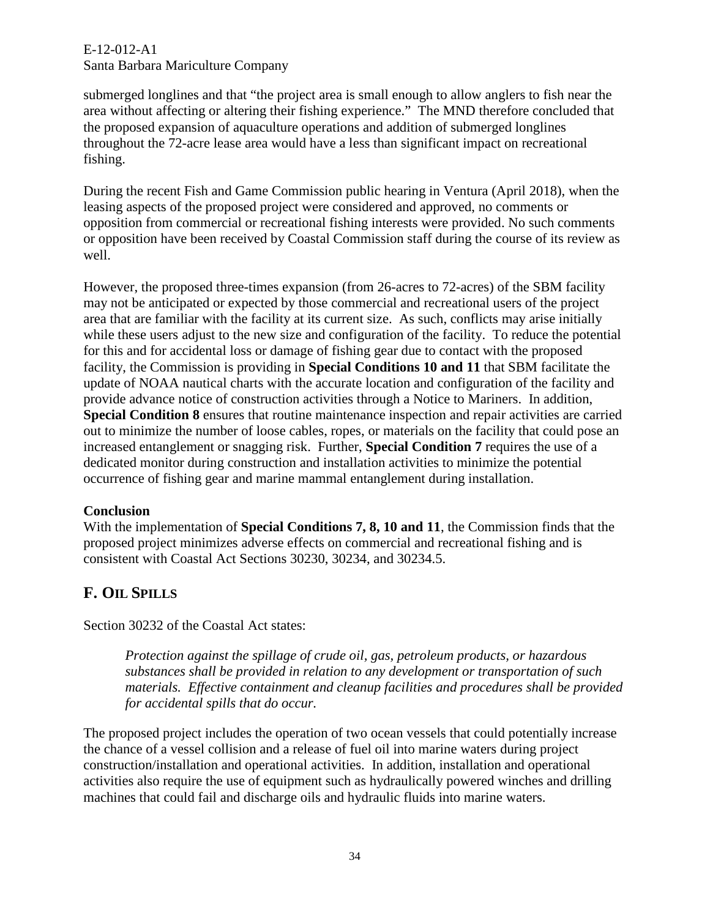submerged longlines and that "the project area is small enough to allow anglers to fish near the area without affecting or altering their fishing experience." The MND therefore concluded that the proposed expansion of aquaculture operations and addition of submerged longlines throughout the 72-acre lease area would have a less than significant impact on recreational fishing.

During the recent Fish and Game Commission public hearing in Ventura (April 2018), when the leasing aspects of the proposed project were considered and approved, no comments or opposition from commercial or recreational fishing interests were provided. No such comments or opposition have been received by Coastal Commission staff during the course of its review as well.

However, the proposed three-times expansion (from 26-acres to 72-acres) of the SBM facility may not be anticipated or expected by those commercial and recreational users of the project area that are familiar with the facility at its current size. As such, conflicts may arise initially while these users adjust to the new size and configuration of the facility. To reduce the potential for this and for accidental loss or damage of fishing gear due to contact with the proposed facility, the Commission is providing in **Special Conditions 10 and 11** that SBM facilitate the update of NOAA nautical charts with the accurate location and configuration of the facility and provide advance notice of construction activities through a Notice to Mariners. In addition, **Special Condition 8** ensures that routine maintenance inspection and repair activities are carried out to minimize the number of loose cables, ropes, or materials on the facility that could pose an increased entanglement or snagging risk. Further, **Special Condition 7** requires the use of a dedicated monitor during construction and installation activities to minimize the potential occurrence of fishing gear and marine mammal entanglement during installation.

**Conclusion**

With the implementation of **Special Conditions 7, 8, 10 and 11**, the Commission finds that the proposed project minimizes adverse effects on commercial and recreational fishing and is consistent with Coastal Act Sections 30230, 30234, and 30234.5.

## F. Oil Spills

Section 30232 of the Coastal Act states:

> *Protection against the spillage of crude oil, gas, petroleum products, or hazardous substances shall be provided in relation to any development or transportation of such materials. Effective containment and cleanup facilities and procedures shall be provided for accidental spills that do occur.*

The proposed project includes the operation of two ocean vessels that could potentially increase the chance of a vessel collision and a release of fuel oil into marine waters during project construction/installation and operational activities. In addition, installation and operational activities also require the use of equipment such as hydraulically powered winches and drilling machines that could fail and discharge oils and hydraulic fluids into marine waters.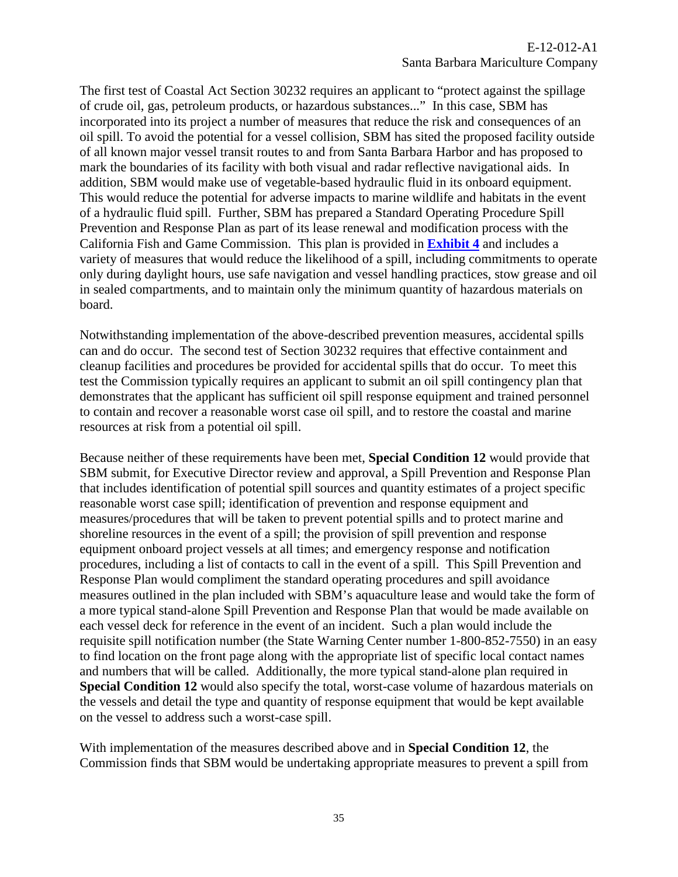The first test of Coastal Act Section 30232 requires an applicant to "protect against the spillage of crude oil, gas, petroleum products, or hazardous substances..." In this case, SBM has incorporated into its project a number of measures that reduce the risk and consequences of an oil spill. To avoid the potential for a vessel collision, SBM has sited the proposed facility outside of all known major vessel transit routes to and from Santa Barbara Harbor and has proposed to mark the boundaries of its facility with both visual and radar reflective navigational aids. In addition, SBM would make use of vegetable-based hydraulic fluid in its onboard equipment. This would reduce the potential for adverse impacts to marine wildlife and habitats in the event of a hydraulic fluid spill. Further, SBM has prepared a Standard Operating Procedure Spill Prevention and Response Plan as part of its lease renewal and modification process with the California Fish and Game Commission. This plan is provided in **Exhibit 4** and includes a variety of measures that would reduce the likelihood of a spill, including commitments to operate only during daylight hours, use safe navigation and vessel handling practices, stow grease and oil in sealed compartments, and to maintain only the minimum quantity of hazardous materials on board.

Notwithstanding implementation of the above-described prevention measures, accidental spills can and do occur. The second test of Section 30232 requires that effective containment and cleanup facilities and procedures be provided for accidental spills that do occur. To meet this test the Commission typically requires an applicant to submit an oil spill contingency plan that demonstrates that the applicant has sufficient oil spill response equipment and trained personnel to contain and recover a reasonable worst case oil spill, and to restore the coastal and marine resources at risk from a potential oil spill.

Because neither of these requirements have been met, **Special Condition 12** would provide that SBM submit, for Executive Director review and approval, a Spill Prevention and Response Plan that includes identification of potential spill sources and quantity estimates of a project specific reasonable worst case spill; identification of prevention and response equipment and measures/procedures that will be taken to prevent potential spills and to protect marine and shoreline resources in the event of a spill; the provision of spill prevention and response equipment onboard project vessels at all times; and emergency response and notification procedures, including a list of contacts to call in the event of a spill. This Spill Prevention and Response Plan would compliment the standard operating procedures and spill avoidance measures outlined in the plan included with SBM's aquaculture lease and would take the form of a more typical stand-alone Spill Prevention and Response Plan that would be made available on each vessel deck for reference in the event of an incident. Such a plan would include the requisite spill notification number (the State Warning Center number 1-800-852-7550) in an easy to find location on the front page along with the appropriate list of specific local contact names and numbers that will be called. Additionally, the more typical stand-alone plan required in **Special Condition 12** would also specify the total, worst-case volume of hazardous materials on the vessels and detail the type and quantity of response equipment that would be kept available on the vessel to address such a worst-case spill.

With implementation of the measures described above and in **Special Condition 12**, the Commission finds that SBM would be undertaking appropriate measures to prevent a spill from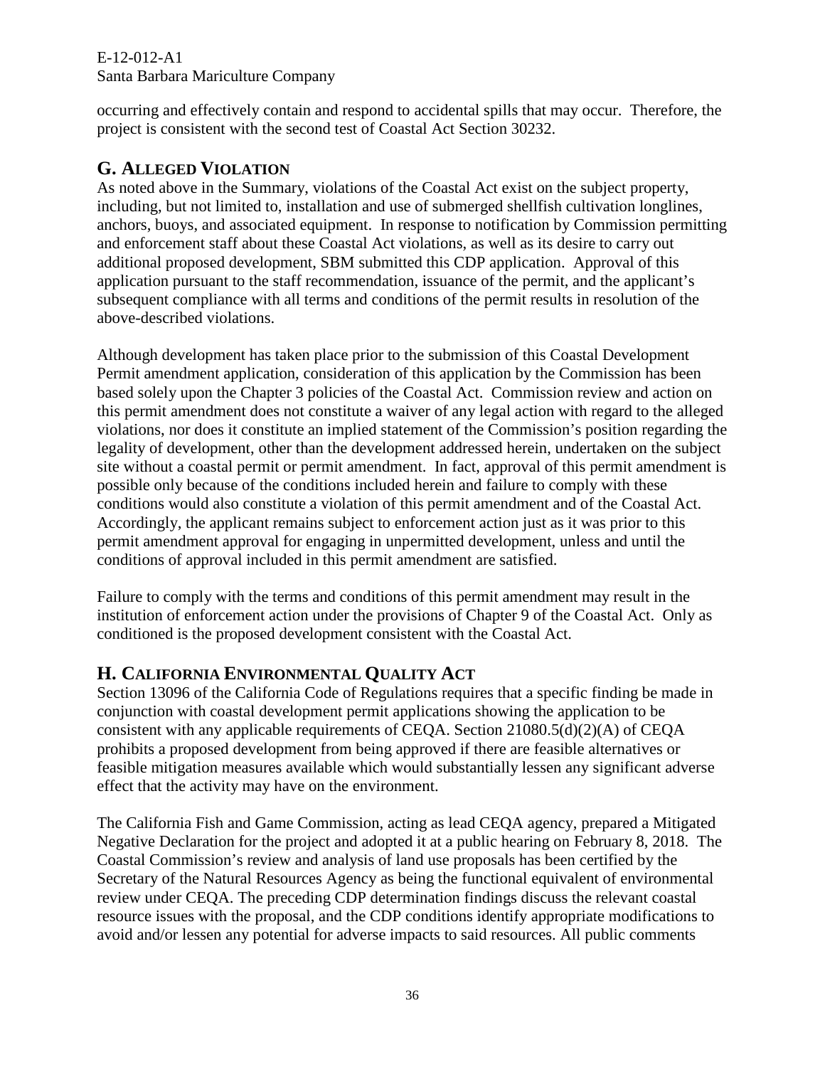occurring and effectively contain and respond to accidental spills that may occur. Therefore, the project is consistent with the second test of Coastal Act Section 30232.

## G. ALLEGED VIOLATION

As noted above in the Summary, violations of the Coastal Act exist on the subject property, including, but not limited to, installation and use of submerged shellfish cultivation longlines, anchors, buoys, and associated equipment. In response to notification by Commission permitting and enforcement staff about these Coastal Act violations, as well as its desire to carry out additional proposed development, SBM submitted this CDP application. Approval of this application pursuant to the staff recommendation, issuance of the permit, and the applicant's subsequent compliance with all terms and conditions of the permit results in resolution of the above-described violations.

Although development has taken place prior to the submission of this Coastal Development Permit amendment application, consideration of this application by the Commission has been based solely upon the Chapter 3 policies of the Coastal Act. Commission review and action on this permit amendment does not constitute a waiver of any legal action with regard to the alleged violations, nor does it constitute an implied statement of the Commission's position regarding the legality of development, other than the development addressed herein, undertaken on the subject site without a coastal permit or permit amendment. In fact, approval of this permit amendment is possible only because of the conditions included herein and failure to comply with these conditions would also constitute a violation of this permit amendment and of the Coastal Act. Accordingly, the applicant remains subject to enforcement action just as it was prior to this permit amendment approval for engaging in unpermitted development, unless and until the conditions of approval included in this permit amendment are satisfied.

Failure to comply with the terms and conditions of this permit amendment may result in the institution of enforcement action under the provisions of Chapter 9 of the Coastal Act. Only as conditioned is the proposed development consistent with the Coastal Act.

## H. CALIFORNIA ENVIRONMENTAL QUALITY ACT

Section 13096 of the California Code of Regulations requires that a specific finding be made in conjunction with coastal development permit applications showing the application to be consistent with any applicable requirements of CEQA. Section 21080.5(d)(2)(A) of CEQA prohibits a proposed development from being approved if there are feasible alternatives or feasible mitigation measures available which would substantially lessen any significant adverse effect that the activity may have on the environment.

The California Fish and Game Commission, acting as lead CEQA agency, prepared a Mitigated Negative Declaration for the project and adopted it at a public hearing on February 8, 2018. The Coastal Commission's review and analysis of land use proposals has been certified by the Secretary of the Natural Resources Agency as being the functional equivalent of environmental review under CEQA. The preceding CDP determination findings discuss the relevant coastal resource issues with the proposal, and the CDP conditions identify appropriate modifications to avoid and/or lessen any potential for adverse impacts to said resources. All public comments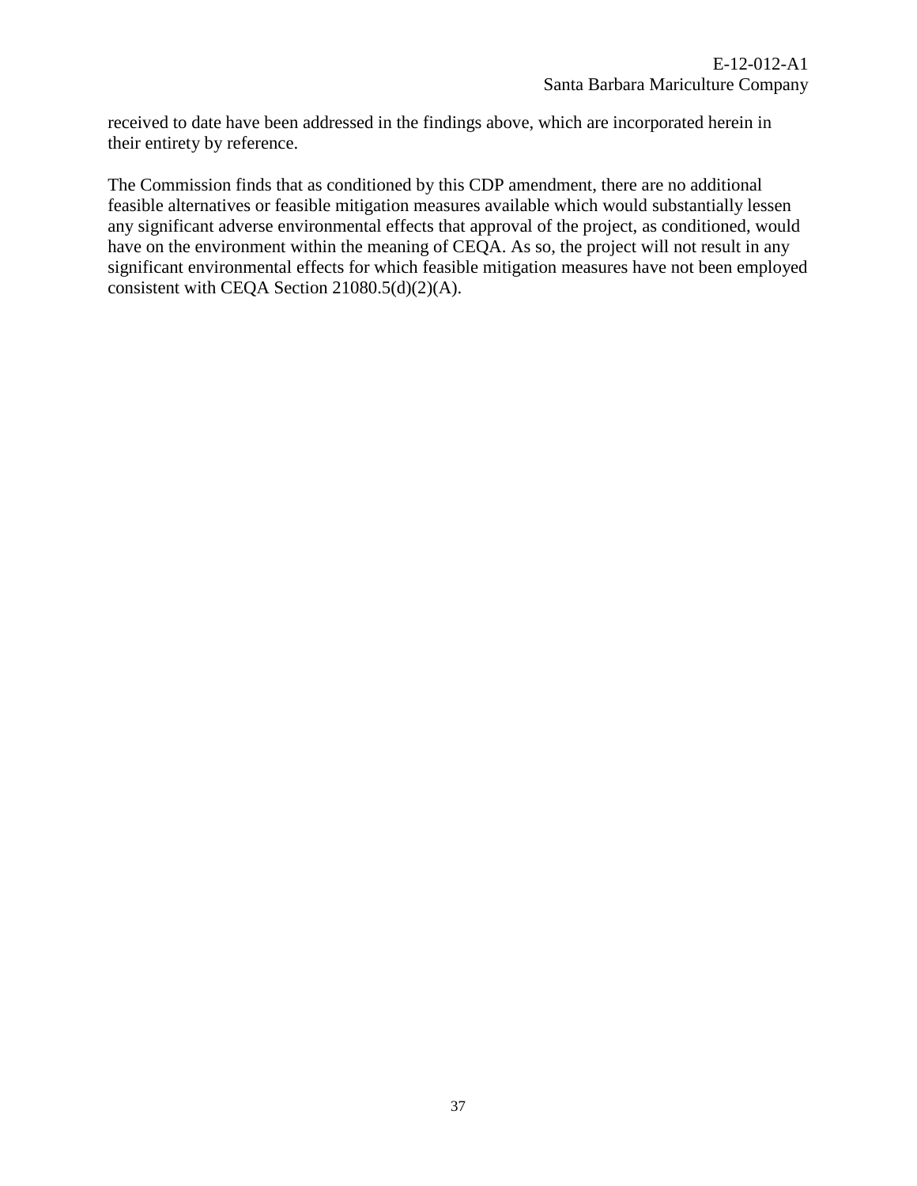received to date have been addressed in the findings above, which are incorporated herein in their entirety by reference.

The Commission finds that as conditioned by this CDP amendment, there are no additional feasible alternatives or feasible mitigation measures available which would substantially lessen any significant adverse environmental effects that approval of the project, as conditioned, would have on the environment within the meaning of CEQA. As so, the project will not result in any significant environmental effects for which feasible mitigation measures have not been employed consistent with CEQA Section 21080.5(d)(2)(A).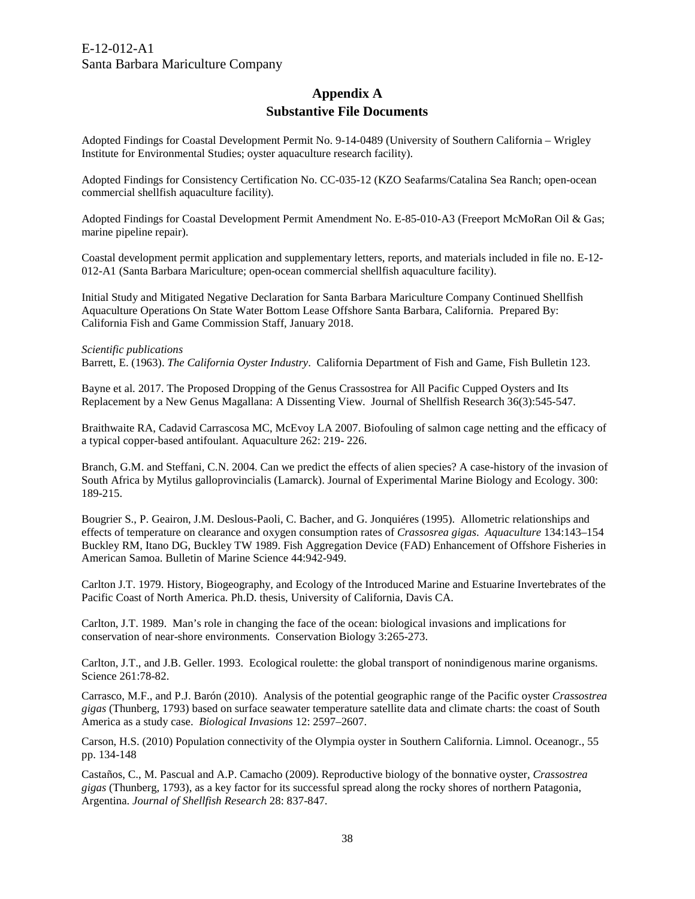## Appendix A
## Substantive File Documents

Adopted Findings for Coastal Development Permit No. 9-14-0489 (University of Southern California – Wrigley Institute for Environmental Studies; oyster aquaculture research facility).

Adopted Findings for Consistency Certification No. CC-035-12 (KZO Seafarms/Catalina Sea Ranch; open-ocean commercial shellfish aquaculture facility).

Adopted Findings for Coastal Development Permit Amendment No. E-85-010-A3 (Freeport McMoRan Oil & Gas; marine pipeline repair).

Coastal development permit application and supplementary letters, reports, and materials included in file no. E-12-012-A1 (Santa Barbara Mariculture; open-ocean commercial shellfish aquaculture facility).

Initial Study and Mitigated Negative Declaration for Santa Barbara Mariculture Company Continued Shellfish Aquaculture Operations On State Water Bottom Lease Offshore Santa Barbara, California. Prepared By: California Fish and Game Commission Staff, January 2018.

*Scientific publications*

Barrett, E. (1963). *The California Oyster Industry*. California Department of Fish and Game, Fish Bulletin 123.

Bayne et al. 2017. The Proposed Dropping of the Genus Crassostrea for All Pacific Cupped Oysters and Its Replacement by a New Genus Magallana: A Dissenting View. Journal of Shellfish Research 36(3):545-547.

Braithwaite RA, Cadavid Carrascosa MC, McEvoy LA 2007. Biofouling of salmon cage netting and the efficacy of a typical copper-based antifoulant. Aquaculture 262: 219- 226.

Branch, G.M. and Steffani, C.N. 2004. Can we predict the effects of alien species? A case-history of the invasion of South Africa by Mytilus galloprovincialis (Lamarck). Journal of Experimental Marine Biology and Ecology. 300: 189-215.

Bougrier S., P. Geairon, J.M. Deslous-Paoli, C. Bacher, and G. Jonquiéres (1995). Allometric relationships and effects of temperature on clearance and oxygen consumption rates of *Crassosrea gigas*. *Aquaculture* 134:143–154

Buckley RM, Itano DG, Buckley TW 1989. Fish Aggregation Device (FAD) Enhancement of Offshore Fisheries in American Samoa. Bulletin of Marine Science 44:942-949.

Carlton J.T. 1979. History, Biogeography, and Ecology of the Introduced Marine and Estuarine Invertebrates of the Pacific Coast of North America. Ph.D. thesis, University of California, Davis CA.

Carlton, J.T. 1989. Man's role in changing the face of the ocean: biological invasions and implications for conservation of near-shore environments. Conservation Biology 3:265-273.

Carlton, J.T., and J.B. Geller. 1993. Ecological roulette: the global transport of nonindigenous marine organisms. Science 261:78-82.

Carrasco, M.F., and P.J. Barón (2010). Analysis of the potential geographic range of the Pacific oyster *Crassostrea gigas* (Thunberg, 1793) based on surface seawater temperature satellite data and climate charts: the coast of South America as a study case. *Biological Invasions* 12: 2597–2607.

Carson, H.S. (2010) Population connectivity of the Olympia oyster in Southern California. Limnol. Oceanogr., 55 pp. 134-148

Castaños, C., M. Pascual and A.P. Camacho (2009). Reproductive biology of the bonnative oyster, *Crassostrea gigas* (Thunberg, 1793), as a key factor for its successful spread along the rocky shores of northern Patagonia, Argentina. *Journal of Shellfish Research* 28: 837-847.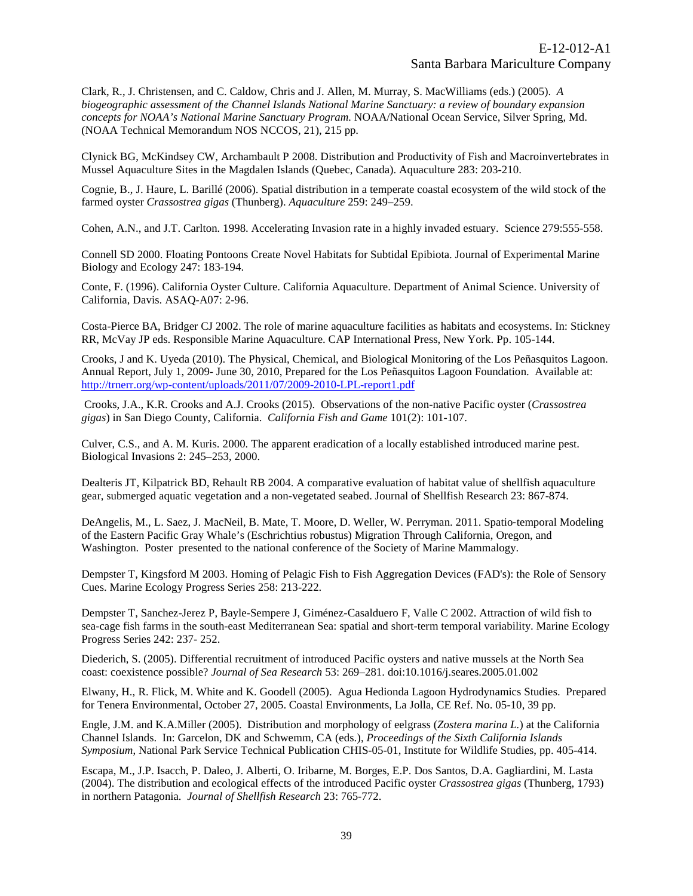Clark, R., J. Christensen, and C. Caldow, Chris and J. Allen, M. Murray, S. MacWilliams (eds.) (2005). *A biogeographic assessment of the Channel Islands National Marine Sanctuary: a review of boundary expansion concepts for NOAA's National Marine Sanctuary Program.* NOAA/National Ocean Service, Silver Spring, Md. (NOAA Technical Memorandum NOS NCCOS, 21), 215 pp.

Clynick BG, McKindsey CW, Archambault P 2008. Distribution and Productivity of Fish and Macroinvertebrates in Mussel Aquaculture Sites in the Magdalen Islands (Quebec, Canada). Aquaculture 283: 203-210.

Cognie, B., J. Haure, L. Barillé (2006). Spatial distribution in a temperate coastal ecosystem of the wild stock of the farmed oyster *Crassostrea gigas* (Thunberg). *Aquaculture* 259: 249–259.

Cohen, A.N., and J.T. Carlton. 1998. Accelerating Invasion rate in a highly invaded estuary. Science 279:555-558.

Connell SD 2000. Floating Pontoons Create Novel Habitats for Subtidal Epibiota. Journal of Experimental Marine Biology and Ecology 247: 183-194.

Conte, F. (1996). California Oyster Culture. California Aquaculture. Department of Animal Science. University of California, Davis. ASAQ-A07: 2-96.

Costa-Pierce BA, Bridger CJ 2002. The role of marine aquaculture facilities as habitats and ecosystems. In: Stickney RR, McVay JP eds. Responsible Marine Aquaculture. CAP International Press, New York. Pp. 105-144.

Crooks, J and K. Uyeda (2010). The Physical, Chemical, and Biological Monitoring of the Los Peñasquitos Lagoon. Annual Report, July 1, 2009- June 30, 2010, Prepared for the Los Peñasquitos Lagoon Foundation. Available at: http://trnerr.org/wp-content/uploads/2011/07/2009-2010-LPL-report1.pdf

Crooks, J.A., K.R. Crooks and A.J. Crooks (2015). Observations of the non-native Pacific oyster (*Crassostrea gigas*) in San Diego County, California. *California Fish and Game* 101(2): 101-107.

Culver, C.S., and A. M. Kuris. 2000. The apparent eradication of a locally established introduced marine pest. Biological Invasions 2: 245–253, 2000.

Dealteris JT, Kilpatrick BD, Rehault RB 2004. A comparative evaluation of habitat value of shellfish aquaculture gear, submerged aquatic vegetation and a non-vegetated seabed. Journal of Shellfish Research 23: 867-874.

DeAngelis, M., L. Saez, J. MacNeil, B. Mate, T. Moore, D. Weller, W. Perryman. 2011. Spatio-temporal Modeling of the Eastern Pacific Gray Whale's (Eschrichtius robustus) Migration Through California, Oregon, and Washington. Poster presented to the national conference of the Society of Marine Mammalogy.

Dempster T, Kingsford M 2003. Homing of Pelagic Fish to Fish Aggregation Devices (FAD's): the Role of Sensory Cues. Marine Ecology Progress Series 258: 213-222.

Dempster T, Sanchez-Jerez P, Bayle-Sempere J, Giménez-Casalduero F, Valle C 2002. Attraction of wild fish to sea-cage fish farms in the south-east Mediterranean Sea: spatial and short-term temporal variability. Marine Ecology Progress Series 242: 237- 252.

Diederich, S. (2005). Differential recruitment of introduced Pacific oysters and native mussels at the North Sea coast: coexistence possible? *Journal of Sea Research* 53: 269–281. doi:10.1016/j.seares.2005.01.002

Elwany, H., R. Flick, M. White and K. Goodell (2005). Agua Hedionda Lagoon Hydrodynamics Studies. Prepared for Tenera Environmental, October 27, 2005. Coastal Environments, La Jolla, CE Ref. No. 05-10, 39 pp.

Engle, J.M. and K.A.Miller (2005). Distribution and morphology of eelgrass (*Zostera marina L.*) at the California Channel Islands. In: Garcelon, DK and Schwemm, CA (eds.), *Proceedings of the Sixth California Islands Symposium*, National Park Service Technical Publication CHIS-05-01, Institute for Wildlife Studies, pp. 405-414.

Escapa, M., J.P. Isacch, P. Daleo, J. Alberti, O. Iribarne, M. Borges, E.P. Dos Santos, D.A. Gagliardini, M. Lasta (2004). The distribution and ecological effects of the introduced Pacific oyster *Crassostrea gigas* (Thunberg, 1793) in northern Patagonia. *Journal of Shellfish Research* 23: 765-772.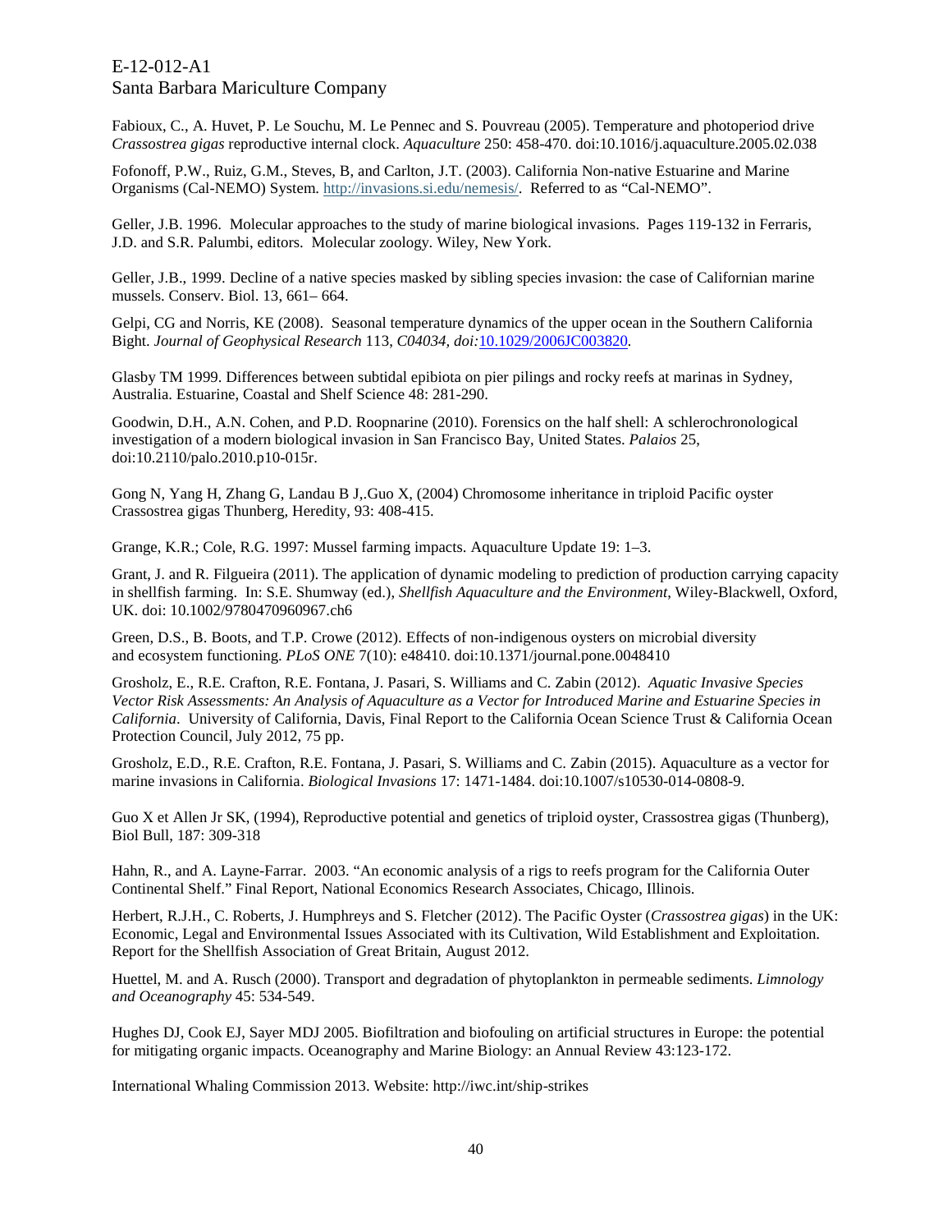Fabioux, C., A. Huvet, P. Le Souchu, M. Le Pennec and S. Pouvreau (2005). Temperature and photoperiod drive *Crassostrea gigas* reproductive internal clock. *Aquaculture* 250: 458-470. doi:10.1016/j.aquaculture.2005.02.038

Fofonoff, P.W., Ruiz, G.M., Steves, B, and Carlton, J.T. (2003). California Non-native Estuarine and Marine Organisms (Cal-NEMO) System. http://invasions.si.edu/nemesis/. Referred to as "Cal-NEMO".

Geller, J.B. 1996. Molecular approaches to the study of marine biological invasions. Pages 119-132 in Ferraris, J.D. and S.R. Palumbi, editors. Molecular zoology. Wiley, New York.

Geller, J.B., 1999. Decline of a native species masked by sibling species invasion: the case of Californian marine mussels. Conserv. Biol. 13, 661– 664.

Gelpi, CG and Norris, KE (2008). Seasonal temperature dynamics of the upper ocean in the Southern California Bight. *Journal of Geophysical Research* 113, *C04034, doi:*10.1029/2006JC003820.

Glasby TM 1999. Differences between subtidal epibiota on pier pilings and rocky reefs at marinas in Sydney, Australia. Estuarine, Coastal and Shelf Science 48: 281-290.

Goodwin, D.H., A.N. Cohen, and P.D. Roopnarine (2010). Forensics on the half shell: A schlerochronological investigation of a modern biological invasion in San Francisco Bay, United States. *Palaios* 25, doi:10.2110/palo.2010.p10-015r.

Gong N, Yang H, Zhang G, Landau B J,.Guo X, (2004) Chromosome inheritance in triploid Pacific oyster Crassostrea gigas Thunberg, Heredity, 93: 408-415.

Grange, K.R.; Cole, R.G. 1997: Mussel farming impacts. Aquaculture Update 19: 1–3.

Grant, J. and R. Filgueira (2011). The application of dynamic modeling to prediction of production carrying capacity in shellfish farming. In: S.E. Shumway (ed.), *Shellfish Aquaculture and the Environment*, Wiley-Blackwell, Oxford, UK. doi: 10.1002/9780470960967.ch6

Green, D.S., B. Boots, and T.P. Crowe (2012). Effects of non-indigenous oysters on microbial diversity and ecosystem functioning. *PLoS ONE* 7(10): e48410. doi:10.1371/journal.pone.0048410

Grosholz, E., R.E. Crafton, R.E. Fontana, J. Pasari, S. Williams and C. Zabin (2012). *Aquatic Invasive Species Vector Risk Assessments: An Analysis of Aquaculture as a Vector for Introduced Marine and Estuarine Species in California*. University of California, Davis, Final Report to the California Ocean Science Trust & California Ocean Protection Council, July 2012, 75 pp.

Grosholz, E.D., R.E. Crafton, R.E. Fontana, J. Pasari, S. Williams and C. Zabin (2015). Aquaculture as a vector for marine invasions in California. *Biological Invasions* 17: 1471-1484. doi:10.1007/s10530-014-0808-9.

Guo X et Allen Jr SK, (1994), Reproductive potential and genetics of triploid oyster, Crassostrea gigas (Thunberg), Biol Bull, 187: 309-318

Hahn, R., and A. Layne-Farrar. 2003. "An economic analysis of a rigs to reefs program for the California Outer Continental Shelf." Final Report, National Economics Research Associates, Chicago, Illinois.

Herbert, R.J.H., C. Roberts, J. Humphreys and S. Fletcher (2012). The Pacific Oyster (*Crassostrea gigas*) in the UK: Economic, Legal and Environmental Issues Associated with its Cultivation, Wild Establishment and Exploitation. Report for the Shellfish Association of Great Britain, August 2012.

Huettel, M. and A. Rusch (2000). Transport and degradation of phytoplankton in permeable sediments. *Limnology and Oceanography* 45: 534-549.

Hughes DJ, Cook EJ, Sayer MDJ 2005. Biofiltration and biofouling on artificial structures in Europe: the potential for mitigating organic impacts. Oceanography and Marine Biology: an Annual Review 43:123-172.

International Whaling Commission 2013. Website: http://iwc.int/ship-strikes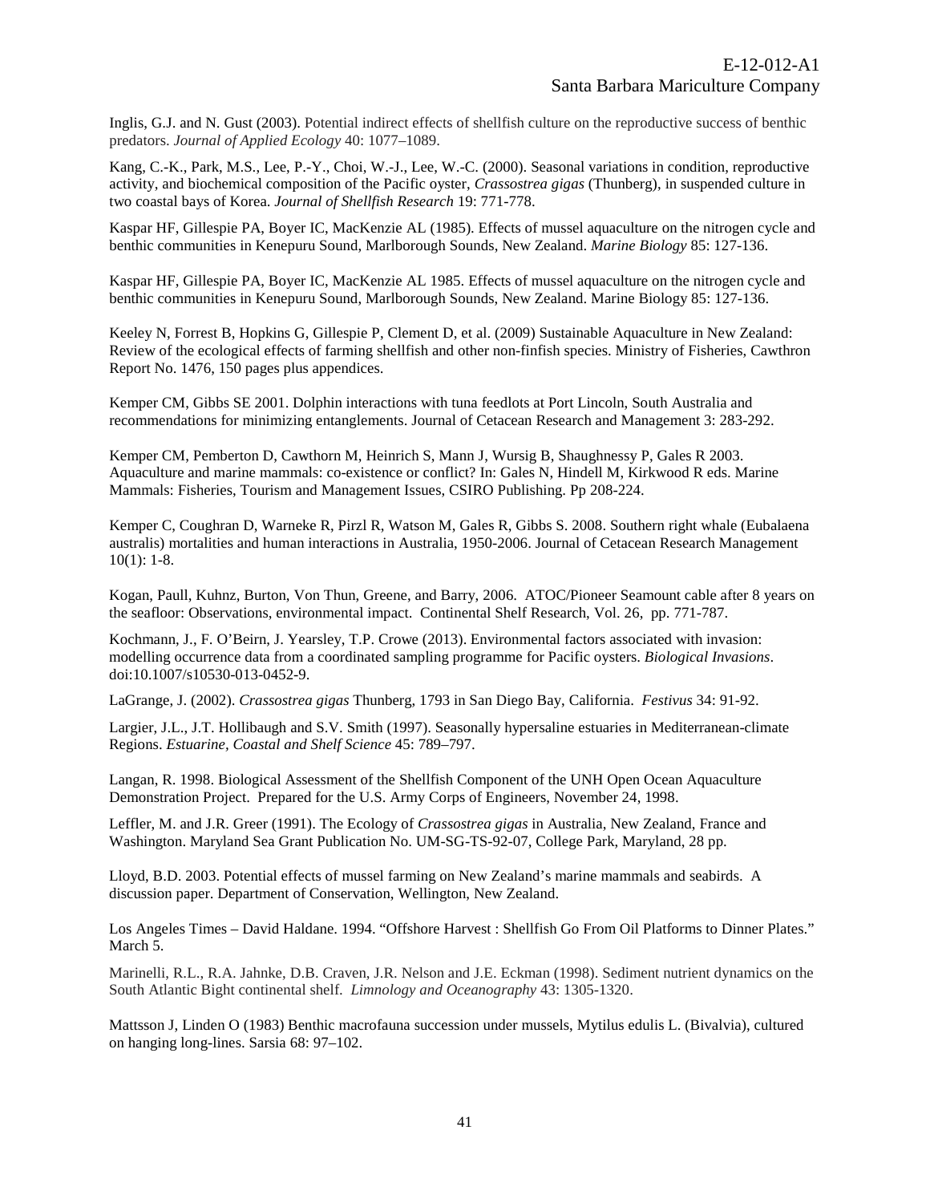Inglis, G.J. and N. Gust (2003). Potential indirect effects of shellfish culture on the reproductive success of benthic predators. *Journal of Applied Ecology* 40: 1077–1089.

Kang, C.-K., Park, M.S., Lee, P.-Y., Choi, W.-J., Lee, W.-C. (2000). Seasonal variations in condition, reproductive activity, and biochemical composition of the Pacific oyster, *Crassostrea gigas* (Thunberg), in suspended culture in two coastal bays of Korea. *Journal of Shellfish Research* 19: 771-778.

Kaspar HF, Gillespie PA, Boyer IC, MacKenzie AL (1985). Effects of mussel aquaculture on the nitrogen cycle and benthic communities in Kenepuru Sound, Marlborough Sounds, New Zealand. *Marine Biology* 85: 127-136.

Kaspar HF, Gillespie PA, Boyer IC, MacKenzie AL 1985. Effects of mussel aquaculture on the nitrogen cycle and benthic communities in Kenepuru Sound, Marlborough Sounds, New Zealand. Marine Biology 85: 127-136.

Keeley N, Forrest B, Hopkins G, Gillespie P, Clement D, et al. (2009) Sustainable Aquaculture in New Zealand: Review of the ecological effects of farming shellfish and other non-finfish species. Ministry of Fisheries, Cawthron Report No. 1476, 150 pages plus appendices.

Kemper CM, Gibbs SE 2001. Dolphin interactions with tuna feedlots at Port Lincoln, South Australia and recommendations for minimizing entanglements. Journal of Cetacean Research and Management 3: 283-292.

Kemper CM, Pemberton D, Cawthorn M, Heinrich S, Mann J, Wursig B, Shaughnessy P, Gales R 2003. Aquaculture and marine mammals: co-existence or conflict? In: Gales N, Hindell M, Kirkwood R eds. Marine Mammals: Fisheries, Tourism and Management Issues, CSIRO Publishing. Pp 208-224.

Kemper C, Coughran D, Warneke R, Pirzl R, Watson M, Gales R, Gibbs S. 2008. Southern right whale (Eubalaena australis) mortalities and human interactions in Australia, 1950-2006. Journal of Cetacean Research Management 10(1): 1-8.

Kogan, Paull, Kuhnz, Burton, Von Thun, Greene, and Barry, 2006. ATOC/Pioneer Seamount cable after 8 years on the seafloor: Observations, environmental impact. Continental Shelf Research, Vol. 26, pp. 771-787.

Kochmann, J., F. O'Beirn, J. Yearsley, T.P. Crowe (2013). Environmental factors associated with invasion: modelling occurrence data from a coordinated sampling programme for Pacific oysters. *Biological Invasions*. doi:10.1007/s10530-013-0452-9.

LaGrange, J. (2002). *Crassostrea gigas* Thunberg, 1793 in San Diego Bay, California. *Festivus* 34: 91-92.

Largier, J.L., J.T. Hollibaugh and S.V. Smith (1997). Seasonally hypersaline estuaries in Mediterranean-climate Regions. *Estuarine, Coastal and Shelf Science* 45: 789–797.

Langan, R. 1998. Biological Assessment of the Shellfish Component of the UNH Open Ocean Aquaculture Demonstration Project. Prepared for the U.S. Army Corps of Engineers, November 24, 1998.

Leffler, M. and J.R. Greer (1991). The Ecology of *Crassostrea gigas* in Australia, New Zealand, France and Washington. Maryland Sea Grant Publication No. UM-SG-TS-92-07, College Park, Maryland, 28 pp.

Lloyd, B.D. 2003. Potential effects of mussel farming on New Zealand's marine mammals and seabirds. A discussion paper. Department of Conservation, Wellington, New Zealand.

Los Angeles Times – David Haldane. 1994. "Offshore Harvest : Shellfish Go From Oil Platforms to Dinner Plates." March 5.

Marinelli, R.L., R.A. Jahnke, D.B. Craven, J.R. Nelson and J.E. Eckman (1998). Sediment nutrient dynamics on the South Atlantic Bight continental shelf. *Limnology and Oceanography* 43: 1305-1320.

Mattsson J, Linden O (1983) Benthic macrofauna succession under mussels, Mytilus edulis L. (Bivalvia), cultured on hanging long-lines. Sarsia 68: 97–102.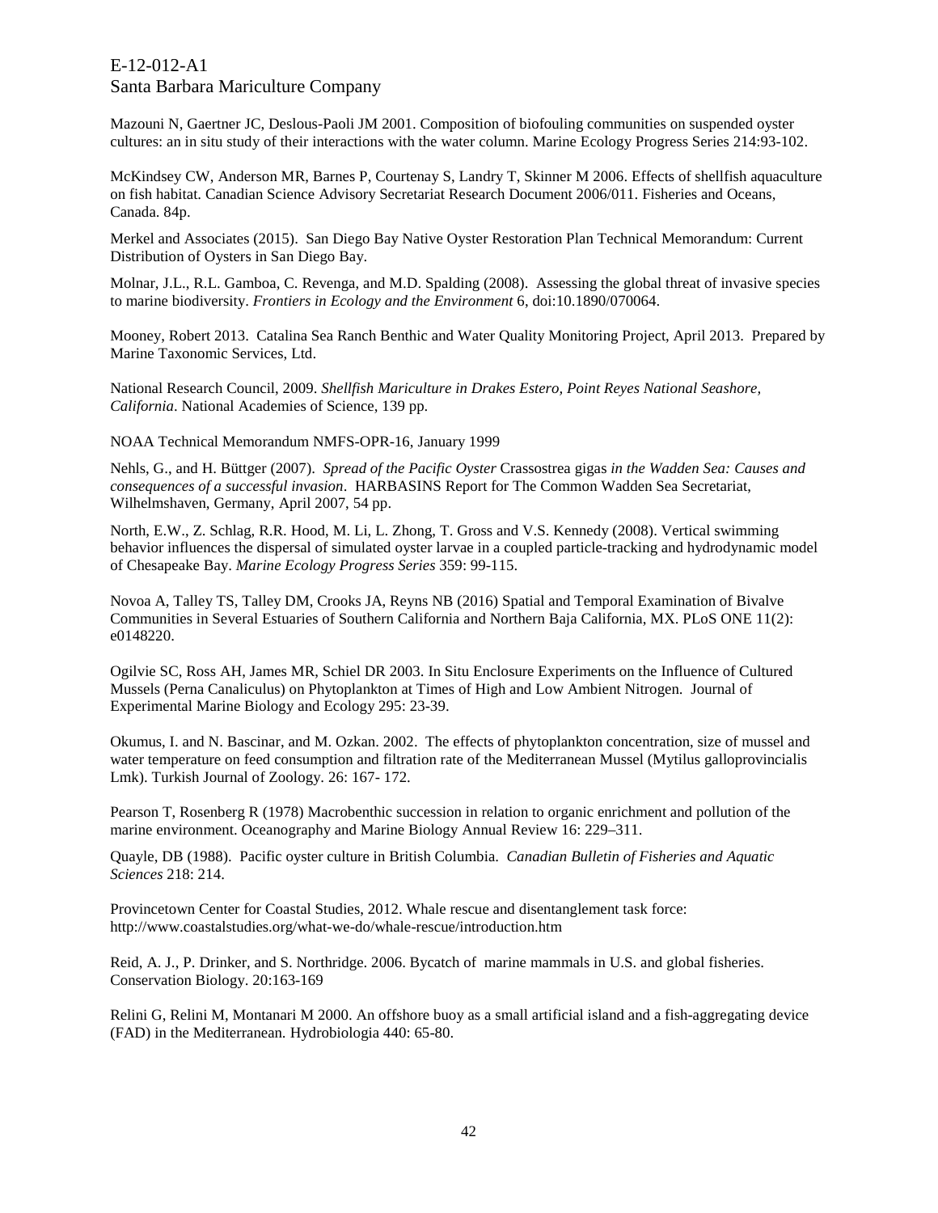Mazouni N, Gaertner JC, Deslous-Paoli JM 2001. Composition of biofouling communities on suspended oyster cultures: an in situ study of their interactions with the water column. Marine Ecology Progress Series 214:93-102.

McKindsey CW, Anderson MR, Barnes P, Courtenay S, Landry T, Skinner M 2006. Effects of shellfish aquaculture on fish habitat. Canadian Science Advisory Secretariat Research Document 2006/011. Fisheries and Oceans, Canada. 84p.

Merkel and Associates (2015). San Diego Bay Native Oyster Restoration Plan Technical Memorandum: Current Distribution of Oysters in San Diego Bay.

Molnar, J.L., R.L. Gamboa, C. Revenga, and M.D. Spalding (2008). Assessing the global threat of invasive species to marine biodiversity. *Frontiers in Ecology and the Environment* 6, doi:10.1890/070064.

Mooney, Robert 2013. Catalina Sea Ranch Benthic and Water Quality Monitoring Project, April 2013. Prepared by Marine Taxonomic Services, Ltd.

National Research Council, 2009. *Shellfish Mariculture in Drakes Estero, Point Reyes National Seashore, California*. National Academies of Science, 139 pp.

NOAA Technical Memorandum NMFS-OPR-16, January 1999

Nehls, G., and H. Büttger (2007). *Spread of the Pacific Oyster* Crassostrea gigas *in the Wadden Sea: Causes and consequences of a successful invasion*. HARBASINS Report for The Common Wadden Sea Secretariat, Wilhelmshaven, Germany, April 2007, 54 pp.

North, E.W., Z. Schlag, R.R. Hood, M. Li, L. Zhong, T. Gross and V.S. Kennedy (2008). Vertical swimming behavior influences the dispersal of simulated oyster larvae in a coupled particle-tracking and hydrodynamic model of Chesapeake Bay. *Marine Ecology Progress Series* 359: 99-115.

Novoa A, Talley TS, Talley DM, Crooks JA, Reyns NB (2016) Spatial and Temporal Examination of Bivalve Communities in Several Estuaries of Southern California and Northern Baja California, MX. PLoS ONE 11(2): e0148220.

Ogilvie SC, Ross AH, James MR, Schiel DR 2003. In Situ Enclosure Experiments on the Influence of Cultured Mussels (Perna Canaliculus) on Phytoplankton at Times of High and Low Ambient Nitrogen. Journal of Experimental Marine Biology and Ecology 295: 23-39.

Okumus, I. and N. Bascinar, and M. Ozkan. 2002. The effects of phytoplankton concentration, size of mussel and water temperature on feed consumption and filtration rate of the Mediterranean Mussel (Mytilus galloprovincialis Lmk). Turkish Journal of Zoology. 26: 167- 172.

Pearson T, Rosenberg R (1978) Macrobenthic succession in relation to organic enrichment and pollution of the marine environment. Oceanography and Marine Biology Annual Review 16: 229–311.

Quayle, DB (1988). Pacific oyster culture in British Columbia. *Canadian Bulletin of Fisheries and Aquatic Sciences* 218: 214.

Provincetown Center for Coastal Studies, 2012. Whale rescue and disentanglement task force: http://www.coastalstudies.org/what-we-do/whale-rescue/introduction.htm

Reid, A. J., P. Drinker, and S. Northridge. 2006. Bycatch of marine mammals in U.S. and global fisheries. Conservation Biology. 20:163-169

Relini G, Relini M, Montanari M 2000. An offshore buoy as a small artificial island and a fish-aggregating device (FAD) in the Mediterranean. Hydrobiologia 440: 65-80.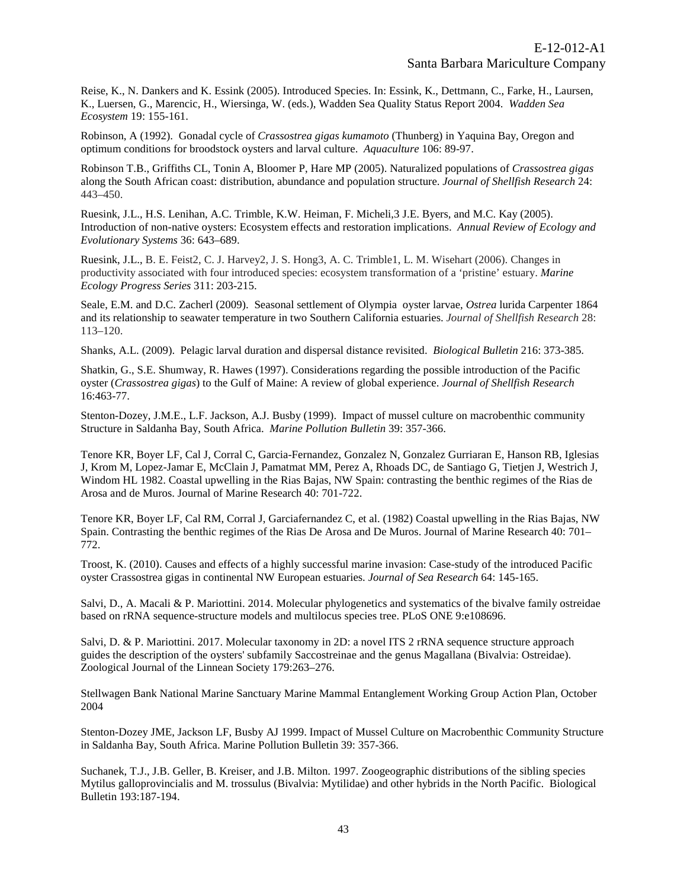Reise, K., N. Dankers and K. Essink (2005). Introduced Species. In: Essink, K., Dettmann, C., Farke, H., Laursen, K., Luersen, G., Marencic, H., Wiersinga, W. (eds.), Wadden Sea Quality Status Report 2004. *Wadden Sea Ecosystem* 19: 155-161.

Robinson, A (1992). Gonadal cycle of *Crassostrea gigas kumamoto* (Thunberg) in Yaquina Bay, Oregon and optimum conditions for broodstock oysters and larval culture. *Aquaculture* 106: 89-97.

Robinson T.B., Griffiths CL, Tonin A, Bloomer P, Hare MP (2005). Naturalized populations of *Crassostrea gigas* along the South African coast: distribution, abundance and population structure. *Journal of Shellfish Research* 24: 443–450.

Ruesink, J.L., H.S. Lenihan, A.C. Trimble, K.W. Heiman, F. Micheli,3 J.E. Byers, and M.C. Kay (2005). Introduction of non-native oysters: Ecosystem effects and restoration implications. *Annual Review of Ecology and Evolutionary Systems* 36: 643–689.

Ruesink, J.L., B. E. Feist2, C. J. Harvey2, J. S. Hong3, A. C. Trimble1, L. M. Wisehart (2006). Changes in productivity associated with four introduced species: ecosystem transformation of a 'pristine' estuary. *Marine Ecology Progress Series* 311: 203-215.

Seale, E.M. and D.C. Zacherl (2009). Seasonal settlement of Olympia oyster larvae, *Ostrea* lurida Carpenter 1864 and its relationship to seawater temperature in two Southern California estuaries. *Journal of Shellfish Research* 28: 113–120.

Shanks, A.L. (2009). Pelagic larval duration and dispersal distance revisited. *Biological Bulletin* 216: 373-385.

Shatkin, G., S.E. Shumway, R. Hawes (1997). Considerations regarding the possible introduction of the Pacific oyster (*Crassostrea gigas*) to the Gulf of Maine: A review of global experience. *Journal of Shellfish Research* 16:463-77.

Stenton-Dozey, J.M.E., L.F. Jackson, A.J. Busby (1999). Impact of mussel culture on macrobenthic community Structure in Saldanha Bay, South Africa. *Marine Pollution Bulletin* 39: 357-366.

Tenore KR, Boyer LF, Cal J, Corral C, Garcia-Fernandez, Gonzalez N, Gonzalez Gurriaran E, Hanson RB, Iglesias J, Krom M, Lopez-Jamar E, McClain J, Pamatmat MM, Perez A, Rhoads DC, de Santiago G, Tietjen J, Westrich J, Windom HL 1982. Coastal upwelling in the Rias Bajas, NW Spain: contrasting the benthic regimes of the Rias de Arosa and de Muros. Journal of Marine Research 40: 701-722.

Tenore KR, Boyer LF, Cal RM, Corral J, Garciafernandez C, et al. (1982) Coastal upwelling in the Rias Bajas, NW Spain. Contrasting the benthic regimes of the Rias De Arosa and De Muros. Journal of Marine Research 40: 701–772.

Troost, K. (2010). Causes and effects of a highly successful marine invasion: Case-study of the introduced Pacific oyster Crassostrea gigas in continental NW European estuaries. *Journal of Sea Research* 64: 145-165.

Salvi, D., A. Macali & P. Mariottini. 2014. Molecular phylogenetics and systematics of the bivalve family ostreidae based on rRNA sequence-structure models and multilocus species tree. PLoS ONE 9:e108696.

Salvi, D. & P. Mariottini. 2017. Molecular taxonomy in 2D: a novel ITS 2 rRNA sequence structure approach guides the description of the oysters' subfamily Saccostreinae and the genus Magallana (Bivalvia: Ostreidae). Zoological Journal of the Linnean Society 179:263–276.

Stellwagen Bank National Marine Sanctuary Marine Mammal Entanglement Working Group Action Plan, October 2004

Stenton-Dozey JME, Jackson LF, Busby AJ 1999. Impact of Mussel Culture on Macrobenthic Community Structure in Saldanha Bay, South Africa. Marine Pollution Bulletin 39: 357-366.

Suchanek, T.J., J.B. Geller, B. Kreiser, and J.B. Milton. 1997. Zoogeographic distributions of the sibling species Mytilus galloprovincialis and M. trossulus (Bivalvia: Mytilidae) and other hybrids in the North Pacific. Biological Bulletin 193:187-194.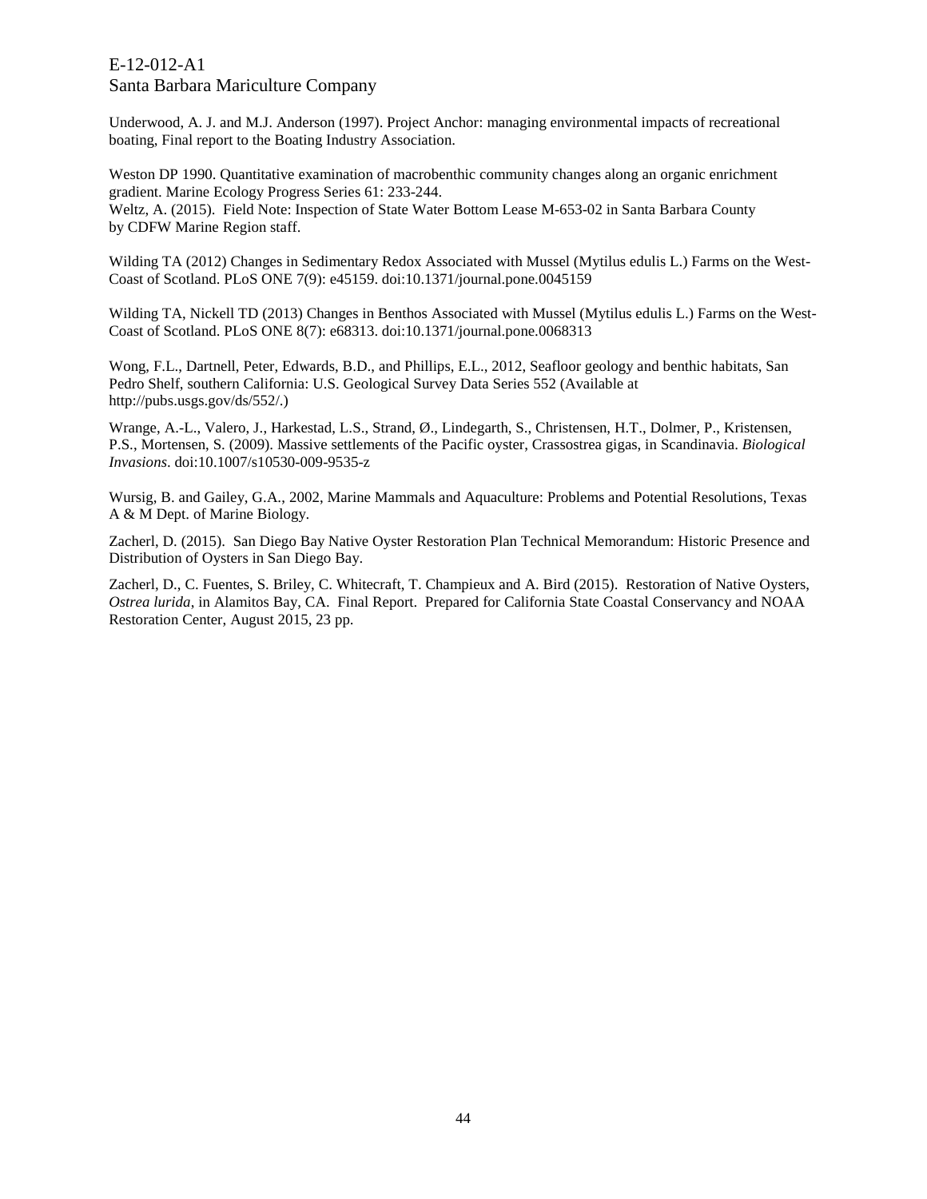Underwood, A. J. and M.J. Anderson (1997). Project Anchor: managing environmental impacts of recreational boating, Final report to the Boating Industry Association.

Weston DP 1990. Quantitative examination of macrobenthic community changes along an organic enrichment gradient. Marine Ecology Progress Series 61: 233-244.
Weltz, A. (2015). Field Note: Inspection of State Water Bottom Lease M-653-02 in Santa Barbara County by CDFW Marine Region staff.

Wilding TA (2012) Changes in Sedimentary Redox Associated with Mussel (Mytilus edulis L.) Farms on the West-Coast of Scotland. PLoS ONE 7(9): e45159. doi:10.1371/journal.pone.0045159

Wilding TA, Nickell TD (2013) Changes in Benthos Associated with Mussel (Mytilus edulis L.) Farms on the West-Coast of Scotland. PLoS ONE 8(7): e68313. doi:10.1371/journal.pone.0068313

Wong, F.L., Dartnell, Peter, Edwards, B.D., and Phillips, E.L., 2012, Seafloor geology and benthic habitats, San Pedro Shelf, southern California: U.S. Geological Survey Data Series 552 (Available at http://pubs.usgs.gov/ds/552/.)

Wrange, A.-L., Valero, J., Harkestad, L.S., Strand, Ø., Lindegarth, S., Christensen, H.T., Dolmer, P., Kristensen, P.S., Mortensen, S. (2009). Massive settlements of the Pacific oyster, Crassostrea gigas, in Scandinavia. *Biological Invasions*. doi:10.1007/s10530-009-9535-z

Wursig, B. and Gailey, G.A., 2002, Marine Mammals and Aquaculture: Problems and Potential Resolutions, Texas A & M Dept. of Marine Biology.

Zacherl, D. (2015). San Diego Bay Native Oyster Restoration Plan Technical Memorandum: Historic Presence and Distribution of Oysters in San Diego Bay.

Zacherl, D., C. Fuentes, S. Briley, C. Whitecraft, T. Champieux and A. Bird (2015). Restoration of Native Oysters, *Ostrea lurida*, in Alamitos Bay, CA. Final Report. Prepared for California State Coastal Conservancy and NOAA Restoration Center, August 2015, 23 pp.